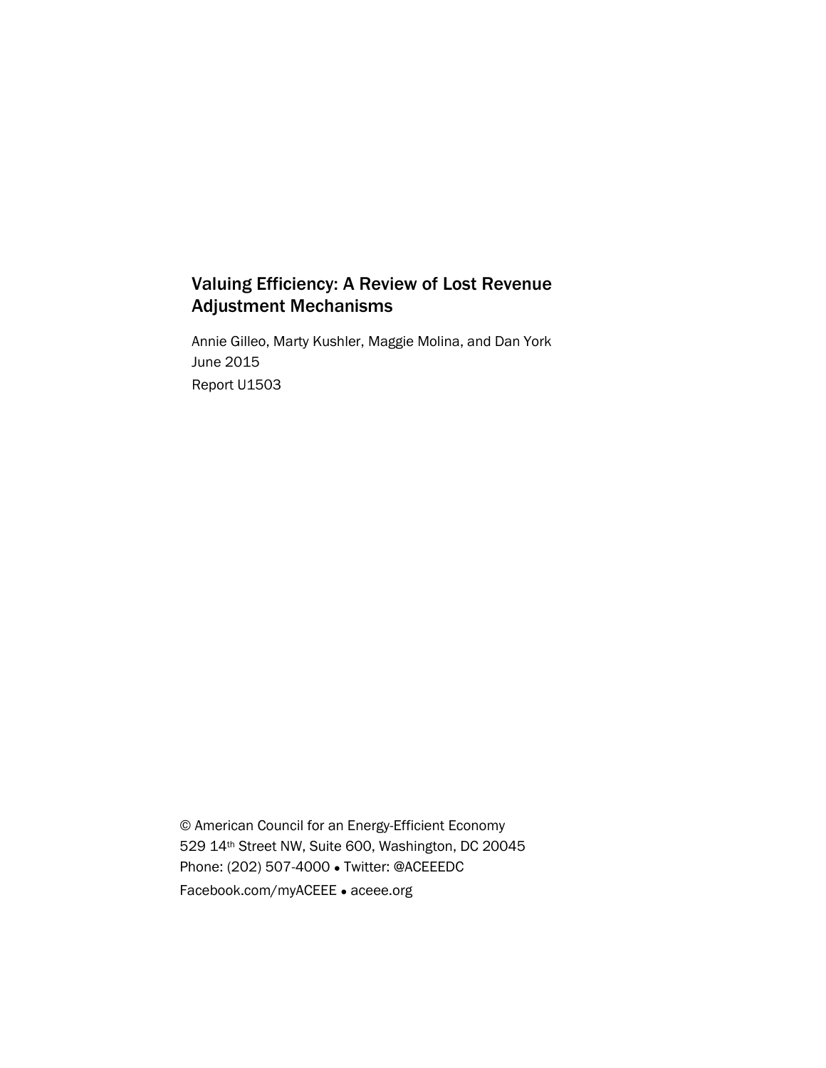# Valuing Efficiency: A Review of Lost Revenue Adjustment Mechanisms

Annie Gilleo, Marty Kushler, Maggie Molina, and Dan York
June 2015
Report U1503

© American Council for an Energy-Efficient Economy
529 14th Street NW, Suite 600, Washington, DC 20045
Phone: (202) 507-4000 • Twitter: @ACEEEDC
Facebook.com/myACEEE • aceee.org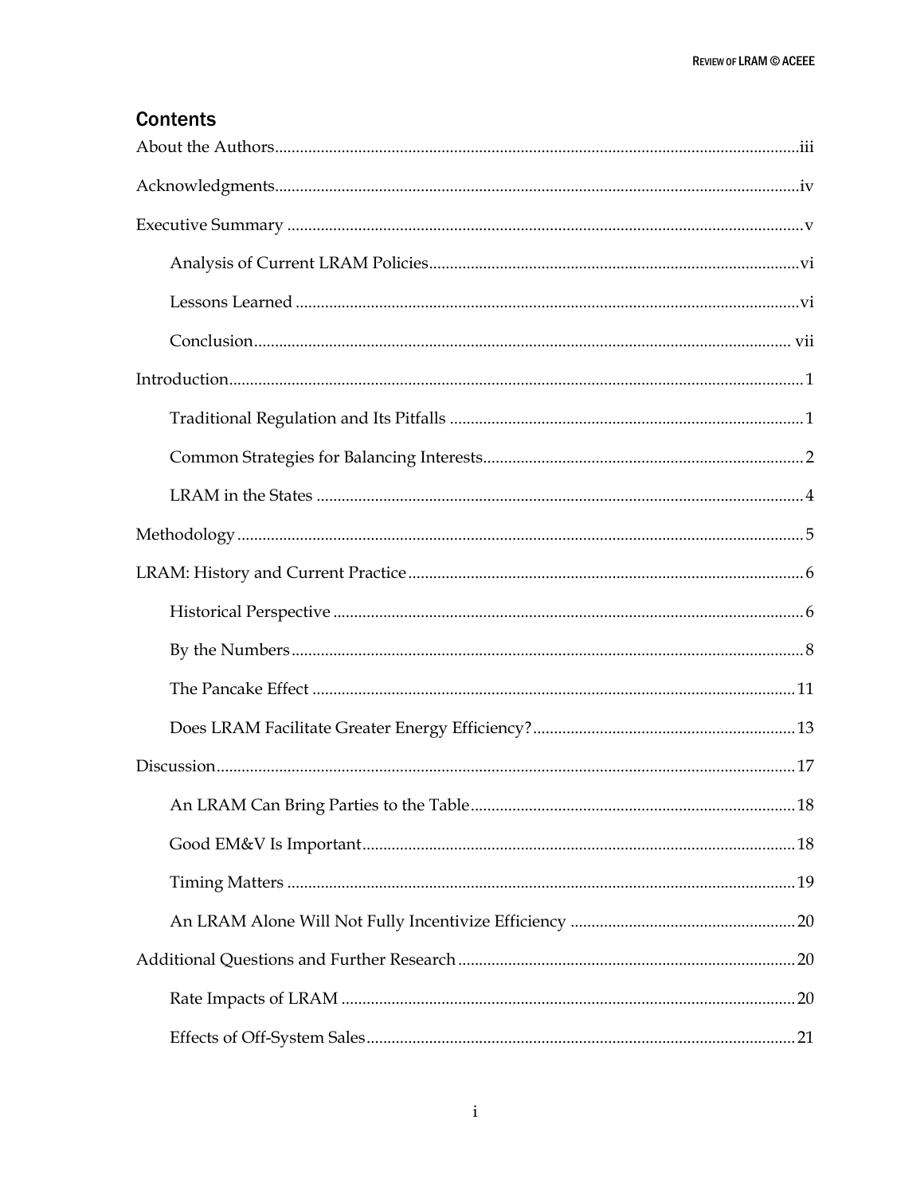## Contents

About the Authors............................................................iii

Acknowledgments............................................................iv

Executive Summary............................................................v

- Analysis of Current LRAM Policies............................................................vi
- Lessons Learned............................................................vi
- Conclusion............................................................vii

Introduction............................................................1

- Traditional Regulation and Its Pitfalls............................................................1
- Common Strategies for Balancing Interests............................................................2
- LRAM in the States............................................................4

Methodology............................................................5

LRAM: History and Current Practice............................................................6

- Historical Perspective............................................................6
- By the Numbers............................................................8
- The Pancake Effect............................................................11
- Does LRAM Facilitate Greater Energy Efficiency?............................................................13

Discussion............................................................17

- An LRAM Can Bring Parties to the Table............................................................18
- Good EM&V Is Important............................................................18
- Timing Matters............................................................19
- An LRAM Alone Will Not Fully Incentivize Efficiency............................................................20

Additional Questions and Further Research............................................................20

- Rate Impacts of LRAM............................................................20
- Effects of Off-System Sales............................................................21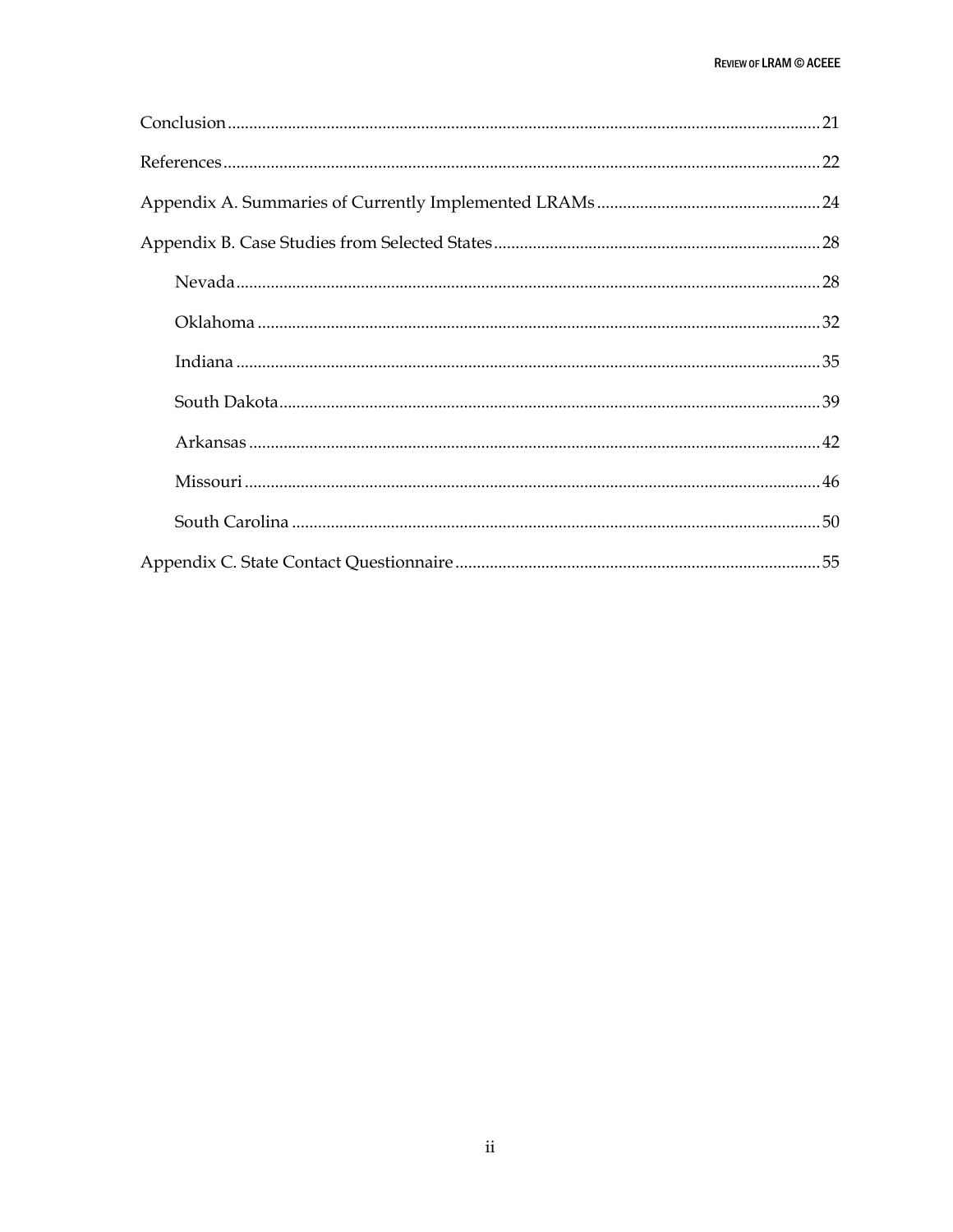Conclusion ... 21

References ... 22

Appendix A. Summaries of Currently Implemented LRAMs ... 24

Appendix B. Case Studies from Selected States ... 28

- Nevada ... 28
- Oklahoma ... 32
- Indiana ... 35
- South Dakota ... 39
- Arkansas ... 42
- Missouri ... 46
- South Carolina ... 50

Appendix C. State Contact Questionnaire ... 55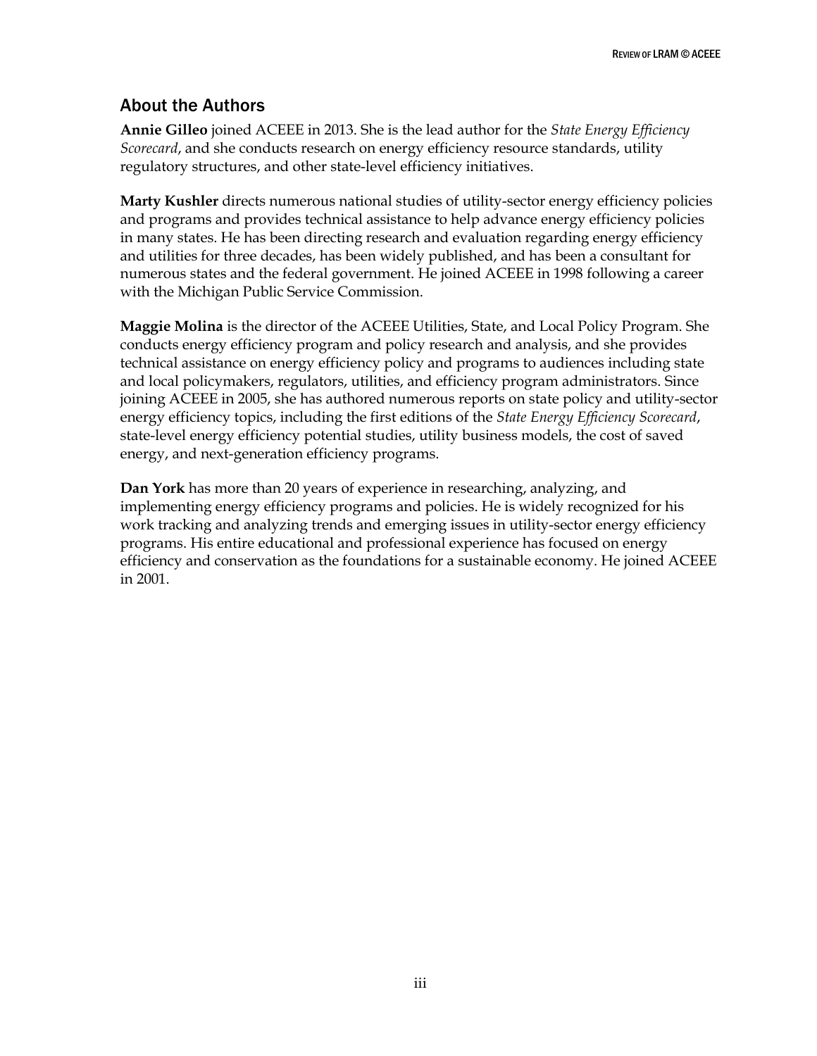## About the Authors

**Annie Gilleo** joined ACEEE in 2013. She is the lead author for the *State Energy Efficiency Scorecard*, and she conducts research on energy efficiency resource standards, utility regulatory structures, and other state-level efficiency initiatives.

**Marty Kushler** directs numerous national studies of utility-sector energy efficiency policies and programs and provides technical assistance to help advance energy efficiency policies in many states. He has been directing research and evaluation regarding energy efficiency and utilities for three decades, has been widely published, and has been a consultant for numerous states and the federal government. He joined ACEEE in 1998 following a career with the Michigan Public Service Commission.

**Maggie Molina** is the director of the ACEEE Utilities, State, and Local Policy Program. She conducts energy efficiency program and policy research and analysis, and she provides technical assistance on energy efficiency policy and programs to audiences including state and local policymakers, regulators, utilities, and efficiency program administrators. Since joining ACEEE in 2005, she has authored numerous reports on state policy and utility-sector energy efficiency topics, including the first editions of the *State Energy Efficiency Scorecard*, state-level energy efficiency potential studies, utility business models, the cost of saved energy, and next-generation efficiency programs.

**Dan York** has more than 20 years of experience in researching, analyzing, and implementing energy efficiency programs and policies. He is widely recognized for his work tracking and analyzing trends and emerging issues in utility-sector energy efficiency programs. His entire educational and professional experience has focused on energy efficiency and conservation as the foundations for a sustainable economy. He joined ACEEE in 2001.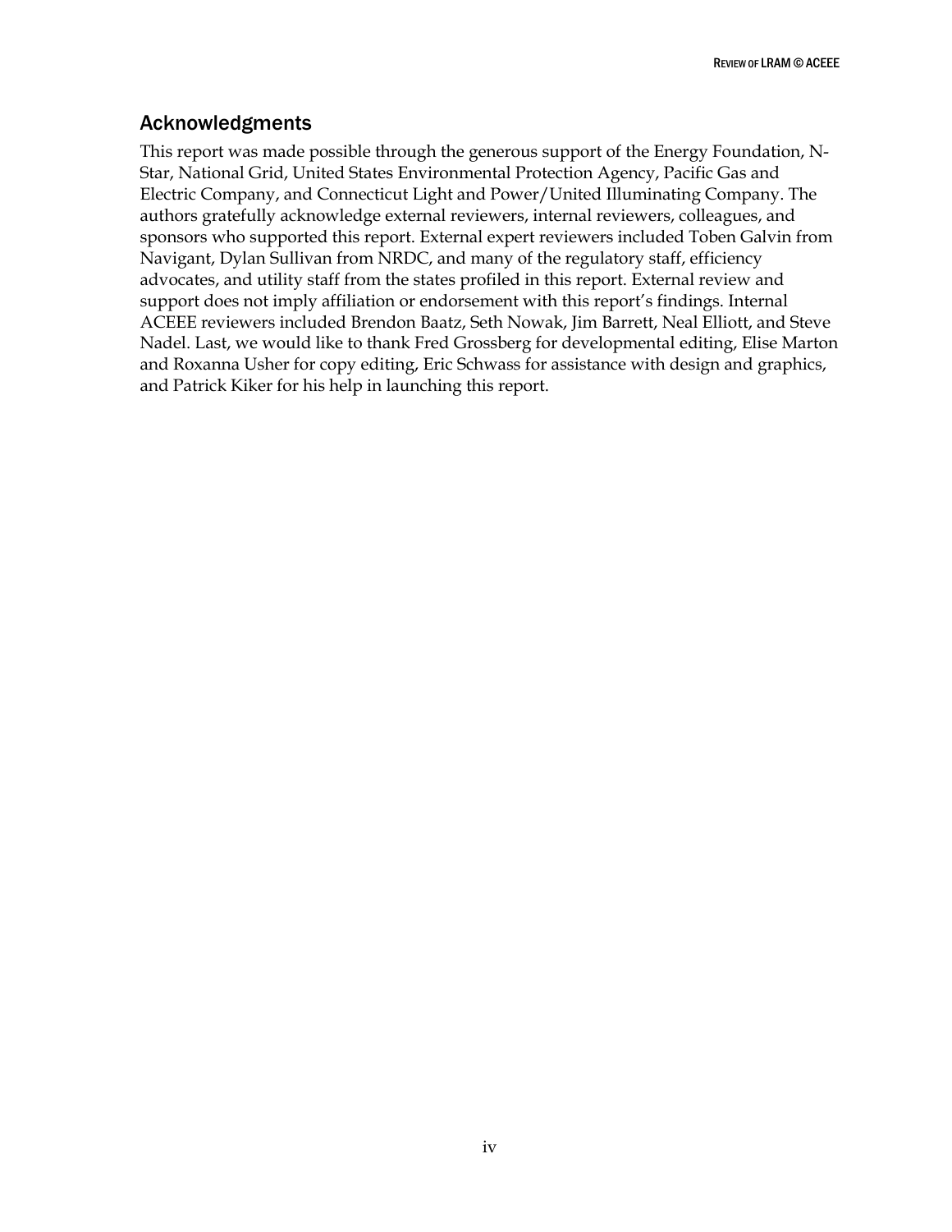## Acknowledgments

This report was made possible through the generous support of the Energy Foundation, N-Star, National Grid, United States Environmental Protection Agency, Pacific Gas and Electric Company, and Connecticut Light and Power/United Illuminating Company. The authors gratefully acknowledge external reviewers, internal reviewers, colleagues, and sponsors who supported this report. External expert reviewers included Toben Galvin from Navigant, Dylan Sullivan from NRDC, and many of the regulatory staff, efficiency advocates, and utility staff from the states profiled in this report. External review and support does not imply affiliation or endorsement with this report's findings. Internal ACEEE reviewers included Brendon Baatz, Seth Nowak, Jim Barrett, Neal Elliott, and Steve Nadel. Last, we would like to thank Fred Grossberg for developmental editing, Elise Marton and Roxanna Usher for copy editing, Eric Schwass for assistance with design and graphics, and Patrick Kiker for his help in launching this report.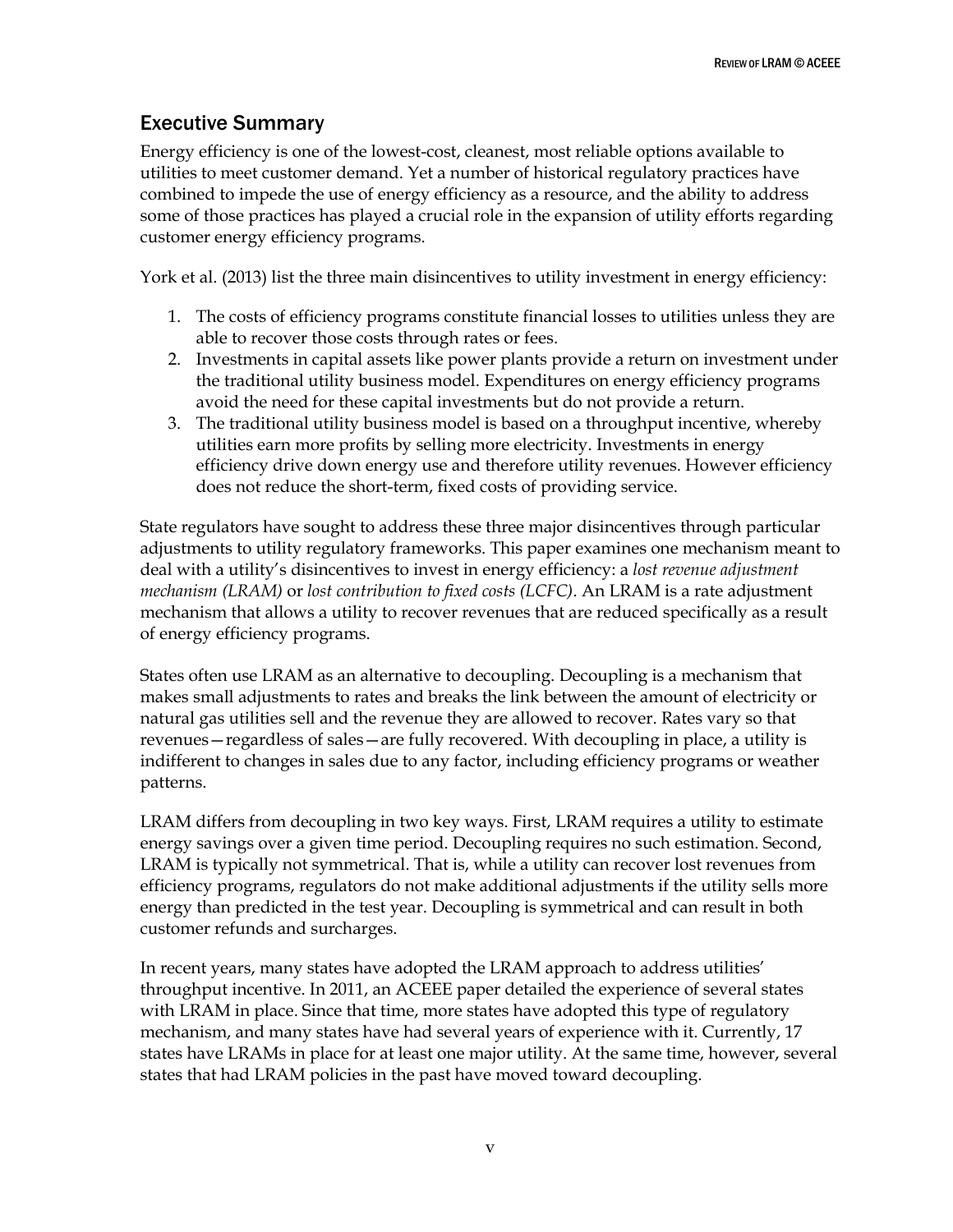## Executive Summary

Energy efficiency is one of the lowest-cost, cleanest, most reliable options available to utilities to meet customer demand. Yet a number of historical regulatory practices have combined to impede the use of energy efficiency as a resource, and the ability to address some of those practices has played a crucial role in the expansion of utility efforts regarding customer energy efficiency programs.

York et al. (2013) list the three main disincentives to utility investment in energy efficiency:

1. The costs of efficiency programs constitute financial losses to utilities unless they are able to recover those costs through rates or fees.
2. Investments in capital assets like power plants provide a return on investment under the traditional utility business model. Expenditures on energy efficiency programs avoid the need for these capital investments but do not provide a return.
3. The traditional utility business model is based on a throughput incentive, whereby utilities earn more profits by selling more electricity. Investments in energy efficiency drive down energy use and therefore utility revenues. However efficiency does not reduce the short-term, fixed costs of providing service.

State regulators have sought to address these three major disincentives through particular adjustments to utility regulatory frameworks. This paper examines one mechanism meant to deal with a utility's disincentives to invest in energy efficiency: a *lost revenue adjustment mechanism (LRAM)* or *lost contribution to fixed costs (LCFC)*. An LRAM is a rate adjustment mechanism that allows a utility to recover revenues that are reduced specifically as a result of energy efficiency programs.

States often use LRAM as an alternative to decoupling. Decoupling is a mechanism that makes small adjustments to rates and breaks the link between the amount of electricity or natural gas utilities sell and the revenue they are allowed to recover. Rates vary so that revenues—regardless of sales—are fully recovered. With decoupling in place, a utility is indifferent to changes in sales due to any factor, including efficiency programs or weather patterns.

LRAM differs from decoupling in two key ways. First, LRAM requires a utility to estimate energy savings over a given time period. Decoupling requires no such estimation. Second, LRAM is typically not symmetrical. That is, while a utility can recover lost revenues from efficiency programs, regulators do not make additional adjustments if the utility sells more energy than predicted in the test year. Decoupling is symmetrical and can result in both customer refunds and surcharges.

In recent years, many states have adopted the LRAM approach to address utilities' throughput incentive. In 2011, an ACEEE paper detailed the experience of several states with LRAM in place. Since that time, more states have adopted this type of regulatory mechanism, and many states have had several years of experience with it. Currently, 17 states have LRAMs in place for at least one major utility. At the same time, however, several states that had LRAM policies in the past have moved toward decoupling.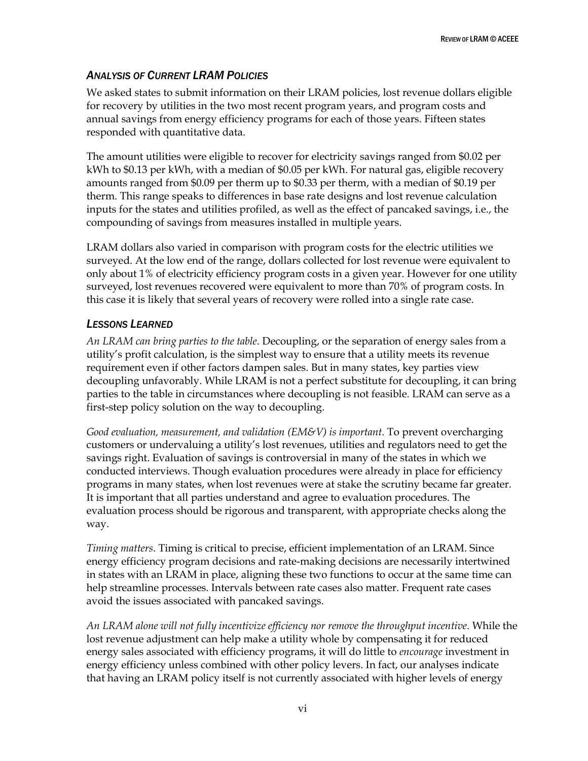### *Analysis of Current LRAM Policies*

We asked states to submit information on their LRAM policies, lost revenue dollars eligible for recovery by utilities in the two most recent program years, and program costs and annual savings from energy efficiency programs for each of those years. Fifteen states responded with quantitative data.

The amount utilities were eligible to recover for electricity savings ranged from $0.02 per kWh to $0.13 per kWh, with a median of $0.05 per kWh. For natural gas, eligible recovery amounts ranged from $0.09 per therm up to $0.33 per therm, with a median of $0.19 per therm. This range speaks to differences in base rate designs and lost revenue calculation inputs for the states and utilities profiled, as well as the effect of pancaked savings, i.e., the compounding of savings from measures installed in multiple years.

LRAM dollars also varied in comparison with program costs for the electric utilities we surveyed. At the low end of the range, dollars collected for lost revenue were equivalent to only about 1% of electricity efficiency program costs in a given year. However for one utility surveyed, lost revenues recovered were equivalent to more than 70% of program costs. In this case it is likely that several years of recovery were rolled into a single rate case.

### *Lessons Learned*

*An LRAM can bring parties to the table*. Decoupling, or the separation of energy sales from a utility's profit calculation, is the simplest way to ensure that a utility meets its revenue requirement even if other factors dampen sales. But in many states, key parties view decoupling unfavorably. While LRAM is not a perfect substitute for decoupling, it can bring parties to the table in circumstances where decoupling is not feasible. LRAM can serve as a first-step policy solution on the way to decoupling.

*Good evaluation, measurement, and validation (EM&V) is important.* To prevent overcharging customers or undervaluing a utility's lost revenues, utilities and regulators need to get the savings right. Evaluation of savings is controversial in many of the states in which we conducted interviews. Though evaluation procedures were already in place for efficiency programs in many states, when lost revenues were at stake the scrutiny became far greater. It is important that all parties understand and agree to evaluation procedures. The evaluation process should be rigorous and transparent, with appropriate checks along the way.

*Timing matters*. Timing is critical to precise, efficient implementation of an LRAM. Since energy efficiency program decisions and rate-making decisions are necessarily intertwined in states with an LRAM in place, aligning these two functions to occur at the same time can help streamline processes. Intervals between rate cases also matter. Frequent rate cases avoid the issues associated with pancaked savings.

*An LRAM alone will not fully incentivize efficiency nor remove the throughput incentive*. While the lost revenue adjustment can help make a utility whole by compensating it for reduced energy sales associated with efficiency programs, it will do little to *encourage* investment in energy efficiency unless combined with other policy levers. In fact, our analyses indicate that having an LRAM policy itself is not currently associated with higher levels of energy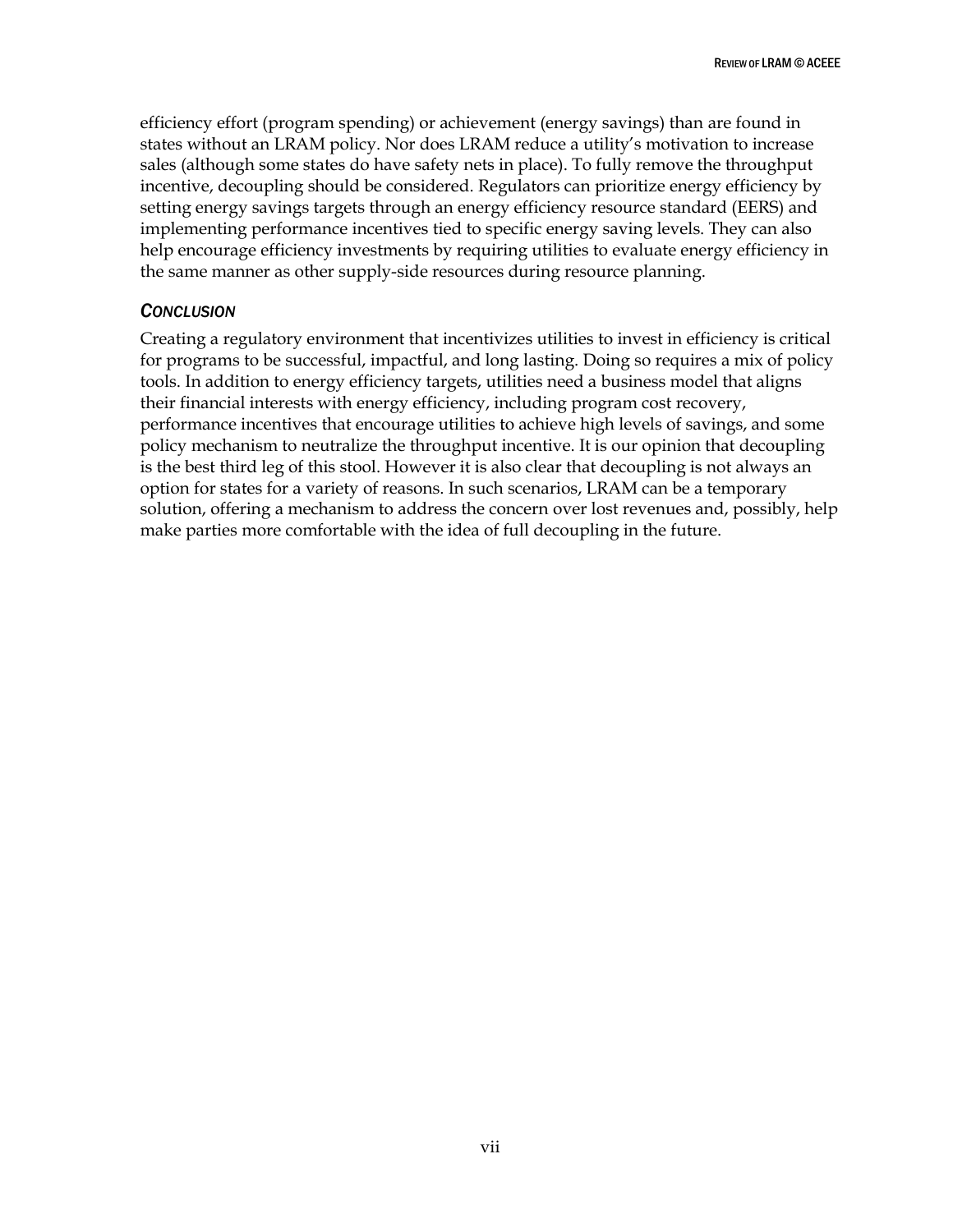efficiency effort (program spending) or achievement (energy savings) than are found in states without an LRAM policy. Nor does LRAM reduce a utility's motivation to increase sales (although some states do have safety nets in place). To fully remove the throughput incentive, decoupling should be considered. Regulators can prioritize energy efficiency by setting energy savings targets through an energy efficiency resource standard (EERS) and implementing performance incentives tied to specific energy saving levels. They can also help encourage efficiency investments by requiring utilities to evaluate energy efficiency in the same manner as other supply-side resources during resource planning.

### *Conclusion*

Creating a regulatory environment that incentivizes utilities to invest in efficiency is critical for programs to be successful, impactful, and long lasting. Doing so requires a mix of policy tools. In addition to energy efficiency targets, utilities need a business model that aligns their financial interests with energy efficiency, including program cost recovery, performance incentives that encourage utilities to achieve high levels of savings, and some policy mechanism to neutralize the throughput incentive. It is our opinion that decoupling is the best third leg of this stool. However it is also clear that decoupling is not always an option for states for a variety of reasons. In such scenarios, LRAM can be a temporary solution, offering a mechanism to address the concern over lost revenues and, possibly, help make parties more comfortable with the idea of full decoupling in the future.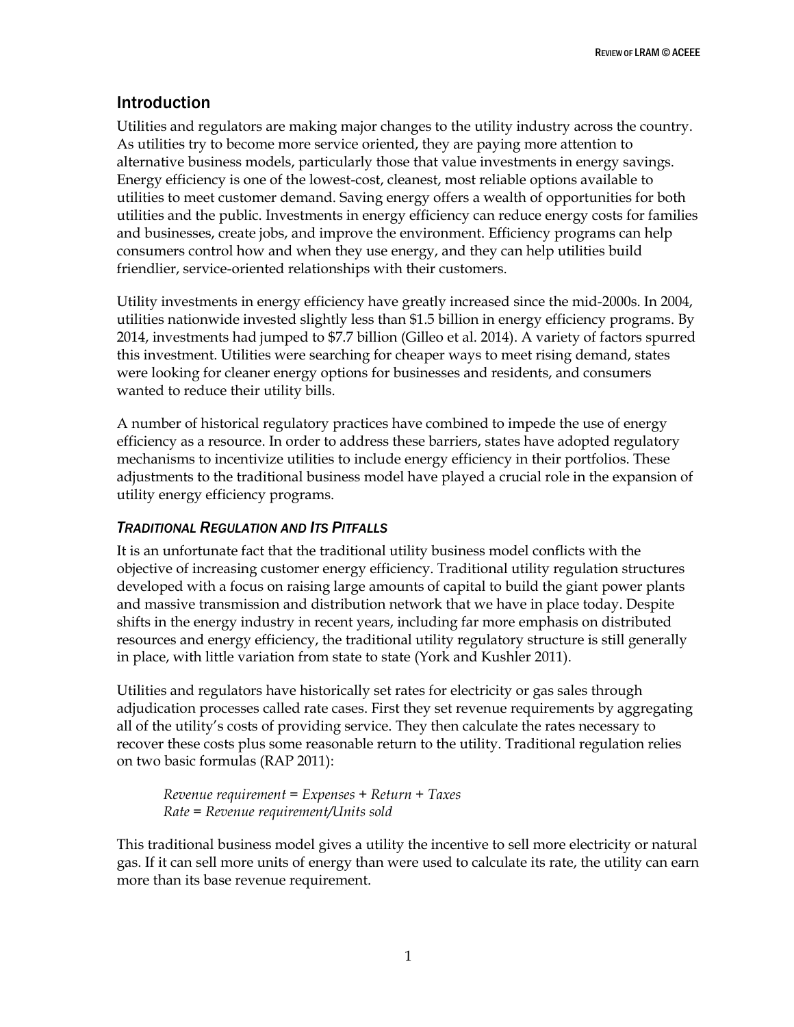## Introduction

Utilities and regulators are making major changes to the utility industry across the country. As utilities try to become more service oriented, they are paying more attention to alternative business models, particularly those that value investments in energy savings. Energy efficiency is one of the lowest-cost, cleanest, most reliable options available to utilities to meet customer demand. Saving energy offers a wealth of opportunities for both utilities and the public. Investments in energy efficiency can reduce energy costs for families and businesses, create jobs, and improve the environment. Efficiency programs can help consumers control how and when they use energy, and they can help utilities build friendlier, service-oriented relationships with their customers.

Utility investments in energy efficiency have greatly increased since the mid-2000s. In 2004, utilities nationwide invested slightly less than $1.5 billion in energy efficiency programs. By 2014, investments had jumped to $7.7 billion (Gilleo et al. 2014). A variety of factors spurred this investment. Utilities were searching for cheaper ways to meet rising demand, states were looking for cleaner energy options for businesses and residents, and consumers wanted to reduce their utility bills.

A number of historical regulatory practices have combined to impede the use of energy efficiency as a resource. In order to address these barriers, states have adopted regulatory mechanisms to incentivize utilities to include energy efficiency in their portfolios. These adjustments to the traditional business model have played a crucial role in the expansion of utility energy efficiency programs.

### *Traditional Regulation and Its Pitfalls*

It is an unfortunate fact that the traditional utility business model conflicts with the objective of increasing customer energy efficiency. Traditional utility regulation structures developed with a focus on raising large amounts of capital to build the giant power plants and massive transmission and distribution network that we have in place today. Despite shifts in the energy industry in recent years, including far more emphasis on distributed resources and energy efficiency, the traditional utility regulatory structure is still generally in place, with little variation from state to state (York and Kushler 2011).

Utilities and regulators have historically set rates for electricity or gas sales through adjudication processes called rate cases. First they set revenue requirements by aggregating all of the utility's costs of providing service. They then calculate the rates necessary to recover these costs plus some reasonable return to the utility. Traditional regulation relies on two basic formulas (RAP 2011):

*Revenue requirement = Expenses + Return + Taxes*
*Rate = Revenue requirement/Units sold*

This traditional business model gives a utility the incentive to sell more electricity or natural gas. If it can sell more units of energy than were used to calculate its rate, the utility can earn more than its base revenue requirement.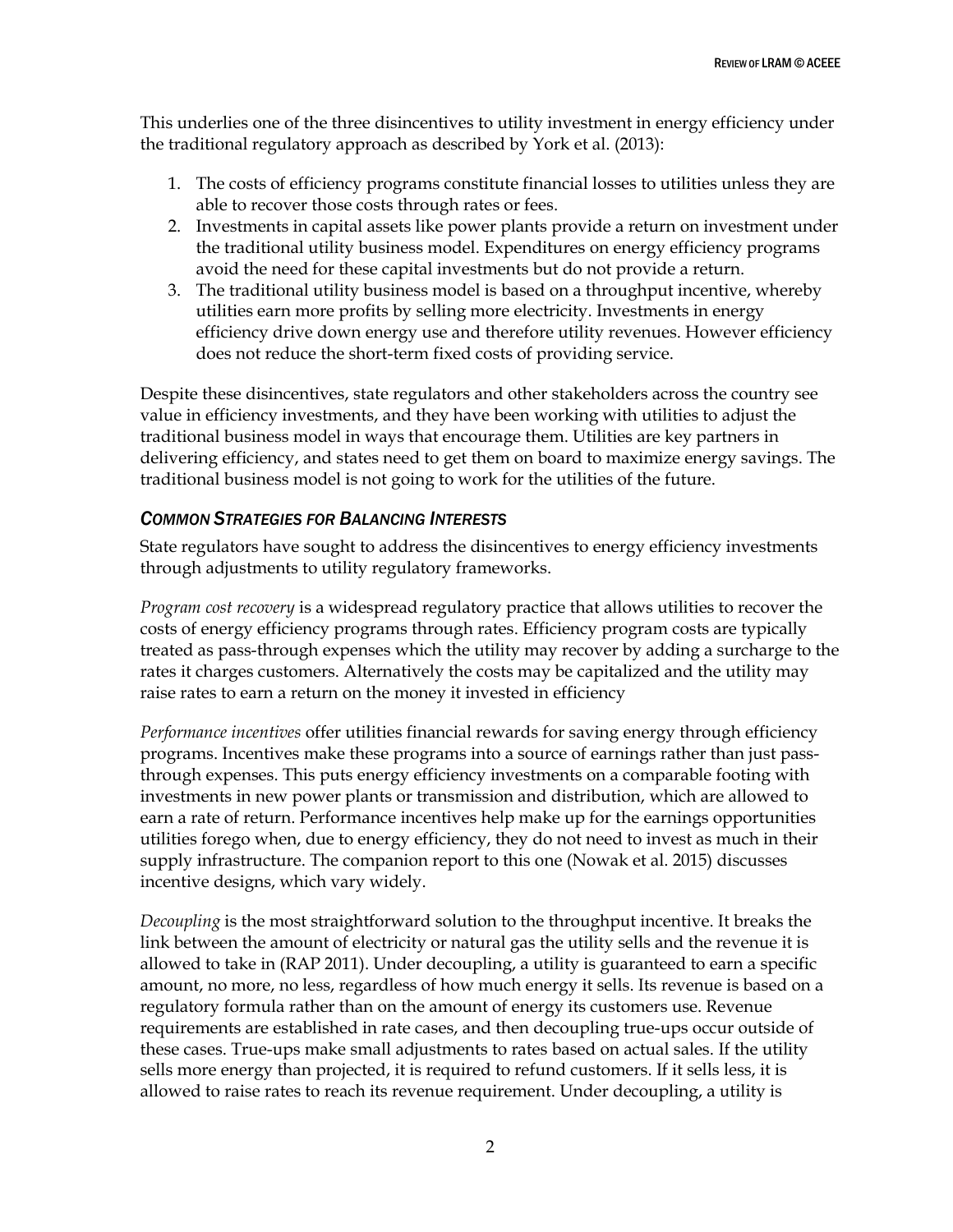This underlies one of the three disincentives to utility investment in energy efficiency under the traditional regulatory approach as described by York et al. (2013):

1. The costs of efficiency programs constitute financial losses to utilities unless they are able to recover those costs through rates or fees.
2. Investments in capital assets like power plants provide a return on investment under the traditional utility business model. Expenditures on energy efficiency programs avoid the need for these capital investments but do not provide a return.
3. The traditional utility business model is based on a throughput incentive, whereby utilities earn more profits by selling more electricity. Investments in energy efficiency drive down energy use and therefore utility revenues. However efficiency does not reduce the short-term fixed costs of providing service.

Despite these disincentives, state regulators and other stakeholders across the country see value in efficiency investments, and they have been working with utilities to adjust the traditional business model in ways that encourage them. Utilities are key partners in delivering efficiency, and states need to get them on board to maximize energy savings. The traditional business model is not going to work for the utilities of the future.

### *Common Strategies for Balancing Interests*

State regulators have sought to address the disincentives to energy efficiency investments through adjustments to utility regulatory frameworks.

*Program cost recovery* is a widespread regulatory practice that allows utilities to recover the costs of energy efficiency programs through rates. Efficiency program costs are typically treated as pass-through expenses which the utility may recover by adding a surcharge to the rates it charges customers. Alternatively the costs may be capitalized and the utility may raise rates to earn a return on the money it invested in efficiency

*Performance incentives* offer utilities financial rewards for saving energy through efficiency programs. Incentives make these programs into a source of earnings rather than just pass-through expenses. This puts energy efficiency investments on a comparable footing with investments in new power plants or transmission and distribution, which are allowed to earn a rate of return. Performance incentives help make up for the earnings opportunities utilities forego when, due to energy efficiency, they do not need to invest as much in their supply infrastructure. The companion report to this one (Nowak et al. 2015) discusses incentive designs, which vary widely.

*Decoupling* is the most straightforward solution to the throughput incentive. It breaks the link between the amount of electricity or natural gas the utility sells and the revenue it is allowed to take in (RAP 2011). Under decoupling, a utility is guaranteed to earn a specific amount, no more, no less, regardless of how much energy it sells. Its revenue is based on a regulatory formula rather than on the amount of energy its customers use. Revenue requirements are established in rate cases, and then decoupling true-ups occur outside of these cases. True-ups make small adjustments to rates based on actual sales. If the utility sells more energy than projected, it is required to refund customers. If it sells less, it is allowed to raise rates to reach its revenue requirement. Under decoupling, a utility is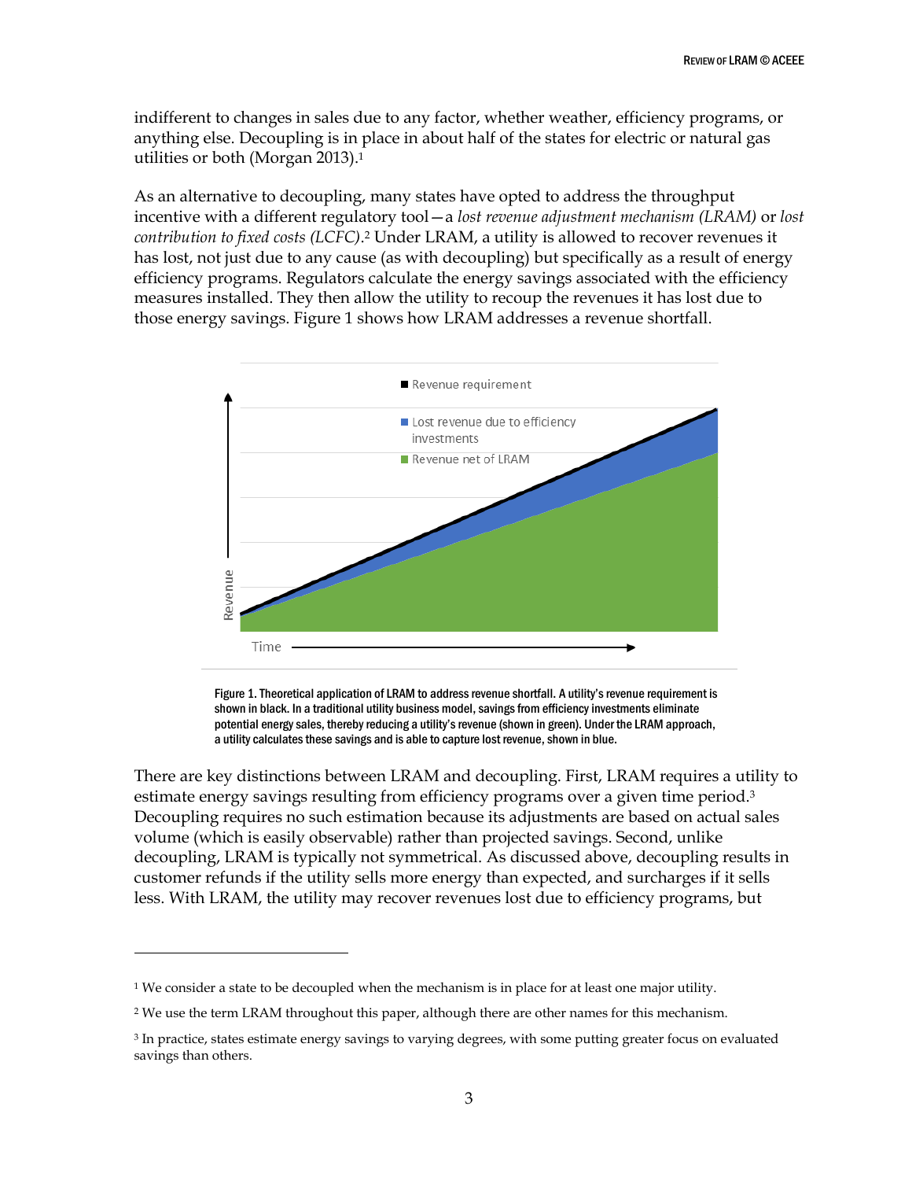indifferent to changes in sales due to any factor, whether weather, efficiency programs, or anything else. Decoupling is in place in about half of the states for electric or natural gas utilities or both (Morgan 2013).[1]

As an alternative to decoupling, many states have opted to address the throughput incentive with a different regulatory tool—a *lost revenue adjustment mechanism (LRAM)* or *lost contribution to fixed costs (LCFC)*.[2] Under LRAM, a utility is allowed to recover revenues it has lost, not just due to any cause (as with decoupling) but specifically as a result of energy efficiency programs. Regulators calculate the energy savings associated with the efficiency measures installed. They then allow the utility to recoup the revenues it has lost due to those energy savings. Figure 1 shows how LRAM addresses a revenue shortfall.

Revenue requirement
Lost revenue due to efficiency investments
Revenue net of LRAM
Revenue
Time

Figure 1. Theoretical application of LRAM to address revenue shortfall. A utility's revenue requirement is shown in black. In a traditional utility business model, savings from efficiency investments eliminate potential energy sales, thereby reducing a utility's revenue (shown in green). Under the LRAM approach, a utility calculates these savings and is able to capture lost revenue, shown in blue.

There are key distinctions between LRAM and decoupling. First, LRAM requires a utility to estimate energy savings resulting from efficiency programs over a given time period.[3] Decoupling requires no such estimation because its adjustments are based on actual sales volume (which is easily observable) rather than projected savings. Second, unlike decoupling, LRAM is typically not symmetrical. As discussed above, decoupling results in customer refunds if the utility sells more energy than expected, and surcharges if it sells less. With LRAM, the utility may recover revenues lost due to efficiency programs, but

[1] We consider a state to be decoupled when the mechanism is in place for at least one major utility.

[2] We use the term LRAM throughout this paper, although there are other names for this mechanism.

[3] In practice, states estimate energy savings to varying degrees, with some putting greater focus on evaluated savings than others.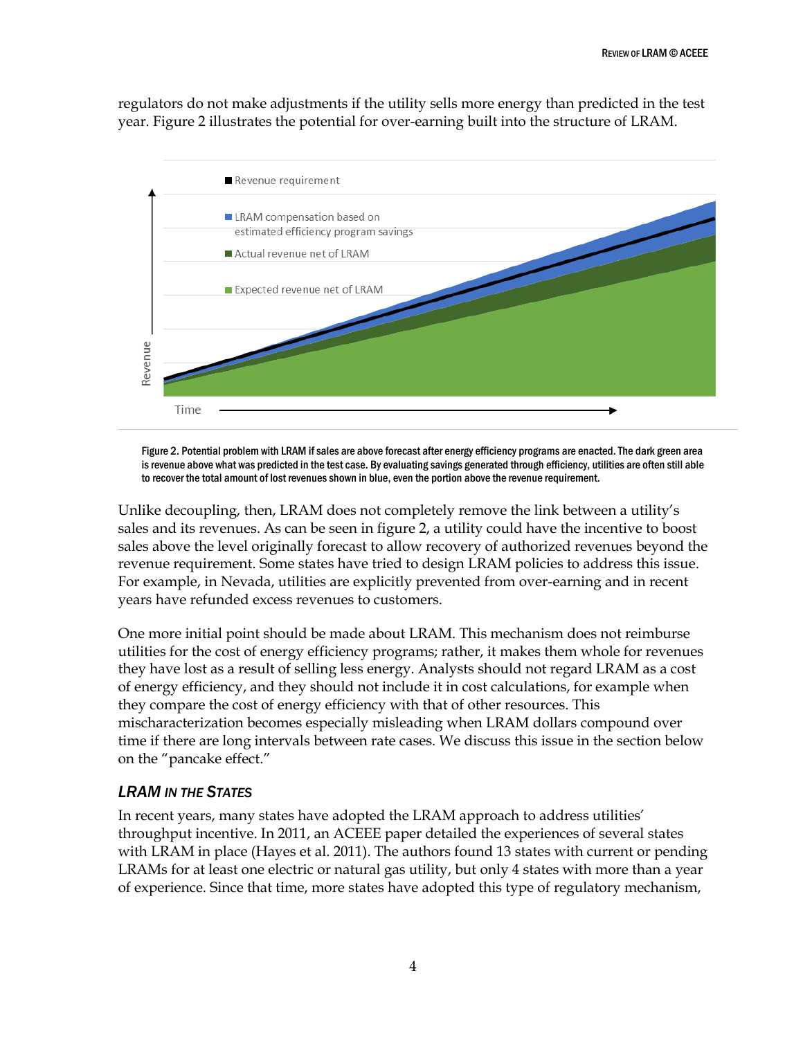regulators do not make adjustments if the utility sells more energy than predicted in the test year. Figure 2 illustrates the potential for over-earning built into the structure of LRAM.

Revenue requirement

LRAM compensation based on estimated efficiency program savings

Actual revenue net of LRAM

Expected revenue net of LRAM

Revenue

Time

Figure 2. Potential problem with LRAM if sales are above forecast after energy efficiency programs are enacted. The dark green area is revenue above what was predicted in the test case. By evaluating savings generated through efficiency, utilities are often still able to recover the total amount of lost revenues shown in blue, even the portion above the revenue requirement.

Unlike decoupling, then, LRAM does not completely remove the link between a utility's sales and its revenues. As can be seen in figure 2, a utility could have the incentive to boost sales above the level originally forecast to allow recovery of authorized revenues beyond the revenue requirement. Some states have tried to design LRAM policies to address this issue. For example, in Nevada, utilities are explicitly prevented from over-earning and in recent years have refunded excess revenues to customers.

One more initial point should be made about LRAM. This mechanism does not reimburse utilities for the cost of energy efficiency programs; rather, it makes them whole for revenues they have lost as a result of selling less energy. Analysts should not regard LRAM as a cost of energy efficiency, and they should not include it in cost calculations, for example when they compare the cost of energy efficiency with that of other resources. This mischaracterization becomes especially misleading when LRAM dollars compound over time if there are long intervals between rate cases. We discuss this issue in the section below on the "pancake effect."

### *LRAM in the States*

In recent years, many states have adopted the LRAM approach to address utilities' throughput incentive. In 2011, an ACEEE paper detailed the experiences of several states with LRAM in place (Hayes et al. 2011). The authors found 13 states with current or pending LRAMs for at least one electric or natural gas utility, but only 4 states with more than a year of experience. Since that time, more states have adopted this type of regulatory mechanism,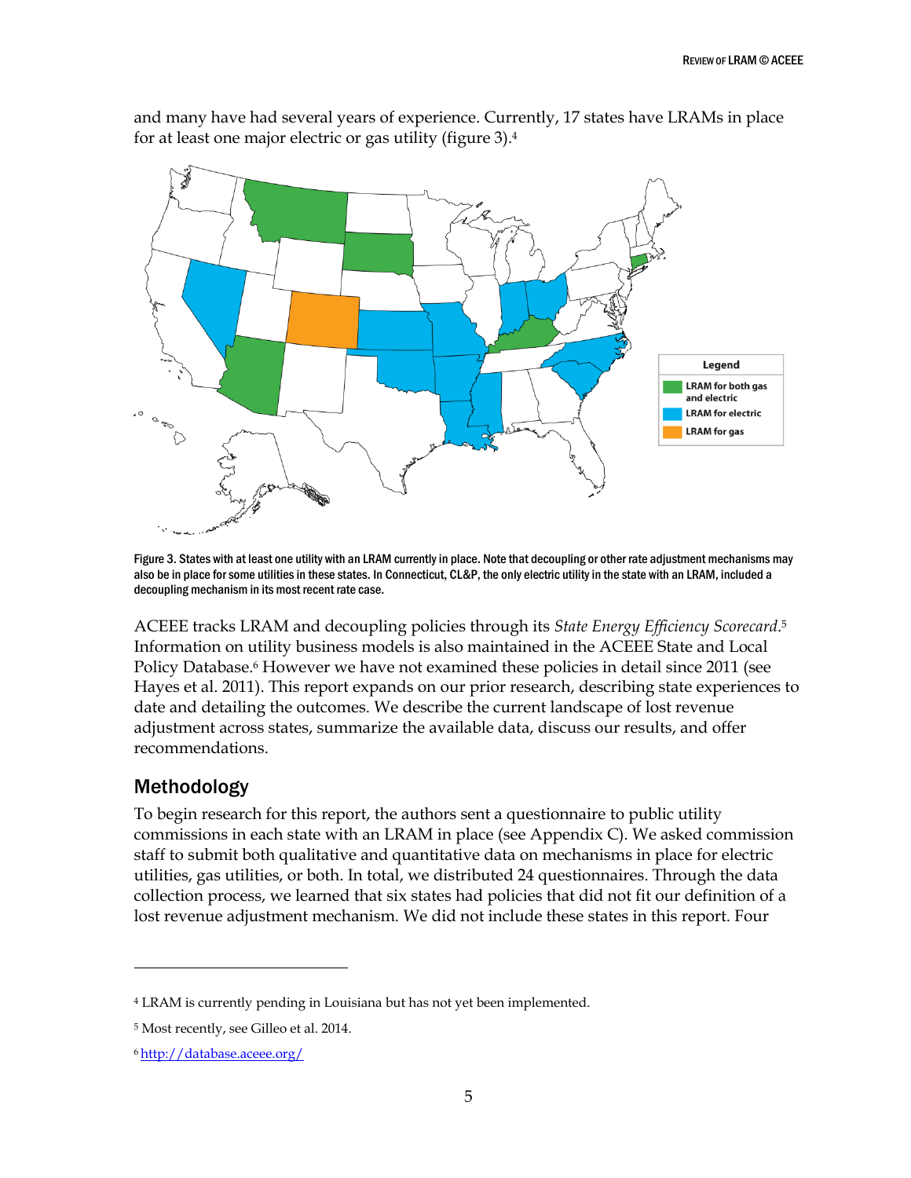and many have had several years of experience. Currently, 17 states have LRAMs in place for at least one major electric or gas utility (figure 3).[4]

Legend
LRAM for both gas and electric
LRAM for electric
LRAM for gas

Figure 3. States with at least one utility with an LRAM currently in place. Note that decoupling or other rate adjustment mechanisms may also be in place for some utilities in these states. In Connecticut, CL&P, the only electric utility in the state with an LRAM, included a decoupling mechanism in its most recent rate case.

ACEEE tracks LRAM and decoupling policies through its *State Energy Efficiency Scorecard*.[5] Information on utility business models is also maintained in the ACEEE State and Local Policy Database.[6] However we have not examined these policies in detail since 2011 (see Hayes et al. 2011). This report expands on our prior research, describing state experiences to date and detailing the outcomes. We describe the current landscape of lost revenue adjustment across states, summarize the available data, discuss our results, and offer recommendations.

## Methodology

To begin research for this report, the authors sent a questionnaire to public utility commissions in each state with an LRAM in place (see Appendix C). We asked commission staff to submit both qualitative and quantitative data on mechanisms in place for electric utilities, gas utilities, or both. In total, we distributed 24 questionnaires. Through the data collection process, we learned that six states had policies that did not fit our definition of a lost revenue adjustment mechanism. We did not include these states in this report. Four

---

[4] LRAM is currently pending in Louisiana but has not yet been implemented.

[5] Most recently, see Gilleo et al. 2014.

[6] http://database.aceee.org/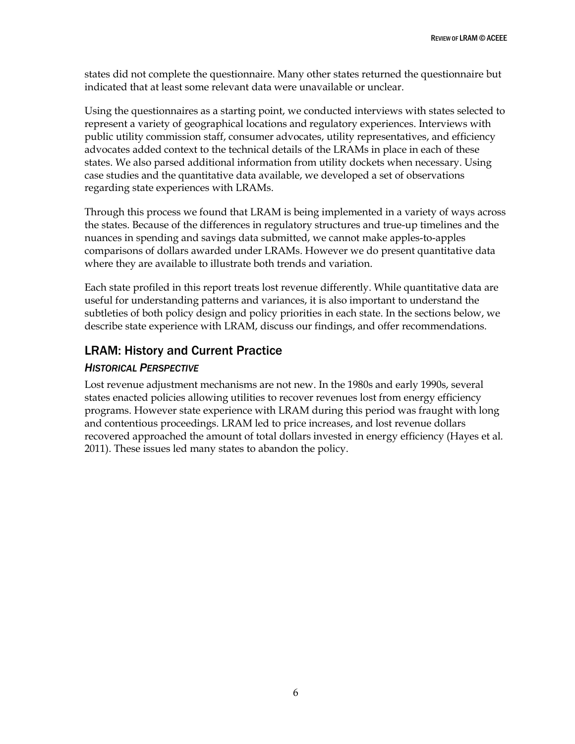states did not complete the questionnaire. Many other states returned the questionnaire but indicated that at least some relevant data were unavailable or unclear.

Using the questionnaires as a starting point, we conducted interviews with states selected to represent a variety of geographical locations and regulatory experiences. Interviews with public utility commission staff, consumer advocates, utility representatives, and efficiency advocates added context to the technical details of the LRAMs in place in each of these states. We also parsed additional information from utility dockets when necessary. Using case studies and the quantitative data available, we developed a set of observations regarding state experiences with LRAMs.

Through this process we found that LRAM is being implemented in a variety of ways across the states. Because of the differences in regulatory structures and true-up timelines and the nuances in spending and savings data submitted, we cannot make apples-to-apples comparisons of dollars awarded under LRAMs. However we do present quantitative data where they are available to illustrate both trends and variation.

Each state profiled in this report treats lost revenue differently. While quantitative data are useful for understanding patterns and variances, it is also important to understand the subtleties of both policy design and policy priorities in each state. In the sections below, we describe state experience with LRAM, discuss our findings, and offer recommendations.

## LRAM: History and Current Practice

### *Historical Perspective*

Lost revenue adjustment mechanisms are not new. In the 1980s and early 1990s, several states enacted policies allowing utilities to recover revenues lost from energy efficiency programs. However state experience with LRAM during this period was fraught with long and contentious proceedings. LRAM led to price increases, and lost revenue dollars recovered approached the amount of total dollars invested in energy efficiency (Hayes et al. 2011). These issues led many states to abandon the policy.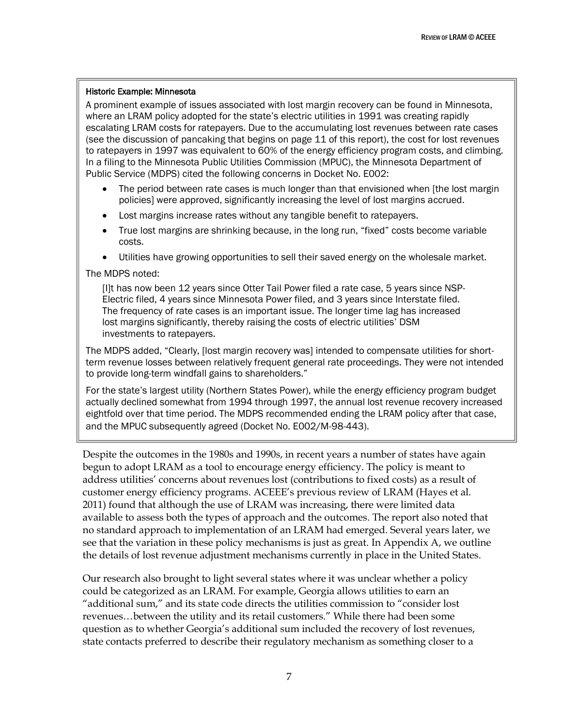**Historic Example: Minnesota**

A prominent example of issues associated with lost margin recovery can be found in Minnesota, where an LRAM policy adopted for the state's electric utilities in 1991 was creating rapidly escalating LRAM costs for ratepayers. Due to the accumulating lost revenues between rate cases (see the discussion of pancaking that begins on page 11 of this report), the cost for lost revenues to ratepayers in 1997 was equivalent to 60% of the energy efficiency program costs, and climbing. In a filing to the Minnesota Public Utilities Commission (MPUC), the Minnesota Department of Public Service (MDPS) cited the following concerns in Docket No. E002:

- The period between rate cases is much longer than that envisioned when [the lost margin policies] were approved, significantly increasing the level of lost margins accrued.
- Lost margins increase rates without any tangible benefit to ratepayers.
- True lost margins are shrinking because, in the long run, "fixed" costs become variable costs.
- Utilities have growing opportunities to sell their saved energy on the wholesale market.

The MDPS noted:

> [I]t has now been 12 years since Otter Tail Power filed a rate case, 5 years since NSP-Electric filed, 4 years since Minnesota Power filed, and 3 years since Interstate filed. The frequency of rate cases is an important issue. The longer time lag has increased lost margins significantly, thereby raising the costs of electric utilities' DSM investments to ratepayers.

The MDPS added, "Clearly, [lost margin recovery was] intended to compensate utilities for short-term revenue losses between relatively frequent general rate proceedings. They were not intended to provide long-term windfall gains to shareholders."

For the state's largest utility (Northern States Power), while the energy efficiency program budget actually declined somewhat from 1994 through 1997, the annual lost revenue recovery increased eightfold over that time period. The MDPS recommended ending the LRAM policy after that case, and the MPUC subsequently agreed (Docket No. E002/M-98-443).

Despite the outcomes in the 1980s and 1990s, in recent years a number of states have again begun to adopt LRAM as a tool to encourage energy efficiency. The policy is meant to address utilities' concerns about revenues lost (contributions to fixed costs) as a result of customer energy efficiency programs. ACEEE's previous review of LRAM (Hayes et al. 2011) found that although the use of LRAM was increasing, there were limited data available to assess both the types of approach and the outcomes. The report also noted that no standard approach to implementation of an LRAM had emerged. Several years later, we see that the variation in these policy mechanisms is just as great. In Appendix A, we outline the details of lost revenue adjustment mechanisms currently in place in the United States.

Our research also brought to light several states where it was unclear whether a policy could be categorized as an LRAM. For example, Georgia allows utilities to earn an "additional sum," and its state code directs the utilities commission to "consider lost revenues…between the utility and its retail customers." While there had been some question as to whether Georgia's additional sum included the recovery of lost revenues, state contacts preferred to describe their regulatory mechanism as something closer to a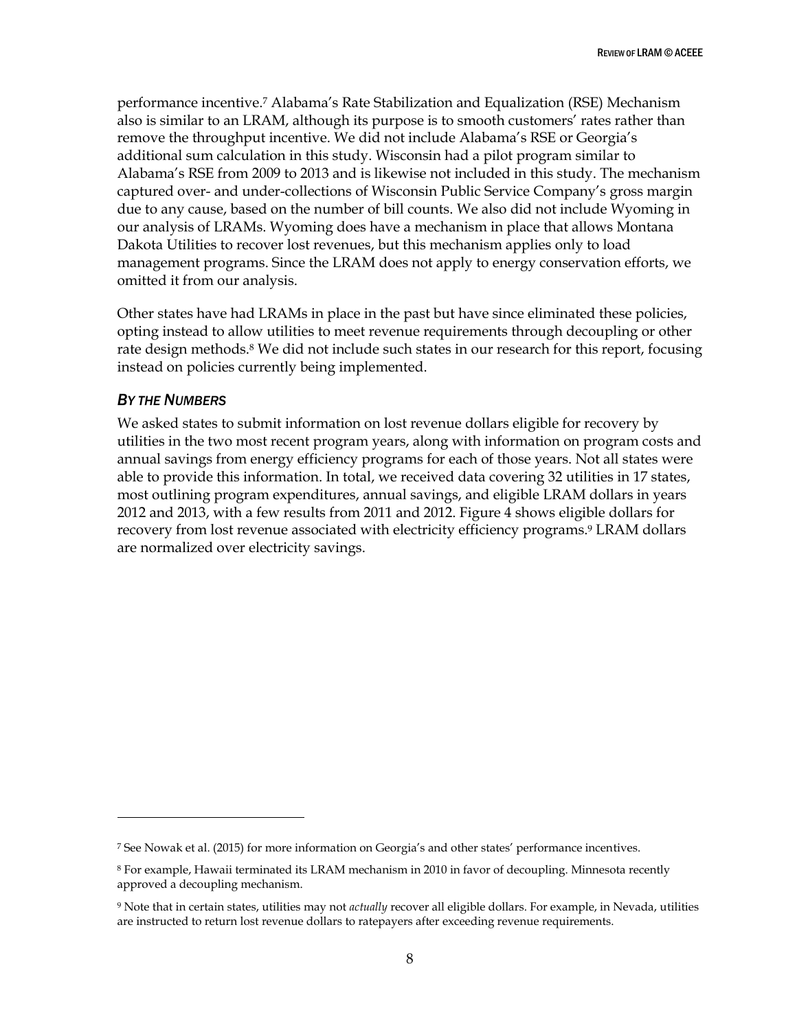performance incentive.[7] Alabama's Rate Stabilization and Equalization (RSE) Mechanism also is similar to an LRAM, although its purpose is to smooth customers' rates rather than remove the throughput incentive. We did not include Alabama's RSE or Georgia's additional sum calculation in this study. Wisconsin had a pilot program similar to Alabama's RSE from 2009 to 2013 and is likewise not included in this study. The mechanism captured over- and under-collections of Wisconsin Public Service Company's gross margin due to any cause, based on the number of bill counts. We also did not include Wyoming in our analysis of LRAMs. Wyoming does have a mechanism in place that allows Montana Dakota Utilities to recover lost revenues, but this mechanism applies only to load management programs. Since the LRAM does not apply to energy conservation efforts, we omitted it from our analysis.

Other states have had LRAMs in place in the past but have since eliminated these policies, opting instead to allow utilities to meet revenue requirements through decoupling or other rate design methods.[8] We did not include such states in our research for this report, focusing instead on policies currently being implemented.

### *By the Numbers*

We asked states to submit information on lost revenue dollars eligible for recovery by utilities in the two most recent program years, along with information on program costs and annual savings from energy efficiency programs for each of those years. Not all states were able to provide this information. In total, we received data covering 32 utilities in 17 states, most outlining program expenditures, annual savings, and eligible LRAM dollars in years 2012 and 2013, with a few results from 2011 and 2012. Figure 4 shows eligible dollars for recovery from lost revenue associated with electricity efficiency programs.[9] LRAM dollars are normalized over electricity savings.

---

[7] See Nowak et al. (2015) for more information on Georgia's and other states' performance incentives.

[8] For example, Hawaii terminated its LRAM mechanism in 2010 in favor of decoupling. Minnesota recently approved a decoupling mechanism.

[9] Note that in certain states, utilities may not *actually* recover all eligible dollars. For example, in Nevada, utilities are instructed to return lost revenue dollars to ratepayers after exceeding revenue requirements.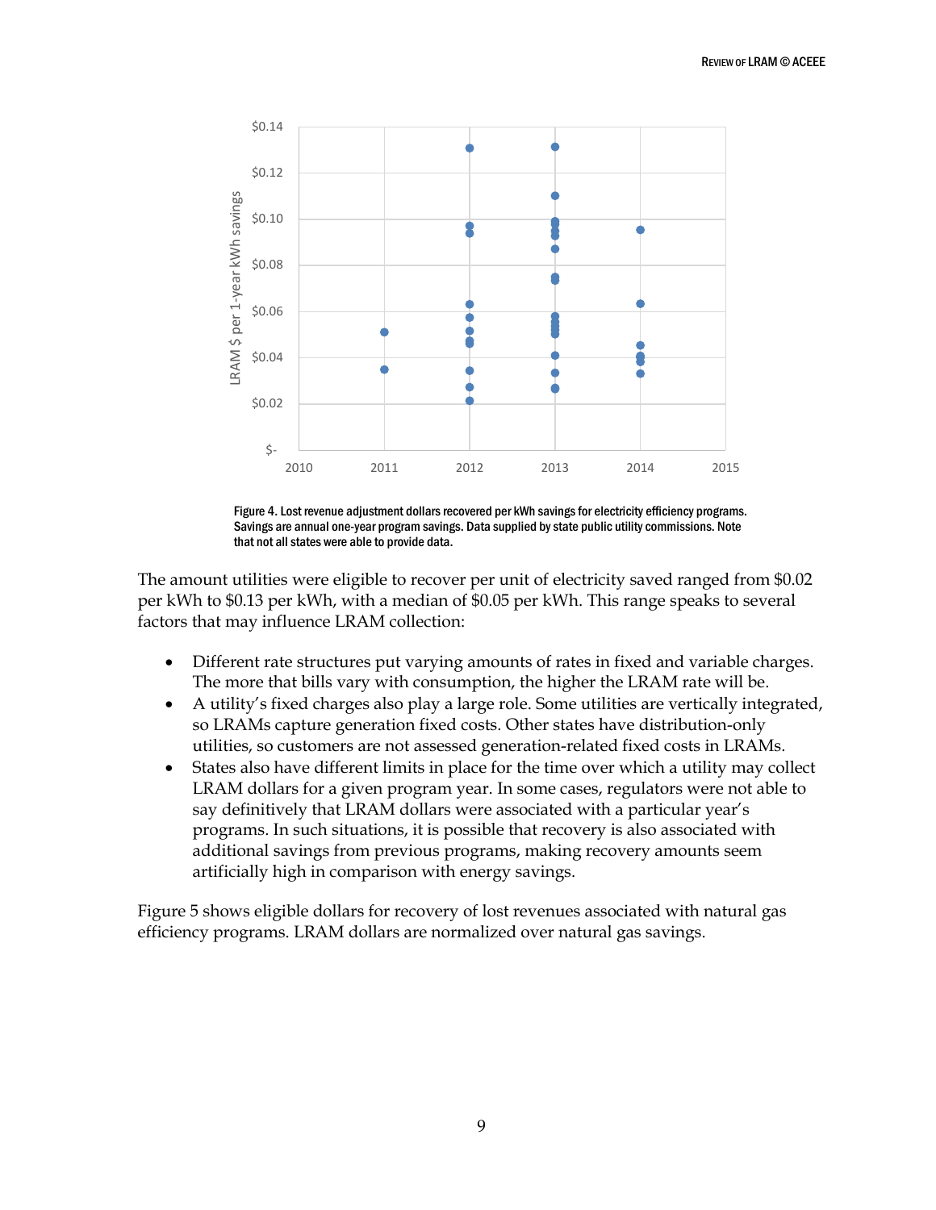LRAM $ per 1-year kWh savings

$0.14
$0.12
$0.10
$0.08
$0.06
$0.04
$0.02
$-

2010
2011
2012
2013
2014
2015

Figure 4. Lost revenue adjustment dollars recovered per kWh savings for electricity efficiency programs. Savings are annual one-year program savings. Data supplied by state public utility commissions. Note that not all states were able to provide data.

The amount utilities were eligible to recover per unit of electricity saved ranged from $0.02 per kWh to $0.13 per kWh, with a median of $0.05 per kWh. This range speaks to several factors that may influence LRAM collection:

- Different rate structures put varying amounts of rates in fixed and variable charges. The more that bills vary with consumption, the higher the LRAM rate will be.
- A utility's fixed charges also play a large role. Some utilities are vertically integrated, so LRAMs capture generation fixed costs. Other states have distribution-only utilities, so customers are not assessed generation-related fixed costs in LRAMs.
- States also have different limits in place for the time over which a utility may collect LRAM dollars for a given program year. In some cases, regulators were not able to say definitively that LRAM dollars were associated with a particular year's programs. In such situations, it is possible that recovery is also associated with additional savings from previous programs, making recovery amounts seem artificially high in comparison with energy savings.

Figure 5 shows eligible dollars for recovery of lost revenues associated with natural gas efficiency programs. LRAM dollars are normalized over natural gas savings.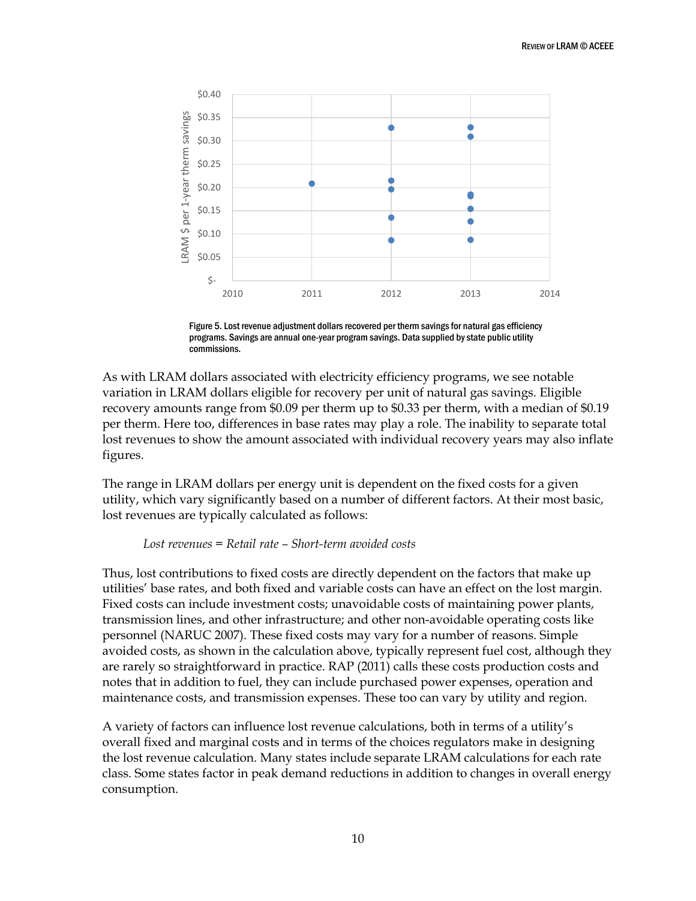$0.40

$0.35

$0.30

$0.25

$0.20

$0.15

$0.10

$0.05

$-

LRAM $ per 1-year therm savings

2010

2011

2012

2013

2014

Figure 5. Lost revenue adjustment dollars recovered per therm savings for natural gas efficiency programs. Savings are annual one-year program savings. Data supplied by state public utility commissions.

As with LRAM dollars associated with electricity efficiency programs, we see notable variation in LRAM dollars eligible for recovery per unit of natural gas savings. Eligible recovery amounts range from $0.09 per therm up to $0.33 per therm, with a median of $0.19 per therm. Here too, differences in base rates may play a role. The inability to separate total lost revenues to show the amount associated with individual recovery years may also inflate figures.

The range in LRAM dollars per energy unit is dependent on the fixed costs for a given utility, which vary significantly based on a number of different factors. At their most basic, lost revenues are typically calculated as follows:

*Lost revenues = Retail rate – Short-term avoided costs*

Thus, lost contributions to fixed costs are directly dependent on the factors that make up utilities' base rates, and both fixed and variable costs can have an effect on the lost margin. Fixed costs can include investment costs; unavoidable costs of maintaining power plants, transmission lines, and other infrastructure; and other non-avoidable operating costs like personnel (NARUC 2007). These fixed costs may vary for a number of reasons. Simple avoided costs, as shown in the calculation above, typically represent fuel cost, although they are rarely so straightforward in practice. RAP (2011) calls these costs production costs and notes that in addition to fuel, they can include purchased power expenses, operation and maintenance costs, and transmission expenses. These too can vary by utility and region.

A variety of factors can influence lost revenue calculations, both in terms of a utility's overall fixed and marginal costs and in terms of the choices regulators make in designing the lost revenue calculation. Many states include separate LRAM calculations for each rate class. Some states factor in peak demand reductions in addition to changes in overall energy consumption.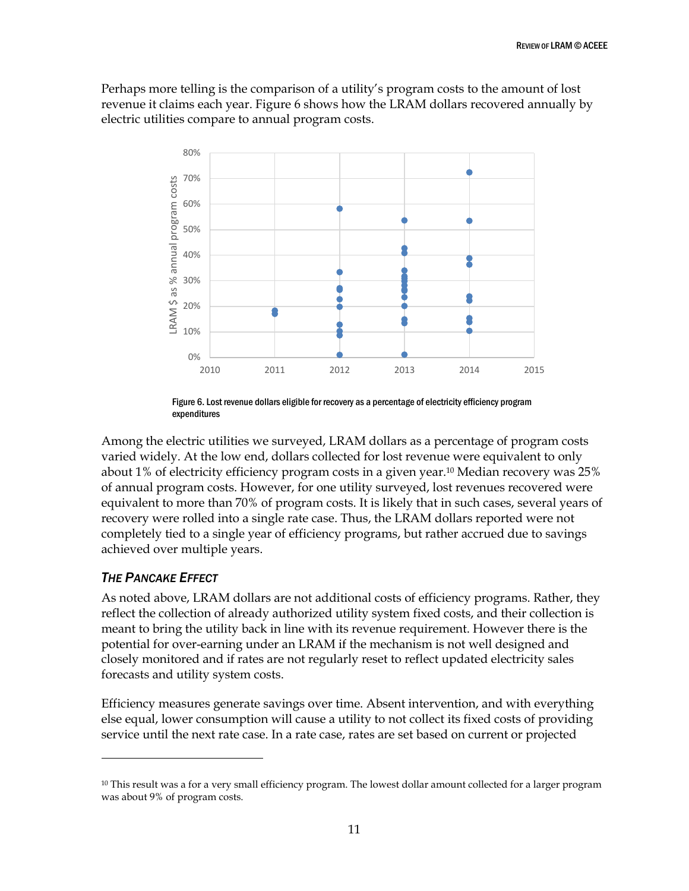Perhaps more telling is the comparison of a utility's program costs to the amount of lost revenue it claims each year. Figure 6 shows how the LRAM dollars recovered annually by electric utilities compare to annual program costs.

LRAM $ as % annual program costs

80%
70%
60%
50%
40%
30%
20%
10%
0%

2010
2011
2012
2013
2014
2015

Figure 6. Lost revenue dollars eligible for recovery as a percentage of electricity efficiency program expenditures

Among the electric utilities we surveyed, LRAM dollars as a percentage of program costs varied widely. At the low end, dollars collected for lost revenue were equivalent to only about 1% of electricity efficiency program costs in a given year.[10] Median recovery was 25% of annual program costs. However, for one utility surveyed, lost revenues recovered were equivalent to more than 70% of program costs. It is likely that in such cases, several years of recovery were rolled into a single rate case. Thus, the LRAM dollars reported were not completely tied to a single year of efficiency programs, but rather accrued due to savings achieved over multiple years.

### *The Pancake Effect*

As noted above, LRAM dollars are not additional costs of efficiency programs. Rather, they reflect the collection of already authorized utility system fixed costs, and their collection is meant to bring the utility back in line with its revenue requirement. However there is the potential for over-earning under an LRAM if the mechanism is not well designed and closely monitored and if rates are not regularly reset to reflect updated electricity sales forecasts and utility system costs.

Efficiency measures generate savings over time. Absent intervention, and with everything else equal, lower consumption will cause a utility to not collect its fixed costs of providing service until the next rate case. In a rate case, rates are set based on current or projected

[10] This result was a for a very small efficiency program. The lowest dollar amount collected for a larger program was about 9% of program costs.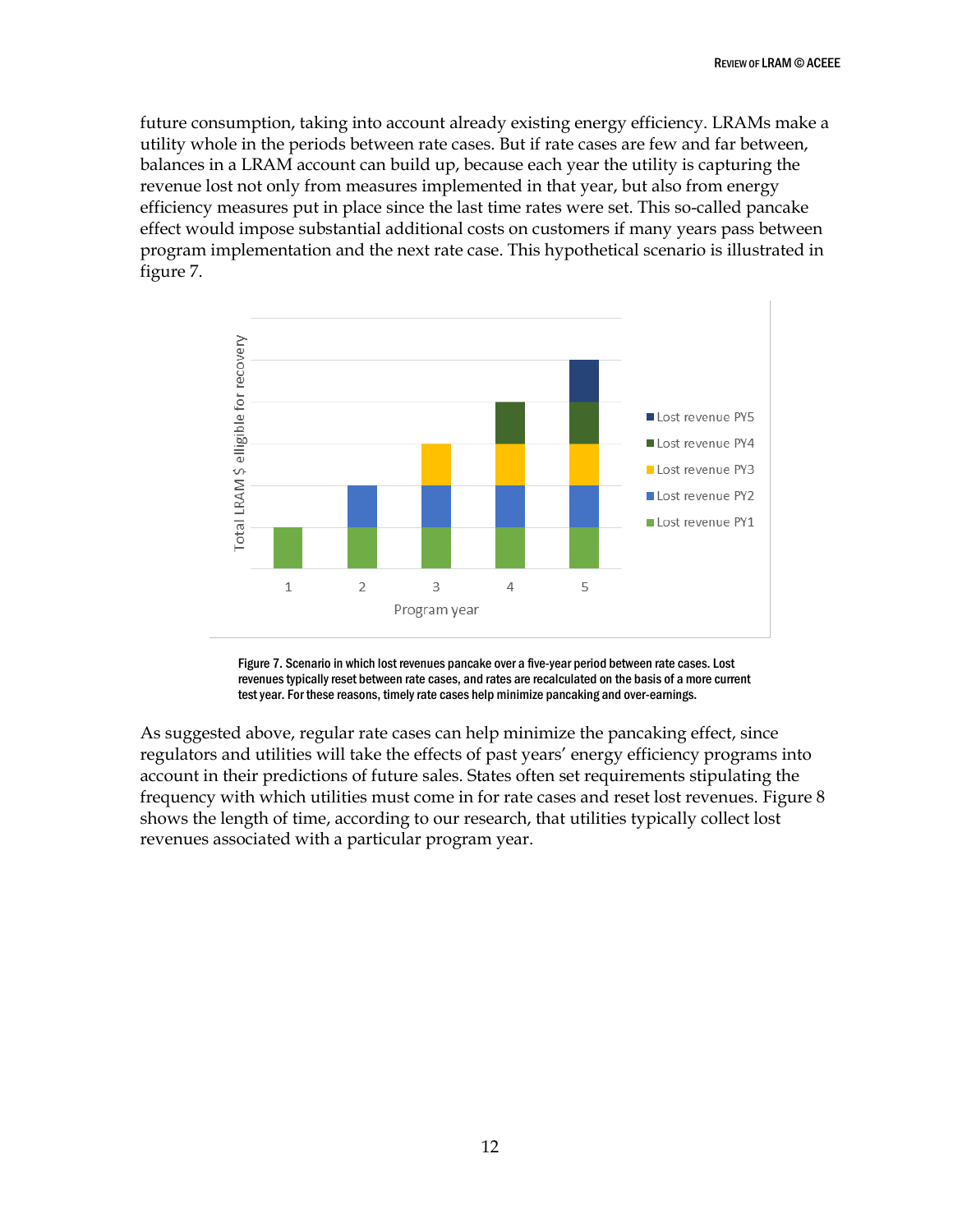future consumption, taking into account already existing energy efficiency. LRAMs make a utility whole in the periods between rate cases. But if rate cases are few and far between, balances in a LRAM account can build up, because each year the utility is capturing the revenue lost not only from measures implemented in that year, but also from energy efficiency measures put in place since the last time rates were set. This so-called pancake effect would impose substantial additional costs on customers if many years pass between program implementation and the next rate case. This hypothetical scenario is illustrated in figure 7.

Total LRAM $ elligible for recovery

1
2
3
4
5

Program year

Lost revenue PY5
Lost revenue PY4
Lost revenue PY3
Lost revenue PY2
Lost revenue PY1

Figure 7. Scenario in which lost revenues pancake over a five-year period between rate cases. Lost revenues typically reset between rate cases, and rates are recalculated on the basis of a more current test year. For these reasons, timely rate cases help minimize pancaking and over-earnings.

As suggested above, regular rate cases can help minimize the pancaking effect, since regulators and utilities will take the effects of past years' energy efficiency programs into account in their predictions of future sales. States often set requirements stipulating the frequency with which utilities must come in for rate cases and reset lost revenues. Figure 8 shows the length of time, according to our research, that utilities typically collect lost revenues associated with a particular program year.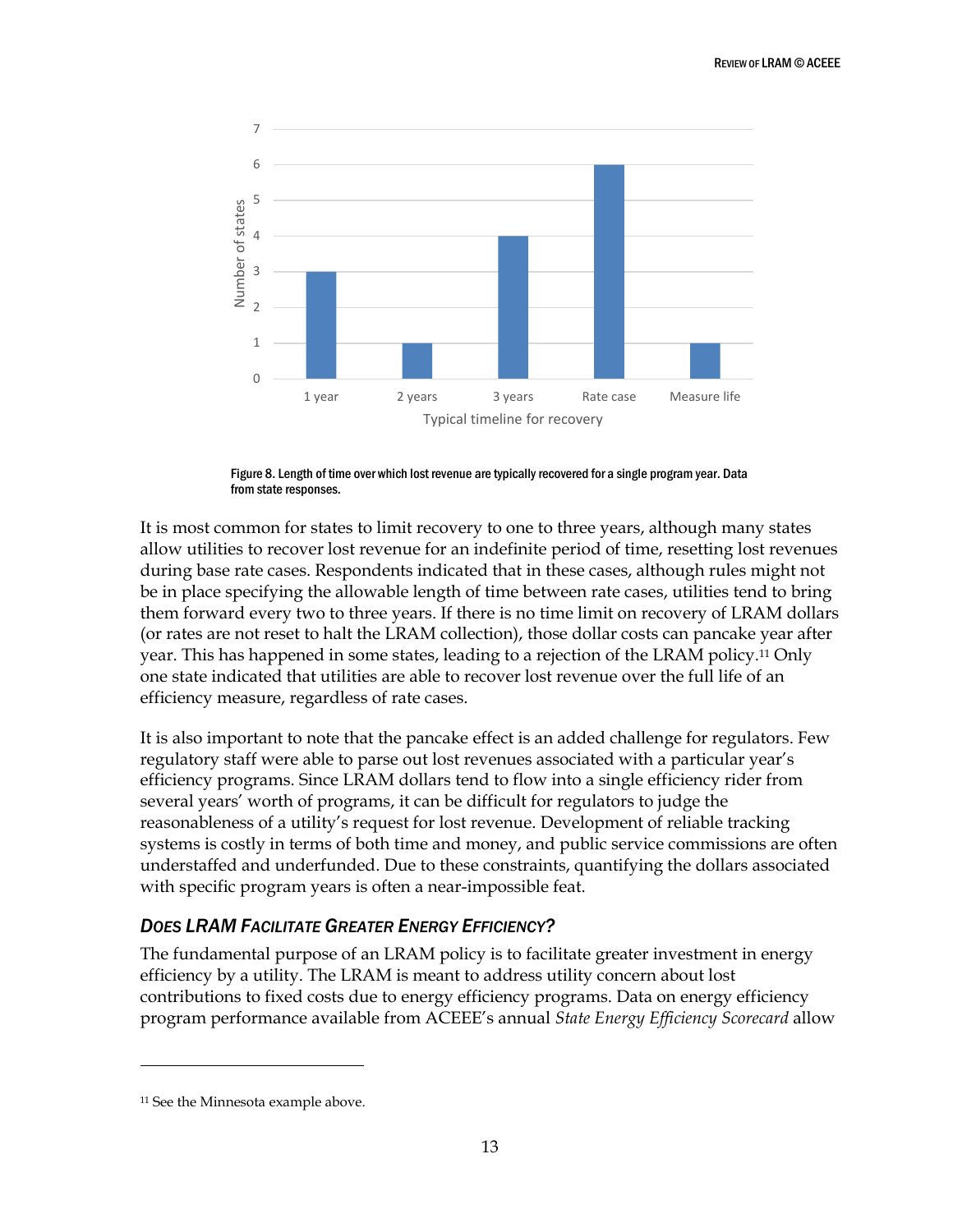Figure 8. Length of time over which lost revenue are typically recovered for a single program year. Data from state responses.

It is most common for states to limit recovery to one to three years, although many states allow utilities to recover lost revenue for an indefinite period of time, resetting lost revenues during base rate cases. Respondents indicated that in these cases, although rules might not be in place specifying the allowable length of time between rate cases, utilities tend to bring them forward every two to three years. If there is no time limit on recovery of LRAM dollars (or rates are not reset to halt the LRAM collection), those dollar costs can pancake year after year. This has happened in some states, leading to a rejection of the LRAM policy.[11] Only one state indicated that utilities are able to recover lost revenue over the full life of an efficiency measure, regardless of rate cases.

It is also important to note that the pancake effect is an added challenge for regulators. Few regulatory staff were able to parse out lost revenues associated with a particular year's efficiency programs. Since LRAM dollars tend to flow into a single efficiency rider from several years' worth of programs, it can be difficult for regulators to judge the reasonableness of a utility's request for lost revenue. Development of reliable tracking systems is costly in terms of both time and money, and public service commissions are often understaffed and underfunded. Due to these constraints, quantifying the dollars associated with specific program years is often a near-impossible feat.

### *Does LRAM Facilitate Greater Energy Efficiency?*

The fundamental purpose of an LRAM policy is to facilitate greater investment in energy efficiency by a utility. The LRAM is meant to address utility concern about lost contributions to fixed costs due to energy efficiency programs. Data on energy efficiency program performance available from ACEEE's annual *State Energy Efficiency Scorecard* allow

[11] See the Minnesota example above.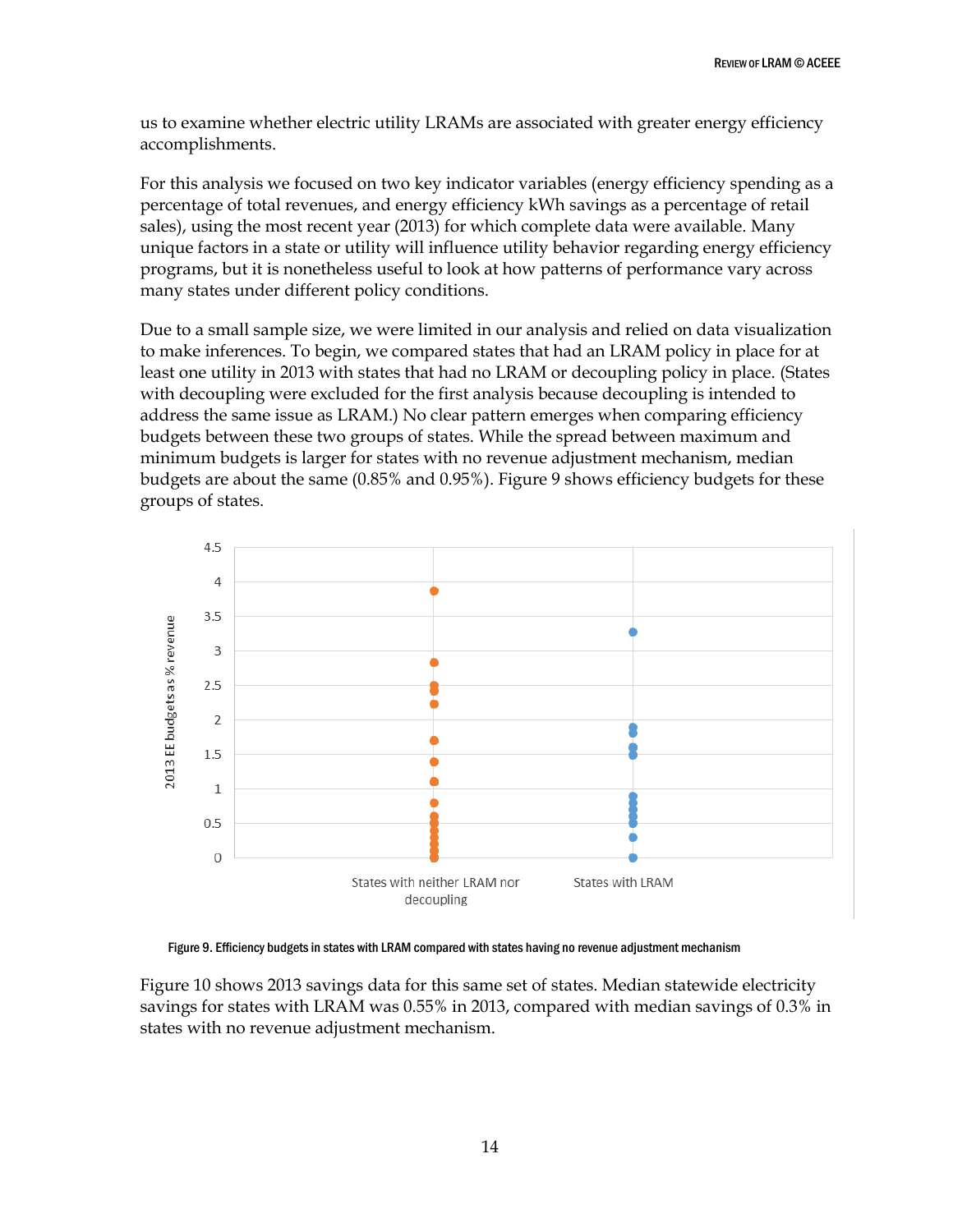us to examine whether electric utility LRAMs are associated with greater energy efficiency accomplishments.

For this analysis we focused on two key indicator variables (energy efficiency spending as a percentage of total revenues, and energy efficiency kWh savings as a percentage of retail sales), using the most recent year (2013) for which complete data were available. Many unique factors in a state or utility will influence utility behavior regarding energy efficiency programs, but it is nonetheless useful to look at how patterns of performance vary across many states under different policy conditions.

Due to a small sample size, we were limited in our analysis and relied on data visualization to make inferences. To begin, we compared states that had an LRAM policy in place for at least one utility in 2013 with states that had no LRAM or decoupling policy in place. (States with decoupling were excluded for the first analysis because decoupling is intended to address the same issue as LRAM.) No clear pattern emerges when comparing efficiency budgets between these two groups of states. While the spread between maximum and minimum budgets is larger for states with no revenue adjustment mechanism, median budgets are about the same (0.85% and 0.95%). Figure 9 shows efficiency budgets for these groups of states.

2013 EE budgets as % revenue

4.5
4
3.5
3
2.5
2
1.5
1
0.5
0

States with neither LRAM nor decoupling

States with LRAM

Figure 9. Efficiency budgets in states with LRAM compared with states having no revenue adjustment mechanism

Figure 10 shows 2013 savings data for this same set of states. Median statewide electricity savings for states with LRAM was 0.55% in 2013, compared with median savings of 0.3% in states with no revenue adjustment mechanism.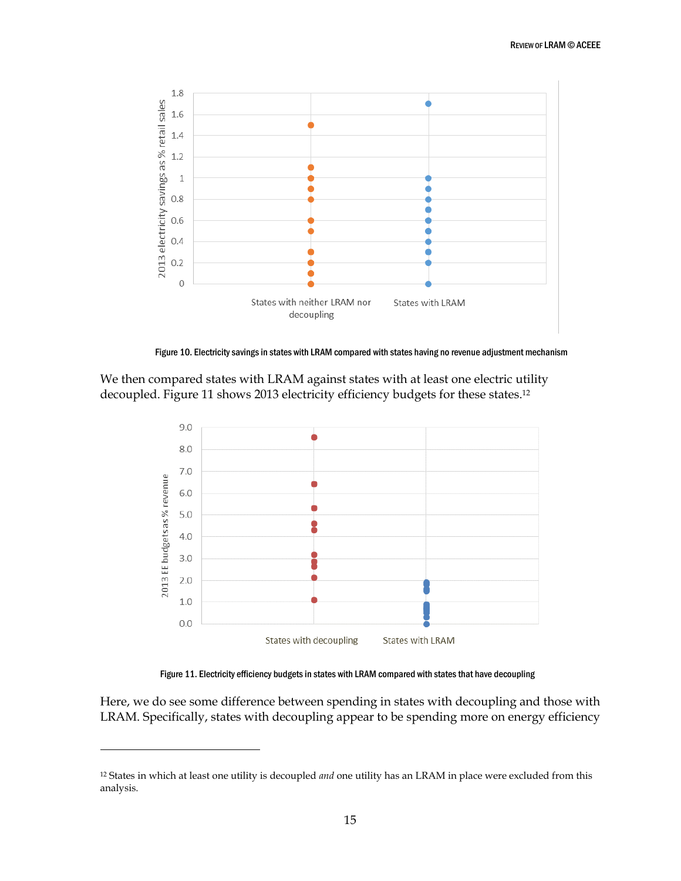1.8
1.6
1.4
1.2
1
0.8
0.6
0.4
0.2
0

2013 electricity savings as % retail sales

States with neither LRAM nor decoupling

States with LRAM

Figure 10. Electricity savings in states with LRAM compared with states having no revenue adjustment mechanism

We then compared states with LRAM against states with at least one electric utility decoupled. Figure 11 shows 2013 electricity efficiency budgets for these states.[12]

9.0
8.0
7.0
6.0
5.0
4.0
3.0
2.0
1.0
0.0

2013 EE budgets as % revenue

States with decoupling

States with LRAM

Figure 11. Electricity efficiency budgets in states with LRAM compared with states that have decoupling

Here, we do see some difference between spending in states with decoupling and those with LRAM. Specifically, states with decoupling appear to be spending more on energy efficiency

[12] States in which at least one utility is decoupled *and* one utility has an LRAM in place were excluded from this analysis.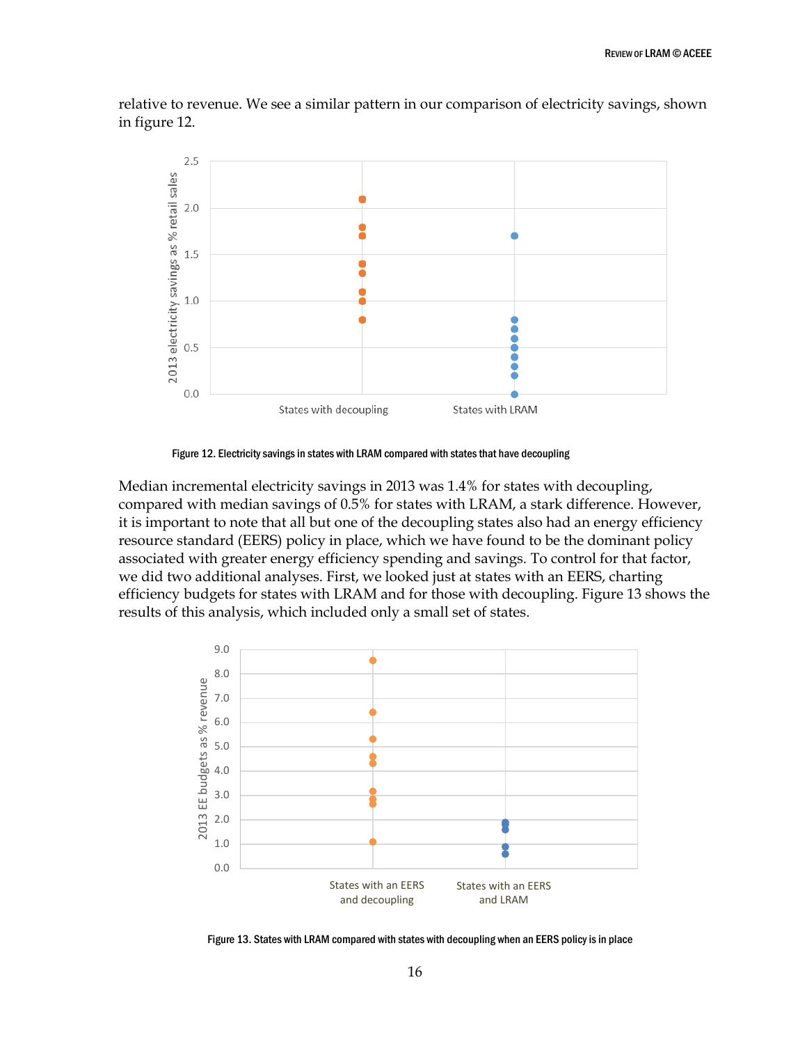relative to revenue. We see a similar pattern in our comparison of electricity savings, shown in figure 12.

2013 electricity savings as % retail sales
2.5
2.0
1.5
1.0
0.5
0.0
States with decoupling
States with LRAM

Figure 12. Electricity savings in states with LRAM compared with states that have decoupling

Median incremental electricity savings in 2013 was 1.4% for states with decoupling, compared with median savings of 0.5% for states with LRAM, a stark difference. However, it is important to note that all but one of the decoupling states also had an energy efficiency resource standard (EERS) policy in place, which we have found to be the dominant policy associated with greater energy efficiency spending and savings. To control for that factor, we did two additional analyses. First, we looked just at states with an EERS, charting efficiency budgets for states with LRAM and for those with decoupling. Figure 13 shows the results of this analysis, which included only a small set of states.

2013 EE budgets as % revenue
9.0
8.0
7.0
6.0
5.0
4.0
3.0
2.0
1.0
0.0
States with an EERS and decoupling
States with an EERS and LRAM

Figure 13. States with LRAM compared with states with decoupling when an EERS policy is in place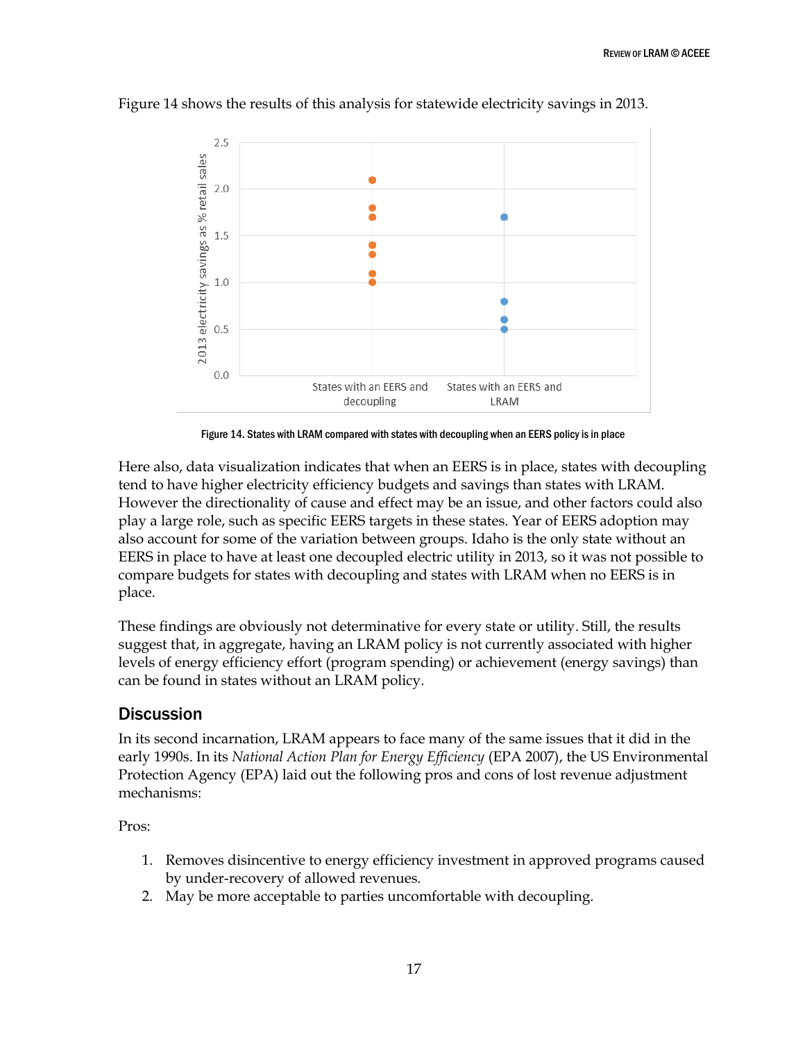Figure 14 shows the results of this analysis for statewide electricity savings in 2013.

2013 electricity savings as % retail sales

2.5
2.0
1.5
1.0
0.5
0.0

States with an EERS and decoupling

States with an EERS and LRAM

Figure 14. States with LRAM compared with states with decoupling when an EERS policy is in place

Here also, data visualization indicates that when an EERS is in place, states with decoupling tend to have higher electricity efficiency budgets and savings than states with LRAM. However the directionality of cause and effect may be an issue, and other factors could also play a large role, such as specific EERS targets in these states. Year of EERS adoption may also account for some of the variation between groups. Idaho is the only state without an EERS in place to have at least one decoupled electric utility in 2013, so it was not possible to compare budgets for states with decoupling and states with LRAM when no EERS is in place.

These findings are obviously not determinative for every state or utility. Still, the results suggest that, in aggregate, having an LRAM policy is not currently associated with higher levels of energy efficiency effort (program spending) or achievement (energy savings) than can be found in states without an LRAM policy.

## Discussion

In its second incarnation, LRAM appears to face many of the same issues that it did in the early 1990s. In its *National Action Plan for Energy Efficiency* (EPA 2007), the US Environmental Protection Agency (EPA) laid out the following pros and cons of lost revenue adjustment mechanisms:

Pros:

1. Removes disincentive to energy efficiency investment in approved programs caused by under-recovery of allowed revenues.
2. May be more acceptable to parties uncomfortable with decoupling.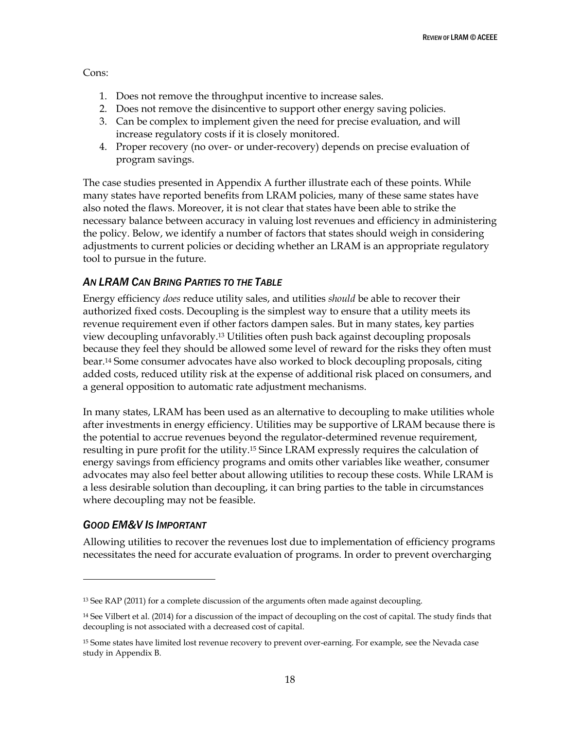Cons:

1. Does not remove the throughput incentive to increase sales.
2. Does not remove the disincentive to support other energy saving policies.
3. Can be complex to implement given the need for precise evaluation, and will increase regulatory costs if it is closely monitored.
4. Proper recovery (no over- or under-recovery) depends on precise evaluation of program savings.

The case studies presented in Appendix A further illustrate each of these points. While many states have reported benefits from LRAM policies, many of these same states have also noted the flaws. Moreover, it is not clear that states have been able to strike the necessary balance between accuracy in valuing lost revenues and efficiency in administering the policy. Below, we identify a number of factors that states should weigh in considering adjustments to current policies or deciding whether an LRAM is an appropriate regulatory tool to pursue in the future.

### *An LRAM Can Bring Parties to the Table*

Energy efficiency *does* reduce utility sales, and utilities *should* be able to recover their authorized fixed costs. Decoupling is the simplest way to ensure that a utility meets its revenue requirement even if other factors dampen sales. But in many states, key parties view decoupling unfavorably.[13] Utilities often push back against decoupling proposals because they feel they should be allowed some level of reward for the risks they often must bear.[14] Some consumer advocates have also worked to block decoupling proposals, citing added costs, reduced utility risk at the expense of additional risk placed on consumers, and a general opposition to automatic rate adjustment mechanisms.

In many states, LRAM has been used as an alternative to decoupling to make utilities whole after investments in energy efficiency. Utilities may be supportive of LRAM because there is the potential to accrue revenues beyond the regulator-determined revenue requirement, resulting in pure profit for the utility.[15] Since LRAM expressly requires the calculation of energy savings from efficiency programs and omits other variables like weather, consumer advocates may also feel better about allowing utilities to recoup these costs. While LRAM is a less desirable solution than decoupling, it can bring parties to the table in circumstances where decoupling may not be feasible.

### *Good EM&V Is Important*

Allowing utilities to recover the revenues lost due to implementation of efficiency programs necessitates the need for accurate evaluation of programs. In order to prevent overcharging

---

[13] See RAP (2011) for a complete discussion of the arguments often made against decoupling.

[14] See Vilbert et al. (2014) for a discussion of the impact of decoupling on the cost of capital. The study finds that decoupling is not associated with a decreased cost of capital.

[15] Some states have limited lost revenue recovery to prevent over-earning. For example, see the Nevada case study in Appendix B.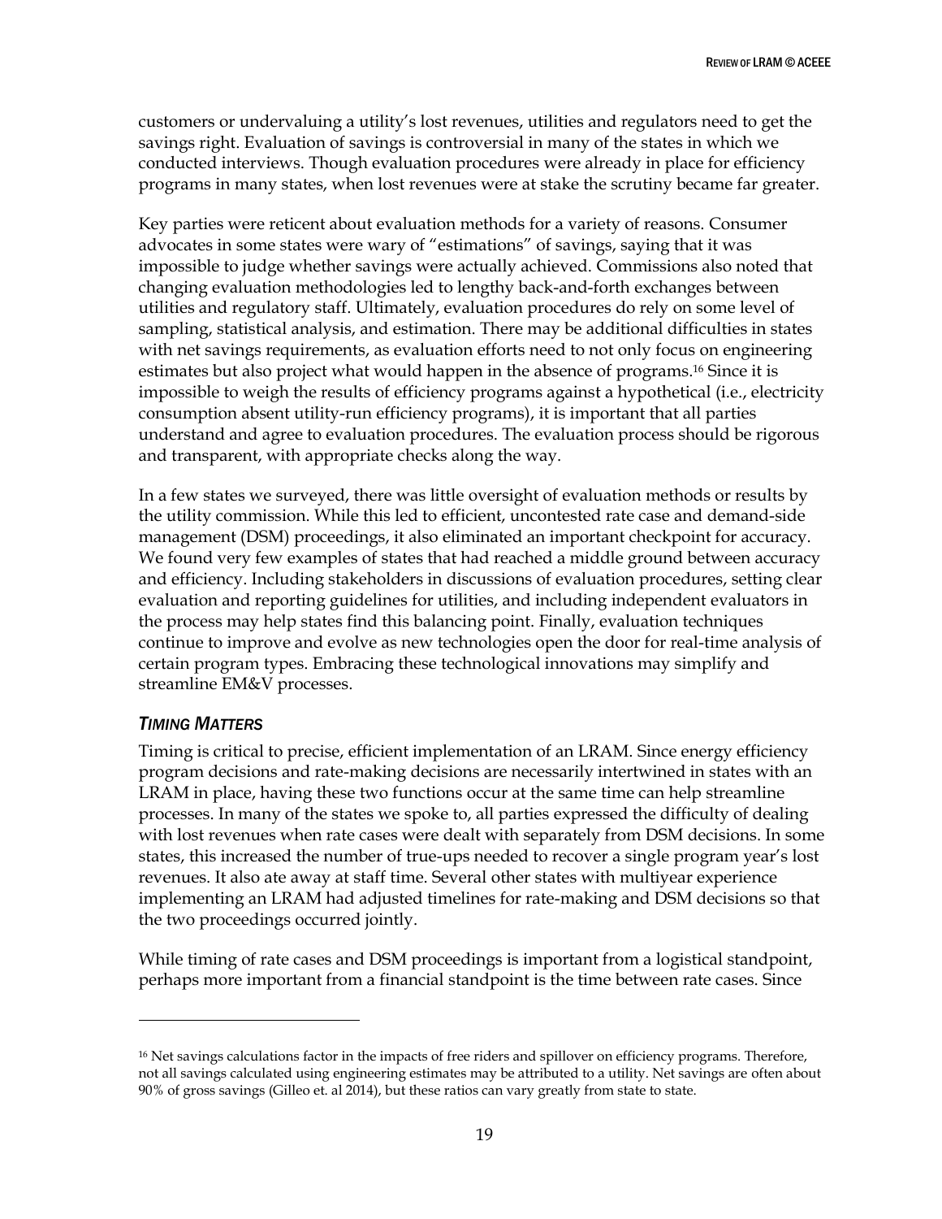customers or undervaluing a utility's lost revenues, utilities and regulators need to get the savings right. Evaluation of savings is controversial in many of the states in which we conducted interviews. Though evaluation procedures were already in place for efficiency programs in many states, when lost revenues were at stake the scrutiny became far greater.

Key parties were reticent about evaluation methods for a variety of reasons. Consumer advocates in some states were wary of "estimations" of savings, saying that it was impossible to judge whether savings were actually achieved. Commissions also noted that changing evaluation methodologies led to lengthy back-and-forth exchanges between utilities and regulatory staff. Ultimately, evaluation procedures do rely on some level of sampling, statistical analysis, and estimation. There may be additional difficulties in states with net savings requirements, as evaluation efforts need to not only focus on engineering estimates but also project what would happen in the absence of programs.[16] Since it is impossible to weigh the results of efficiency programs against a hypothetical (i.e., electricity consumption absent utility-run efficiency programs), it is important that all parties understand and agree to evaluation procedures. The evaluation process should be rigorous and transparent, with appropriate checks along the way.

In a few states we surveyed, there was little oversight of evaluation methods or results by the utility commission. While this led to efficient, uncontested rate case and demand-side management (DSM) proceedings, it also eliminated an important checkpoint for accuracy. We found very few examples of states that had reached a middle ground between accuracy and efficiency. Including stakeholders in discussions of evaluation procedures, setting clear evaluation and reporting guidelines for utilities, and including independent evaluators in the process may help states find this balancing point. Finally, evaluation techniques continue to improve and evolve as new technologies open the door for real-time analysis of certain program types. Embracing these technological innovations may simplify and streamline EM&V processes.

### *Timing Matters*

Timing is critical to precise, efficient implementation of an LRAM. Since energy efficiency program decisions and rate-making decisions are necessarily intertwined in states with an LRAM in place, having these two functions occur at the same time can help streamline processes. In many of the states we spoke to, all parties expressed the difficulty of dealing with lost revenues when rate cases were dealt with separately from DSM decisions. In some states, this increased the number of true-ups needed to recover a single program year's lost revenues. It also ate away at staff time. Several other states with multiyear experience implementing an LRAM had adjusted timelines for rate-making and DSM decisions so that the two proceedings occurred jointly.

While timing of rate cases and DSM proceedings is important from a logistical standpoint, perhaps more important from a financial standpoint is the time between rate cases. Since

---

[16] Net savings calculations factor in the impacts of free riders and spillover on efficiency programs. Therefore, not all savings calculated using engineering estimates may be attributed to a utility. Net savings are often about 90% of gross savings (Gilleo et. al 2014), but these ratios can vary greatly from state to state.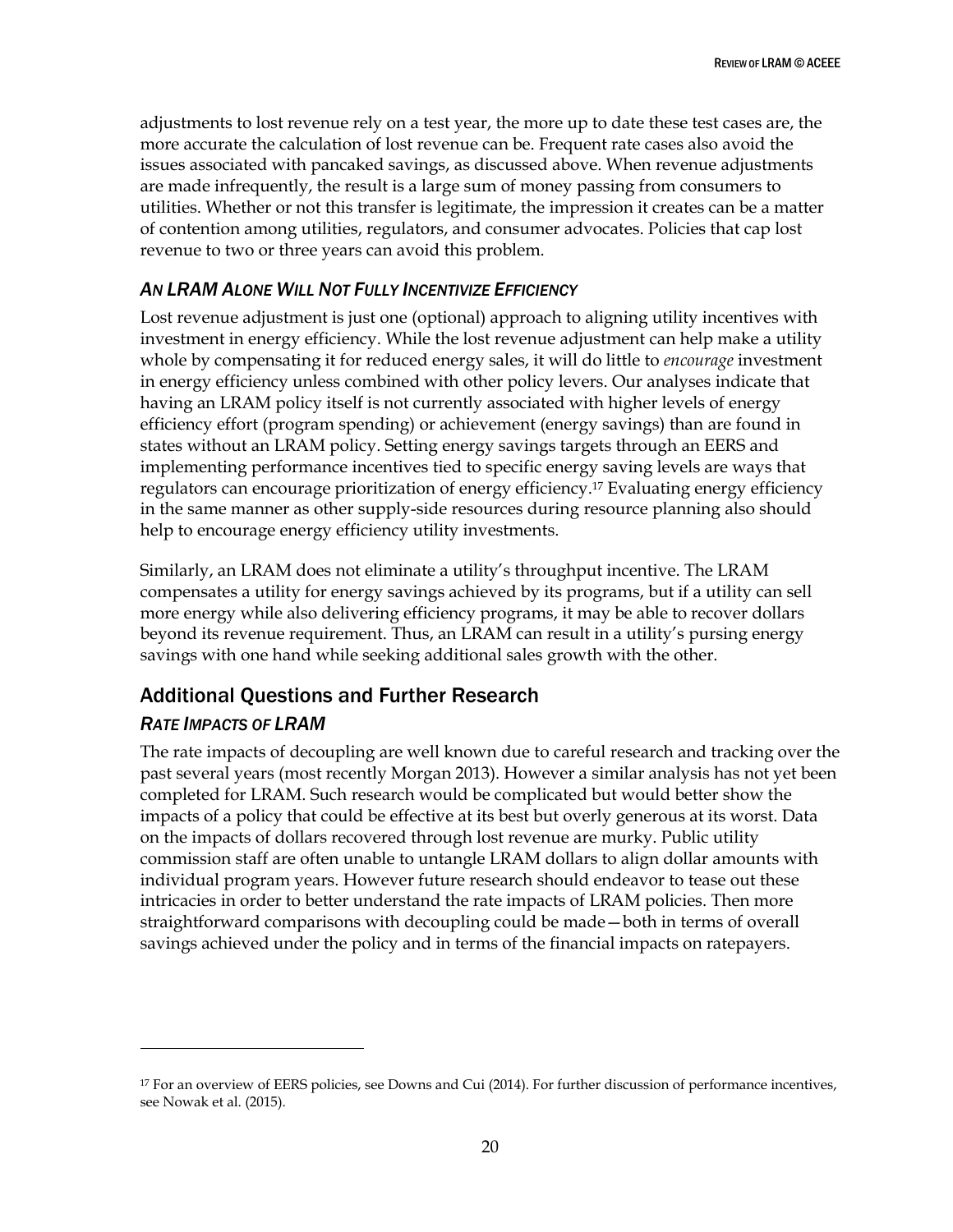adjustments to lost revenue rely on a test year, the more up to date these test cases are, the more accurate the calculation of lost revenue can be. Frequent rate cases also avoid the issues associated with pancaked savings, as discussed above. When revenue adjustments are made infrequently, the result is a large sum of money passing from consumers to utilities. Whether or not this transfer is legitimate, the impression it creates can be a matter of contention among utilities, regulators, and consumer advocates. Policies that cap lost revenue to two or three years can avoid this problem.

### *An LRAM Alone Will Not Fully Incentivize Efficiency*

Lost revenue adjustment is just one (optional) approach to aligning utility incentives with investment in energy efficiency. While the lost revenue adjustment can help make a utility whole by compensating it for reduced energy sales, it will do little to *encourage* investment in energy efficiency unless combined with other policy levers. Our analyses indicate that having an LRAM policy itself is not currently associated with higher levels of energy efficiency effort (program spending) or achievement (energy savings) than are found in states without an LRAM policy. Setting energy savings targets through an EERS and implementing performance incentives tied to specific energy saving levels are ways that regulators can encourage prioritization of energy efficiency.[17] Evaluating energy efficiency in the same manner as other supply-side resources during resource planning also should help to encourage energy efficiency utility investments.

Similarly, an LRAM does not eliminate a utility's throughput incentive. The LRAM compensates a utility for energy savings achieved by its programs, but if a utility can sell more energy while also delivering efficiency programs, it may be able to recover dollars beyond its revenue requirement. Thus, an LRAM can result in a utility's pursing energy savings with one hand while seeking additional sales growth with the other.

## Additional Questions and Further Research

### *Rate Impacts of LRAM*

The rate impacts of decoupling are well known due to careful research and tracking over the past several years (most recently Morgan 2013). However a similar analysis has not yet been completed for LRAM. Such research would be complicated but would better show the impacts of a policy that could be effective at its best but overly generous at its worst. Data on the impacts of dollars recovered through lost revenue are murky. Public utility commission staff are often unable to untangle LRAM dollars to align dollar amounts with individual program years. However future research should endeavor to tease out these intricacies in order to better understand the rate impacts of LRAM policies. Then more straightforward comparisons with decoupling could be made—both in terms of overall savings achieved under the policy and in terms of the financial impacts on ratepayers.

---

[17] For an overview of EERS policies, see Downs and Cui (2014). For further discussion of performance incentives, see Nowak et al. (2015).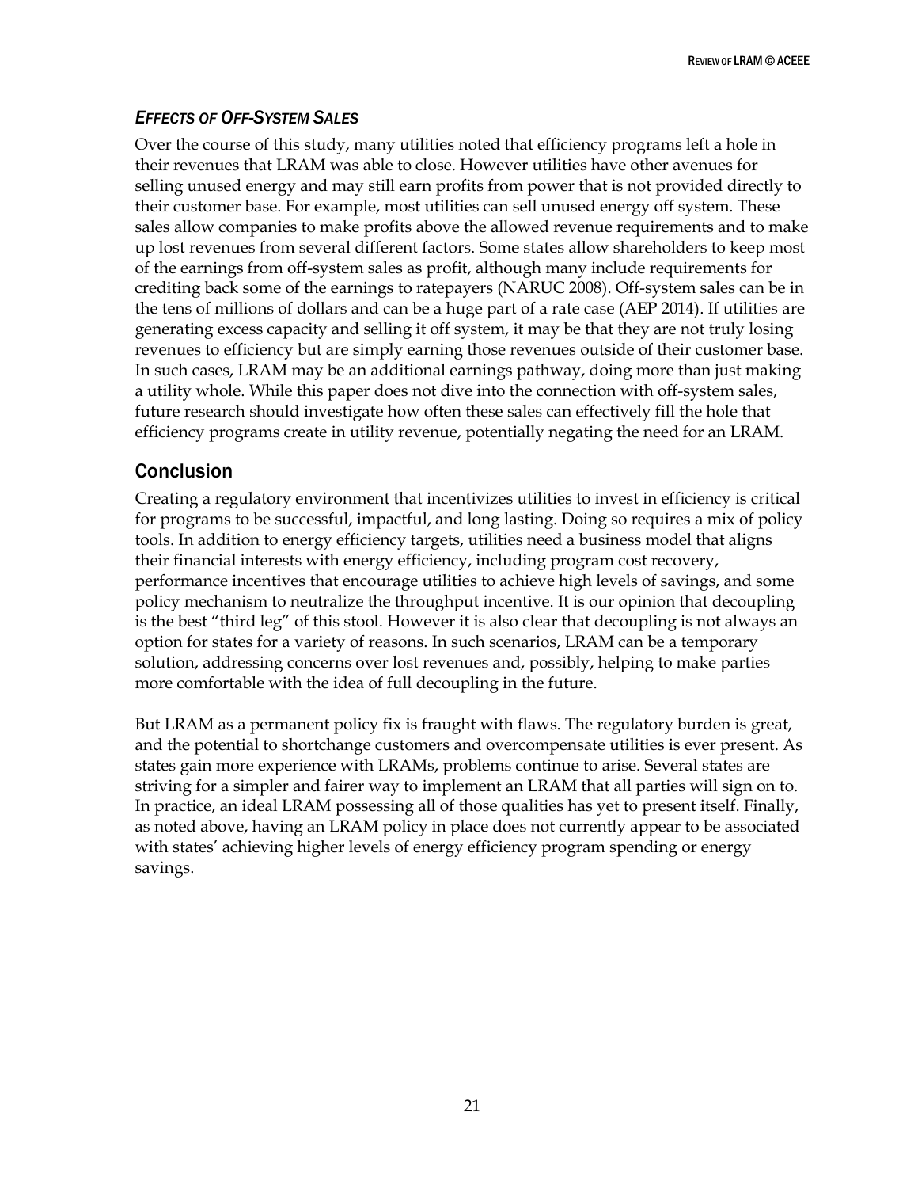### *Effects of Off-System Sales*

Over the course of this study, many utilities noted that efficiency programs left a hole in their revenues that LRAM was able to close. However utilities have other avenues for selling unused energy and may still earn profits from power that is not provided directly to their customer base. For example, most utilities can sell unused energy off system. These sales allow companies to make profits above the allowed revenue requirements and to make up lost revenues from several different factors. Some states allow shareholders to keep most of the earnings from off-system sales as profit, although many include requirements for crediting back some of the earnings to ratepayers (NARUC 2008). Off-system sales can be in the tens of millions of dollars and can be a huge part of a rate case (AEP 2014). If utilities are generating excess capacity and selling it off system, it may be that they are not truly losing revenues to efficiency but are simply earning those revenues outside of their customer base. In such cases, LRAM may be an additional earnings pathway, doing more than just making a utility whole. While this paper does not dive into the connection with off-system sales, future research should investigate how often these sales can effectively fill the hole that efficiency programs create in utility revenue, potentially negating the need for an LRAM.

## Conclusion

Creating a regulatory environment that incentivizes utilities to invest in efficiency is critical for programs to be successful, impactful, and long lasting. Doing so requires a mix of policy tools. In addition to energy efficiency targets, utilities need a business model that aligns their financial interests with energy efficiency, including program cost recovery, performance incentives that encourage utilities to achieve high levels of savings, and some policy mechanism to neutralize the throughput incentive. It is our opinion that decoupling is the best "third leg" of this stool. However it is also clear that decoupling is not always an option for states for a variety of reasons. In such scenarios, LRAM can be a temporary solution, addressing concerns over lost revenues and, possibly, helping to make parties more comfortable with the idea of full decoupling in the future.

But LRAM as a permanent policy fix is fraught with flaws. The regulatory burden is great, and the potential to shortchange customers and overcompensate utilities is ever present. As states gain more experience with LRAMs, problems continue to arise. Several states are striving for a simpler and fairer way to implement an LRAM that all parties will sign on to. In practice, an ideal LRAM possessing all of those qualities has yet to present itself. Finally, as noted above, having an LRAM policy in place does not currently appear to be associated with states' achieving higher levels of energy efficiency program spending or energy savings.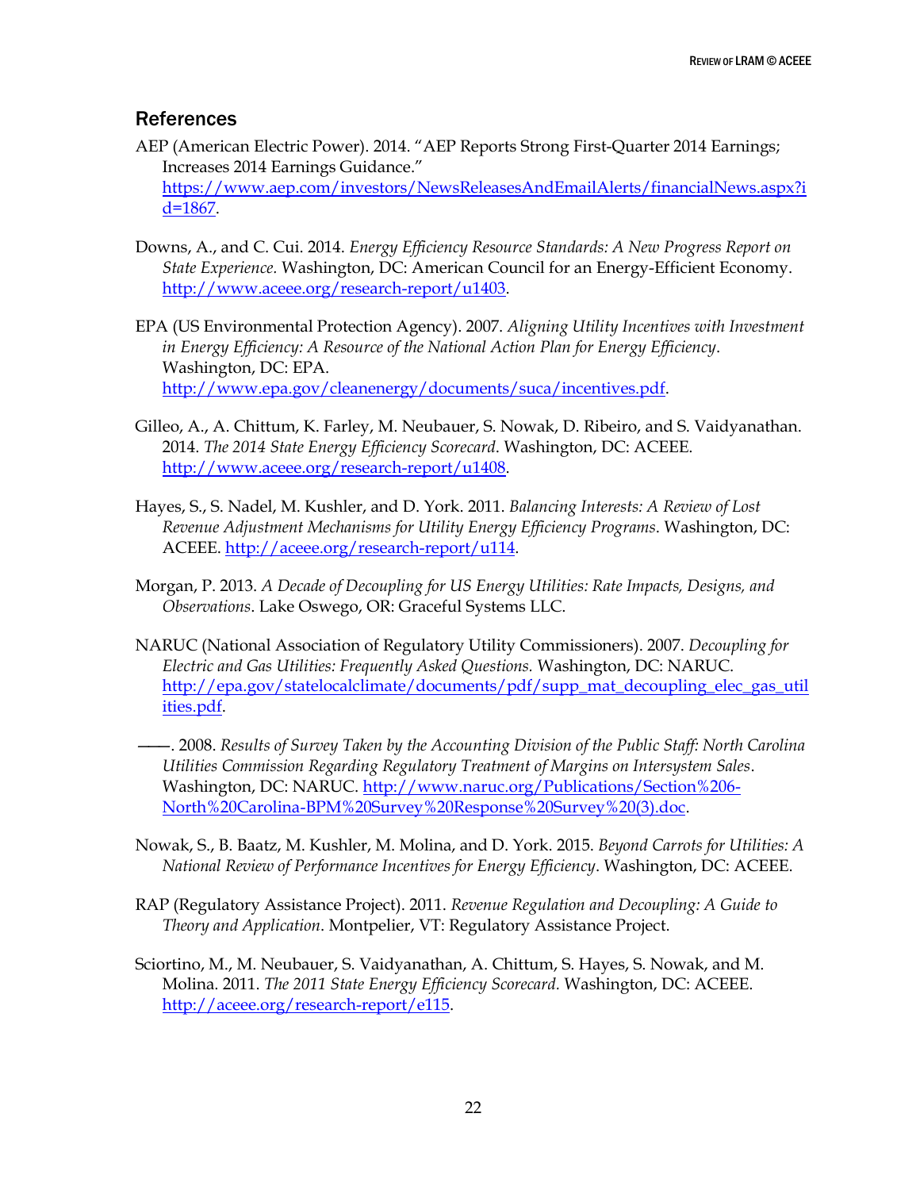## References

AEP (American Electric Power). 2014. "AEP Reports Strong First-Quarter 2014 Earnings; Increases 2014 Earnings Guidance." https://www.aep.com/investors/NewsReleasesAndEmailAlerts/financialNews.aspx?id=1867.

Downs, A., and C. Cui. 2014. *Energy Efficiency Resource Standards: A New Progress Report on State Experience.* Washington, DC: American Council for an Energy-Efficient Economy. http://www.aceee.org/research-report/u1403.

EPA (US Environmental Protection Agency). 2007. *Aligning Utility Incentives with Investment in Energy Efficiency: A Resource of the National Action Plan for Energy Efficiency*. Washington, DC: EPA. http://www.epa.gov/cleanenergy/documents/suca/incentives.pdf.

Gilleo, A., A. Chittum, K. Farley, M. Neubauer, S. Nowak, D. Ribeiro, and S. Vaidyanathan. 2014. *The 2014 State Energy Efficiency Scorecard*. Washington, DC: ACEEE. http://www.aceee.org/research-report/u1408.

Hayes, S., S. Nadel, M. Kushler, and D. York. 2011. *Balancing Interests: A Review of Lost Revenue Adjustment Mechanisms for Utility Energy Efficiency Programs*. Washington, DC: ACEEE. http://aceee.org/research-report/u114.

Morgan, P. 2013. *A Decade of Decoupling for US Energy Utilities: Rate Impacts, Designs, and Observations*. Lake Oswego, OR: Graceful Systems LLC.

NARUC (National Association of Regulatory Utility Commissioners). 2007. *Decoupling for Electric and Gas Utilities: Frequently Asked Questions.* Washington, DC: NARUC. http://epa.gov/statelocalclimate/documents/pdf/supp_mat_decoupling_elec_gas_utilities.pdf.

———. 2008. *Results of Survey Taken by the Accounting Division of the Public Staff: North Carolina Utilities Commission Regarding Regulatory Treatment of Margins on Intersystem Sales*. Washington, DC: NARUC. http://www.naruc.org/Publications/Section%206-North%20Carolina-BPM%20Survey%20Response%20Survey%20(3).doc.

Nowak, S., B. Baatz, M. Kushler, M. Molina, and D. York. 2015. *Beyond Carrots for Utilities: A National Review of Performance Incentives for Energy Efficiency*. Washington, DC: ACEEE.

RAP (Regulatory Assistance Project). 2011. *Revenue Regulation and Decoupling: A Guide to Theory and Application*. Montpelier, VT: Regulatory Assistance Project.

Sciortino, M., M. Neubauer, S. Vaidyanathan, A. Chittum, S. Hayes, S. Nowak, and M. Molina. 2011. *The 2011 State Energy Efficiency Scorecard.* Washington, DC: ACEEE. http://aceee.org/research-report/e115.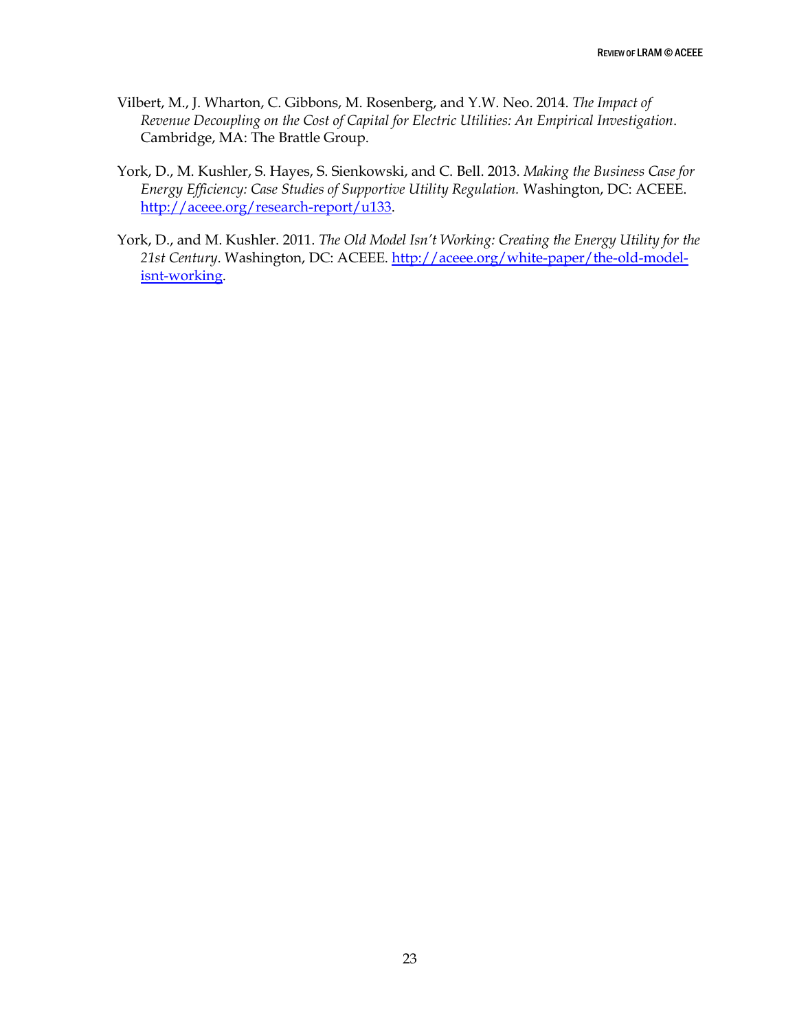Vilbert, M., J. Wharton, C. Gibbons, M. Rosenberg, and Y.W. Neo. 2014. *The Impact of Revenue Decoupling on the Cost of Capital for Electric Utilities: An Empirical Investigation*. Cambridge, MA: The Brattle Group.

York, D., M. Kushler, S. Hayes, S. Sienkowski, and C. Bell. 2013. *Making the Business Case for Energy Efficiency: Case Studies of Supportive Utility Regulation.* Washington, DC: ACEEE. http://aceee.org/research-report/u133.

York, D., and M. Kushler. 2011. *The Old Model Isn't Working: Creating the Energy Utility for the 21st Century*. Washington, DC: ACEEE. http://aceee.org/white-paper/the-old-model-isnt-working.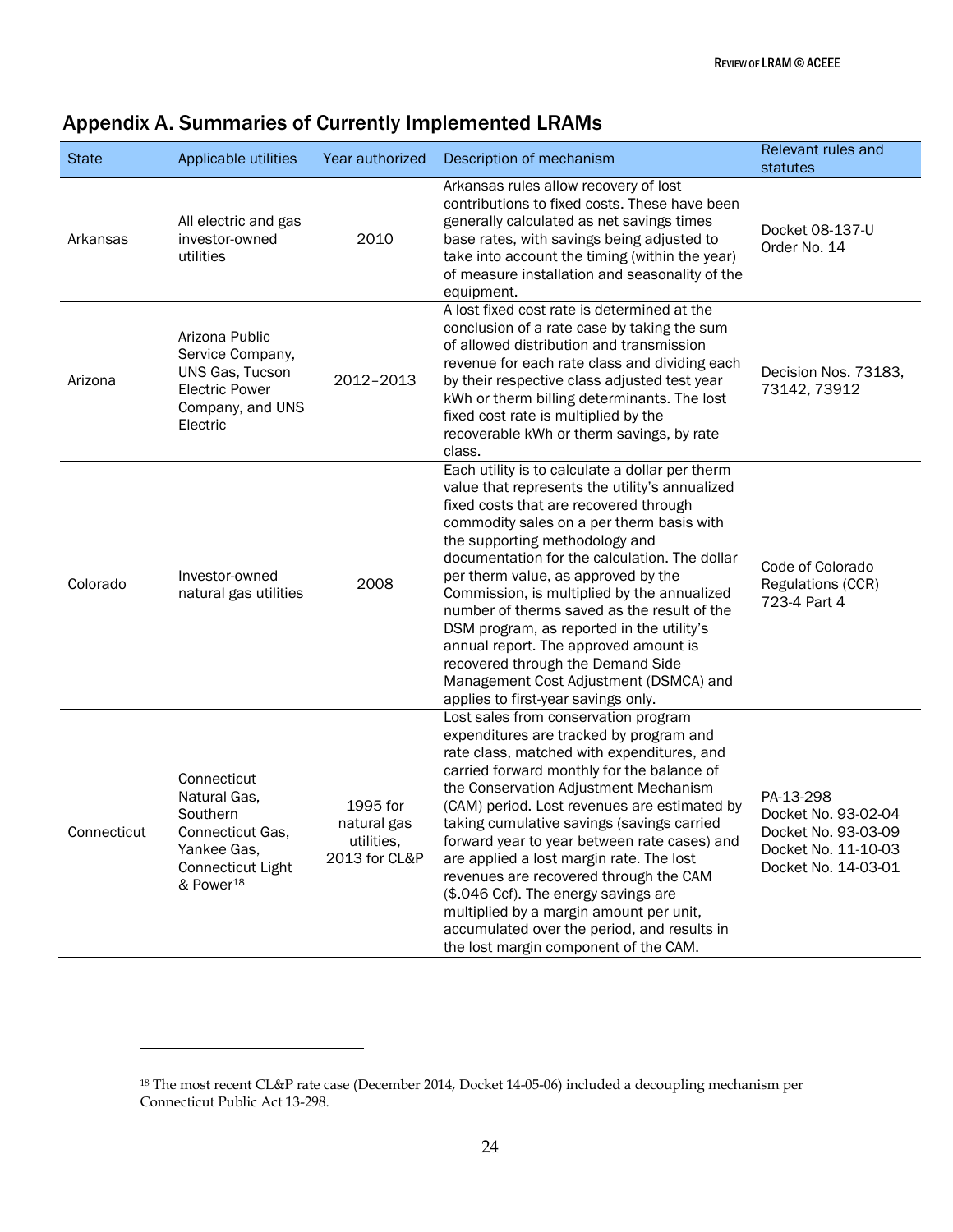## Appendix A. Summaries of Currently Implemented LRAMs

| State | Applicable utilities | Year authorized | Description of mechanism | Relevant rules and statutes |
|---|---|---|---|---|
| Arkansas | All electric and gas investor-owned utilities | 2010 | Arkansas rules allow recovery of lost contributions to fixed costs. These have been generally calculated as net savings times base rates, with savings being adjusted to take into account the timing (within the year) of measure installation and seasonality of the equipment. | Docket 08-137-U Order No. 14 |
| Arizona | Arizona Public Service Company, UNS Gas, Tucson Electric Power Company, and UNS Electric | 2012–2013 | A lost fixed cost rate is determined at the conclusion of a rate case by taking the sum of allowed distribution and transmission revenue for each rate class and dividing each by their respective class adjusted test year kWh or therm billing determinants. The lost fixed cost rate is multiplied by the recoverable kWh or therm savings, by rate class. | Decision Nos. 73183, 73142, 73912 |
| Colorado | Investor-owned natural gas utilities | 2008 | Each utility is to calculate a dollar per therm value that represents the utility's annualized fixed costs that are recovered through commodity sales on a per therm basis with the supporting methodology and documentation for the calculation. The dollar per therm value, as approved by the Commission, is multiplied by the annualized number of therms saved as the result of the DSM program, as reported in the utility's annual report. The approved amount is recovered through the Demand Side Management Cost Adjustment (DSMCA) and applies to first-year savings only. | Code of Colorado Regulations (CCR) 723-4 Part 4 |
| Connecticut | Connecticut Natural Gas, Southern Connecticut Gas, Yankee Gas, Connecticut Light & Power[18] | 1995 for natural gas utilities, 2013 for CL&P | Lost sales from conservation program expenditures are tracked by program and rate class, matched with expenditures, and carried forward monthly for the balance of the Conservation Adjustment Mechanism (CAM) period. Lost revenues are estimated by taking cumulative savings (savings carried forward year to year between rate cases) and are applied a lost margin rate. The lost revenues are recovered through the CAM ($.046 Ccf). The energy savings are multiplied by a margin amount per unit, accumulated over the period, and results in the lost margin component of the CAM. | PA-13-298 Docket No. 93-02-04 Docket No. 93-03-09 Docket No. 11-10-03 Docket No. 14-03-01 |

[18] The most recent CL&P rate case (December 2014, Docket 14-05-06) included a decoupling mechanism per Connecticut Public Act 13-298.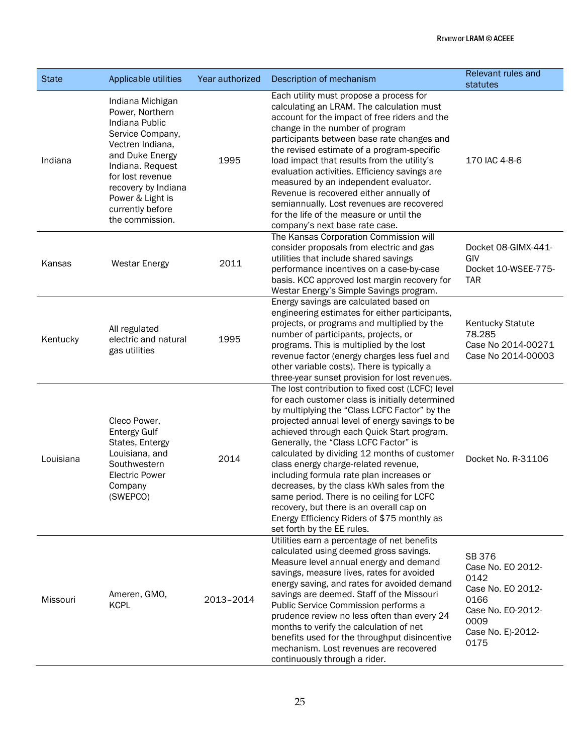| State | Applicable utilities | Year authorized | Description of mechanism | Relevant rules and statutes |
|---|---|---|---|---|
| Indiana | Indiana Michigan Power, Northern Indiana Public Service Company, Vectren Indiana, and Duke Energy Indiana. Request for lost revenue recovery by Indiana Power & Light is currently before the commission. | 1995 | Each utility must propose a process for calculating an LRAM. The calculation must account for the impact of free riders and the change in the number of program participants between base rate changes and the revised estimate of a program-specific load impact that results from the utility's evaluation activities. Efficiency savings are measured by an independent evaluator. Revenue is recovered either annually of semiannually. Lost revenues are recovered for the life of the measure or until the company's next base rate case. | 170 IAC 4-8-6 |
| Kansas | Westar Energy | 2011 | The Kansas Corporation Commission will consider proposals from electric and gas utilities that include shared savings performance incentives on a case-by-case basis. KCC approved lost margin recovery for Westar Energy's Simple Savings program. | Docket 08-GIMX-441-GIV<br>Docket 10-WSEE-775-TAR |
| Kentucky | All regulated electric and natural gas utilities | 1995 | Energy savings are calculated based on engineering estimates for either participants, projects, or programs and multiplied by the number of participants, projects, or programs. This is multiplied by the lost revenue factor (energy charges less fuel and other variable costs). There is typically a three-year sunset provision for lost revenues. | Kentucky Statute 78.285<br>Case No 2014-00271<br>Case No 2014-00003 |
| Louisiana | Cleco Power, Entergy Gulf States, Entergy Louisiana, and Southwestern Electric Power Company (SWEPCO) | 2014 | The lost contribution to fixed cost (LCFC) level for each customer class is initially determined by multiplying the "Class LCFC Factor" by the projected annual level of energy savings to be achieved through each Quick Start program. Generally, the "Class LCFC Factor" is calculated by dividing 12 months of customer class energy charge-related revenue, including formula rate plan increases or decreases, by the class kWh sales from the same period. There is no ceiling for LCFC recovery, but there is an overall cap on Energy Efficiency Riders of $75 monthly as set forth by the EE rules. | Docket No. R-31106 |
| Missouri | Ameren, GMO, KCPL | 2013–2014 | Utilities earn a percentage of net benefits calculated using deemed gross savings. Measure level annual energy and demand savings, measure lives, rates for avoided energy saving, and rates for avoided demand savings are deemed. Staff of the Missouri Public Service Commission performs a prudence review no less often than every 24 months to verify the calculation of net benefits used for the throughput disincentive mechanism. Lost revenues are recovered continuously through a rider. | SB 376<br>Case No. EO 2012-0142<br>Case No. EO 2012-0166<br>Case No. EO-2012-0009<br>Case No. E)-2012-0175 |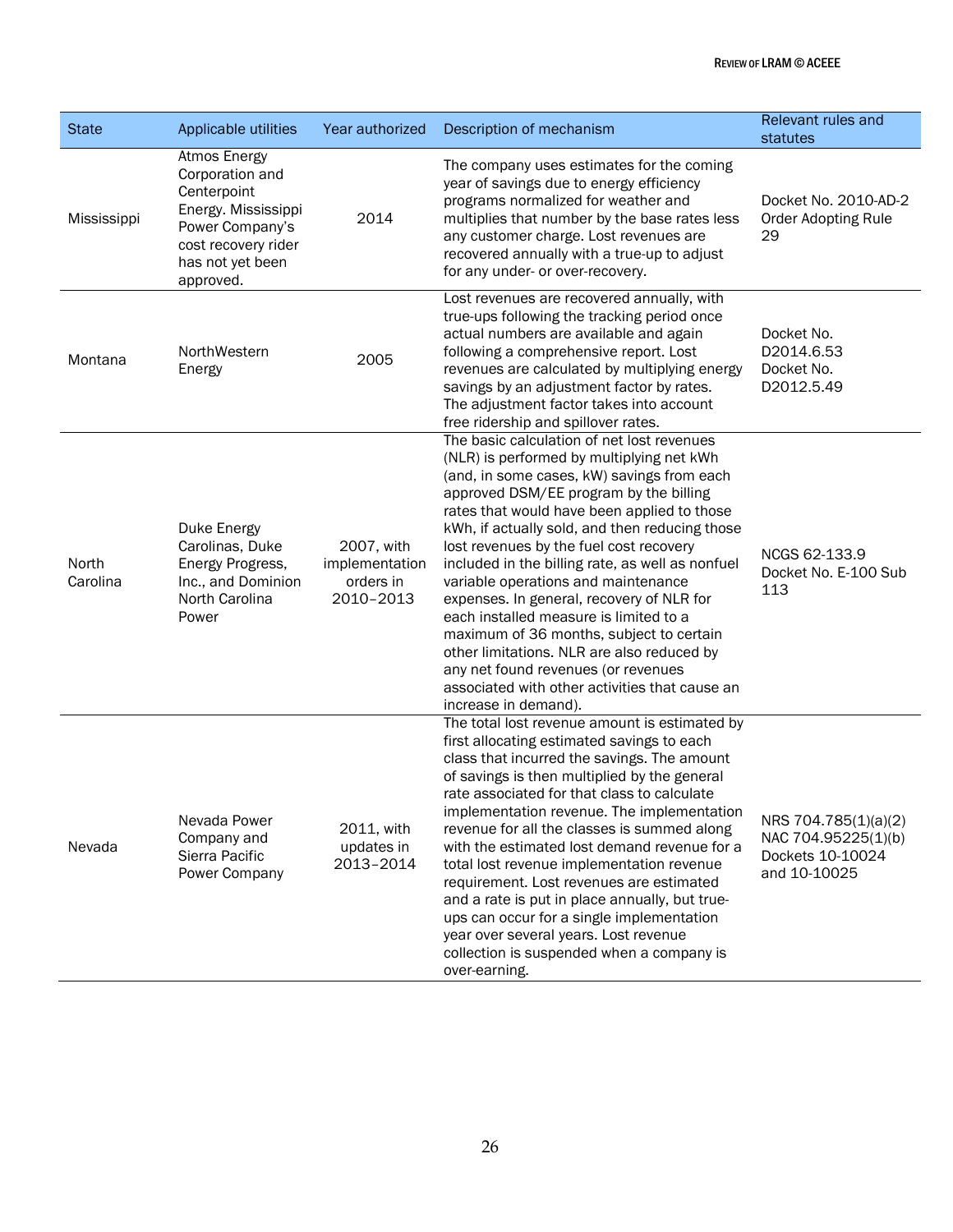| State | Applicable utilities | Year authorized | Description of mechanism | Relevant rules and statutes |
|---|---|---|---|---|
| Mississippi | Atmos Energy Corporation and Centerpoint Energy. Mississippi Power Company's cost recovery rider has not yet been approved. | 2014 | The company uses estimates for the coming year of savings due to energy efficiency programs normalized for weather and multiplies that number by the base rates less any customer charge. Lost revenues are recovered annually with a true-up to adjust for any under- or over-recovery. | Docket No. 2010-AD-2 Order Adopting Rule 29 |
| Montana | NorthWestern Energy | 2005 | Lost revenues are recovered annually, with true-ups following the tracking period once actual numbers are available and again following a comprehensive report. Lost revenues are calculated by multiplying energy savings by an adjustment factor by rates. The adjustment factor takes into account free ridership and spillover rates. | Docket No. D2014.6.53 Docket No. D2012.5.49 |
| North Carolina | Duke Energy Carolinas, Duke Energy Progress, Inc., and Dominion North Carolina Power | 2007, with implementation orders in 2010–2013 | The basic calculation of net lost revenues (NLR) is performed by multiplying net kWh (and, in some cases, kW) savings from each approved DSM/EE program by the billing rates that would have been applied to those kWh, if actually sold, and then reducing those lost revenues by the fuel cost recovery included in the billing rate, as well as nonfuel variable operations and maintenance expenses. In general, recovery of NLR for each installed measure is limited to a maximum of 36 months, subject to certain other limitations. NLR are also reduced by any net found revenues (or revenues associated with other activities that cause an increase in demand). | NCGS 62-133.9 Docket No. E-100 Sub 113 |
| Nevada | Nevada Power Company and Sierra Pacific Power Company | 2011, with updates in 2013–2014 | The total lost revenue amount is estimated by first allocating estimated savings to each class that incurred the savings. The amount of savings is then multiplied by the general rate associated for that class to calculate implementation revenue. The implementation revenue for all the classes is summed along with the estimated lost demand revenue for a total lost revenue implementation revenue requirement. Lost revenues are estimated and a rate is put in place annually, but true-ups can occur for a single implementation year over several years. Lost revenue collection is suspended when a company is over-earning. | NRS 704.785(1)(a)(2) NAC 704.95225(1)(b) Dockets 10-10024 and 10-10025 |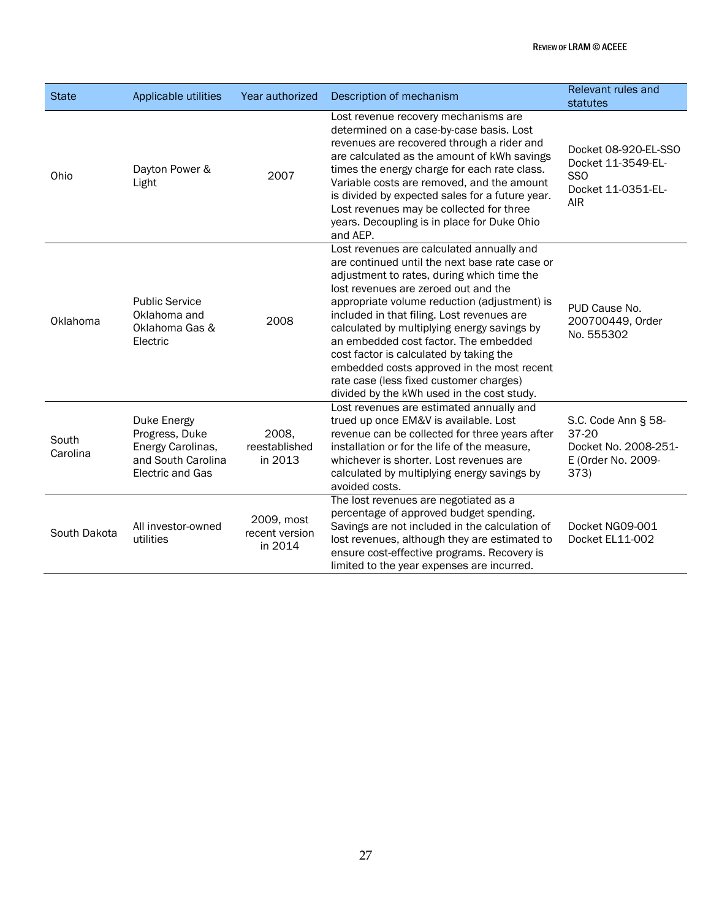| State | Applicable utilities | Year authorized | Description of mechanism | Relevant rules and statutes |
|---|---|---|---|---|
| Ohio | Dayton Power & Light | 2007 | Lost revenue recovery mechanisms are determined on a case-by-case basis. Lost revenues are recovered through a rider and are calculated as the amount of kWh savings times the energy charge for each rate class. Variable costs are removed, and the amount is divided by expected sales for a future year. Lost revenues may be collected for three years. Decoupling is in place for Duke Ohio and AEP. | Docket 08-920-EL-SSO<br>Docket 11-3549-EL-SSO<br>Docket 11-0351-EL-AIR |
| Oklahoma | Public Service Oklahoma and Oklahoma Gas & Electric | 2008 | Lost revenues are calculated annually and are continued until the next base rate case or adjustment to rates, during which time the lost revenues are zeroed out and the appropriate volume reduction (adjustment) is included in that filing. Lost revenues are calculated by multiplying energy savings by an embedded cost factor. The embedded cost factor is calculated by taking the embedded costs approved in the most recent rate case (less fixed customer charges) divided by the kWh used in the cost study. | PUD Cause No. 200700449, Order No. 555302 |
| South Carolina | Duke Energy Progress, Duke Energy Carolinas, and South Carolina Electric and Gas | 2008, reestablished in 2013 | Lost revenues are estimated annually and trued up once EM&V is available. Lost revenue can be collected for three years after installation or for the life of the measure, whichever is shorter. Lost revenues are calculated by multiplying energy savings by avoided costs. | S.C. Code Ann § 58-37-20<br>Docket No. 2008-251-E (Order No. 2009-373) |
| South Dakota | All investor-owned utilities | 2009, most recent version in 2014 | The lost revenues are negotiated as a percentage of approved budget spending. Savings are not included in the calculation of lost revenues, although they are estimated to ensure cost-effective programs. Recovery is limited to the year expenses are incurred. | Docket NG09-001<br>Docket EL11-002 |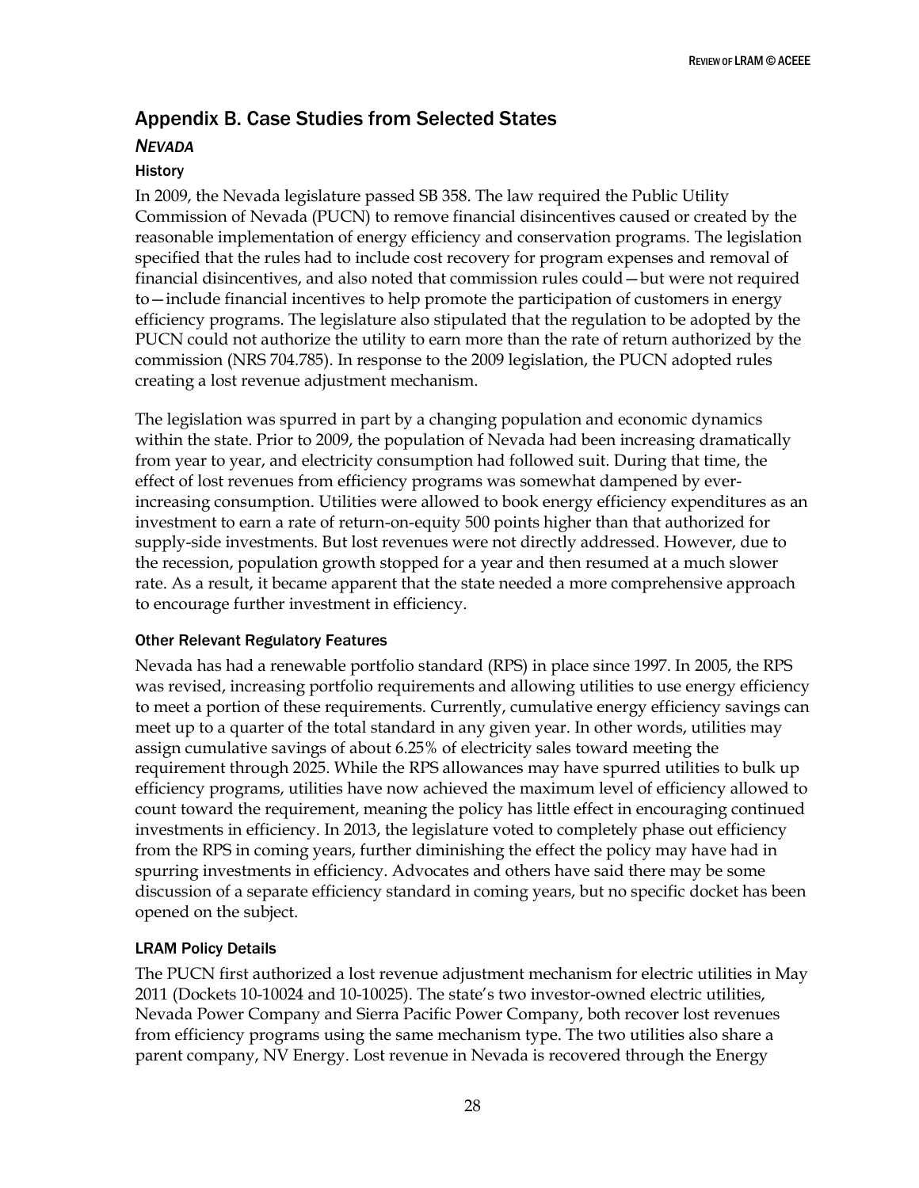# Appendix B. Case Studies from Selected States

## *NEVADA*

### History

In 2009, the Nevada legislature passed SB 358. The law required the Public Utility Commission of Nevada (PUCN) to remove financial disincentives caused or created by the reasonable implementation of energy efficiency and conservation programs. The legislation specified that the rules had to include cost recovery for program expenses and removal of financial disincentives, and also noted that commission rules could—but were not required to—include financial incentives to help promote the participation of customers in energy efficiency programs. The legislature also stipulated that the regulation to be adopted by the PUCN could not authorize the utility to earn more than the rate of return authorized by the commission (NRS 704.785). In response to the 2009 legislation, the PUCN adopted rules creating a lost revenue adjustment mechanism.

The legislation was spurred in part by a changing population and economic dynamics within the state. Prior to 2009, the population of Nevada had been increasing dramatically from year to year, and electricity consumption had followed suit. During that time, the effect of lost revenues from efficiency programs was somewhat dampened by ever-increasing consumption. Utilities were allowed to book energy efficiency expenditures as an investment to earn a rate of return-on-equity 500 points higher than that authorized for supply-side investments. But lost revenues were not directly addressed. However, due to the recession, population growth stopped for a year and then resumed at a much slower rate. As a result, it became apparent that the state needed a more comprehensive approach to encourage further investment in efficiency.

### Other Relevant Regulatory Features

Nevada has had a renewable portfolio standard (RPS) in place since 1997. In 2005, the RPS was revised, increasing portfolio requirements and allowing utilities to use energy efficiency to meet a portion of these requirements. Currently, cumulative energy efficiency savings can meet up to a quarter of the total standard in any given year. In other words, utilities may assign cumulative savings of about 6.25% of electricity sales toward meeting the requirement through 2025. While the RPS allowances may have spurred utilities to bulk up efficiency programs, utilities have now achieved the maximum level of efficiency allowed to count toward the requirement, meaning the policy has little effect in encouraging continued investments in efficiency. In 2013, the legislature voted to completely phase out efficiency from the RPS in coming years, further diminishing the effect the policy may have had in spurring investments in efficiency. Advocates and others have said there may be some discussion of a separate efficiency standard in coming years, but no specific docket has been opened on the subject.

### LRAM Policy Details

The PUCN first authorized a lost revenue adjustment mechanism for electric utilities in May 2011 (Dockets 10-10024 and 10-10025). The state's two investor-owned electric utilities, Nevada Power Company and Sierra Pacific Power Company, both recover lost revenues from efficiency programs using the same mechanism type. The two utilities also share a parent company, NV Energy. Lost revenue in Nevada is recovered through the Energy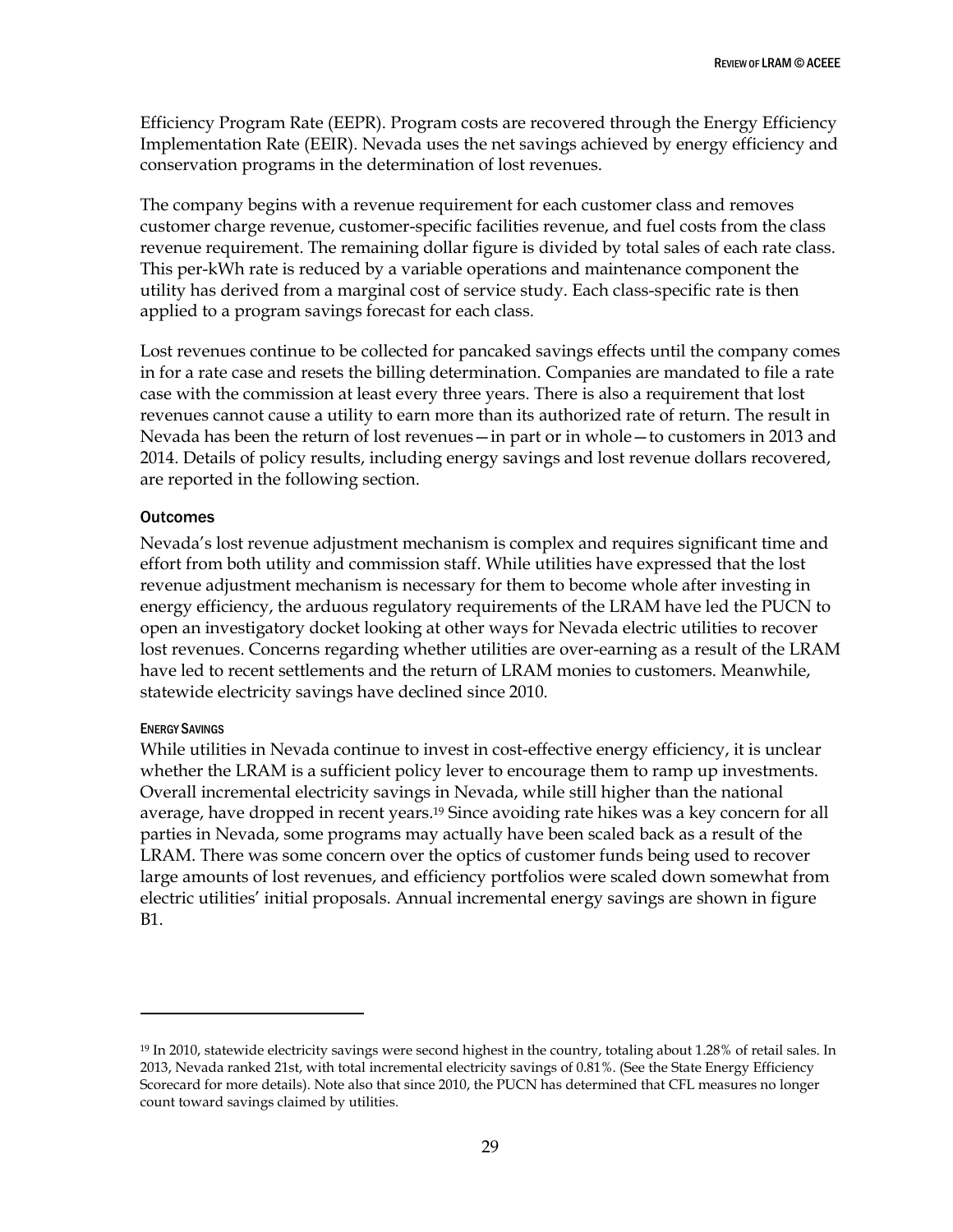Efficiency Program Rate (EEPR). Program costs are recovered through the Energy Efficiency Implementation Rate (EEIR). Nevada uses the net savings achieved by energy efficiency and conservation programs in the determination of lost revenues.

The company begins with a revenue requirement for each customer class and removes customer charge revenue, customer-specific facilities revenue, and fuel costs from the class revenue requirement. The remaining dollar figure is divided by total sales of each rate class. This per-kWh rate is reduced by a variable operations and maintenance component the utility has derived from a marginal cost of service study. Each class-specific rate is then applied to a program savings forecast for each class.

Lost revenues continue to be collected for pancaked savings effects until the company comes in for a rate case and resets the billing determination. Companies are mandated to file a rate case with the commission at least every three years. There is also a requirement that lost revenues cannot cause a utility to earn more than its authorized rate of return. The result in Nevada has been the return of lost revenues—in part or in whole—to customers in 2013 and 2014. Details of policy results, including energy savings and lost revenue dollars recovered, are reported in the following section.

### Outcomes

Nevada's lost revenue adjustment mechanism is complex and requires significant time and effort from both utility and commission staff. While utilities have expressed that the lost revenue adjustment mechanism is necessary for them to become whole after investing in energy efficiency, the arduous regulatory requirements of the LRAM have led the PUCN to open an investigatory docket looking at other ways for Nevada electric utilities to recover lost revenues. Concerns regarding whether utilities are over-earning as a result of the LRAM have led to recent settlements and the return of LRAM monies to customers. Meanwhile, statewide electricity savings have declined since 2010.

#### Energy Savings

While utilities in Nevada continue to invest in cost-effective energy efficiency, it is unclear whether the LRAM is a sufficient policy lever to encourage them to ramp up investments. Overall incremental electricity savings in Nevada, while still higher than the national average, have dropped in recent years.[19] Since avoiding rate hikes was a key concern for all parties in Nevada, some programs may actually have been scaled back as a result of the LRAM. There was some concern over the optics of customer funds being used to recover large amounts of lost revenues, and efficiency portfolios were scaled down somewhat from electric utilities' initial proposals. Annual incremental energy savings are shown in figure B1.

---

[19] In 2010, statewide electricity savings were second highest in the country, totaling about 1.28% of retail sales. In 2013, Nevada ranked 21st, with total incremental electricity savings of 0.81%. (See the State Energy Efficiency Scorecard for more details). Note also that since 2010, the PUCN has determined that CFL measures no longer count toward savings claimed by utilities.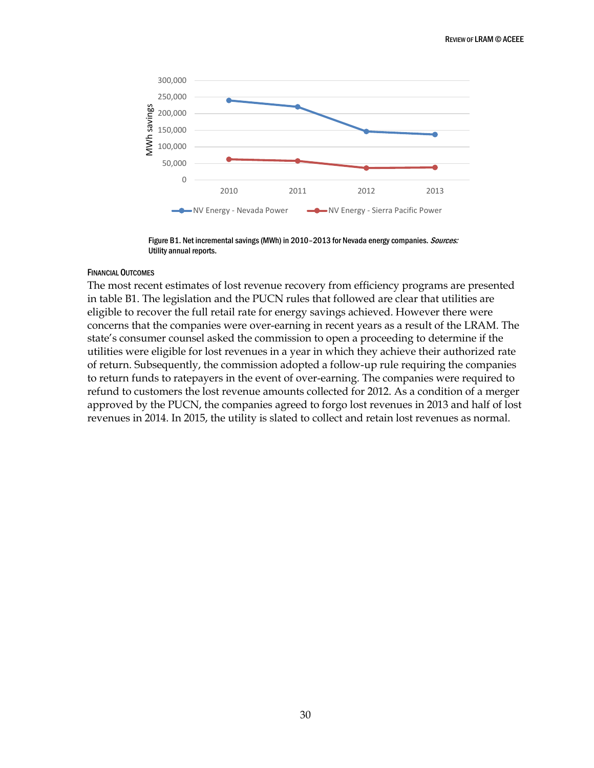300,000
250,000
200,000
150,000
100,000
50,000
0

MWh savings

2010 2011 2012 2013

NV Energy - Nevada Power   NV Energy - Sierra Pacific Power

Figure B1. Net incremental savings (MWh) in 2010–2013 for Nevada energy companies. *Sources:* Utility annual reports.

### Financial Outcomes

The most recent estimates of lost revenue recovery from efficiency programs are presented in table B1. The legislation and the PUCN rules that followed are clear that utilities are eligible to recover the full retail rate for energy savings achieved. However there were concerns that the companies were over-earning in recent years as a result of the LRAM. The state's consumer counsel asked the commission to open a proceeding to determine if the utilities were eligible for lost revenues in a year in which they achieve their authorized rate of return. Subsequently, the commission adopted a follow-up rule requiring the companies to return funds to ratepayers in the event of over-earning. The companies were required to refund to customers the lost revenue amounts collected for 2012. As a condition of a merger approved by the PUCN, the companies agreed to forgo lost revenues in 2013 and half of lost revenues in 2014. In 2015, the utility is slated to collect and retain lost revenues as normal.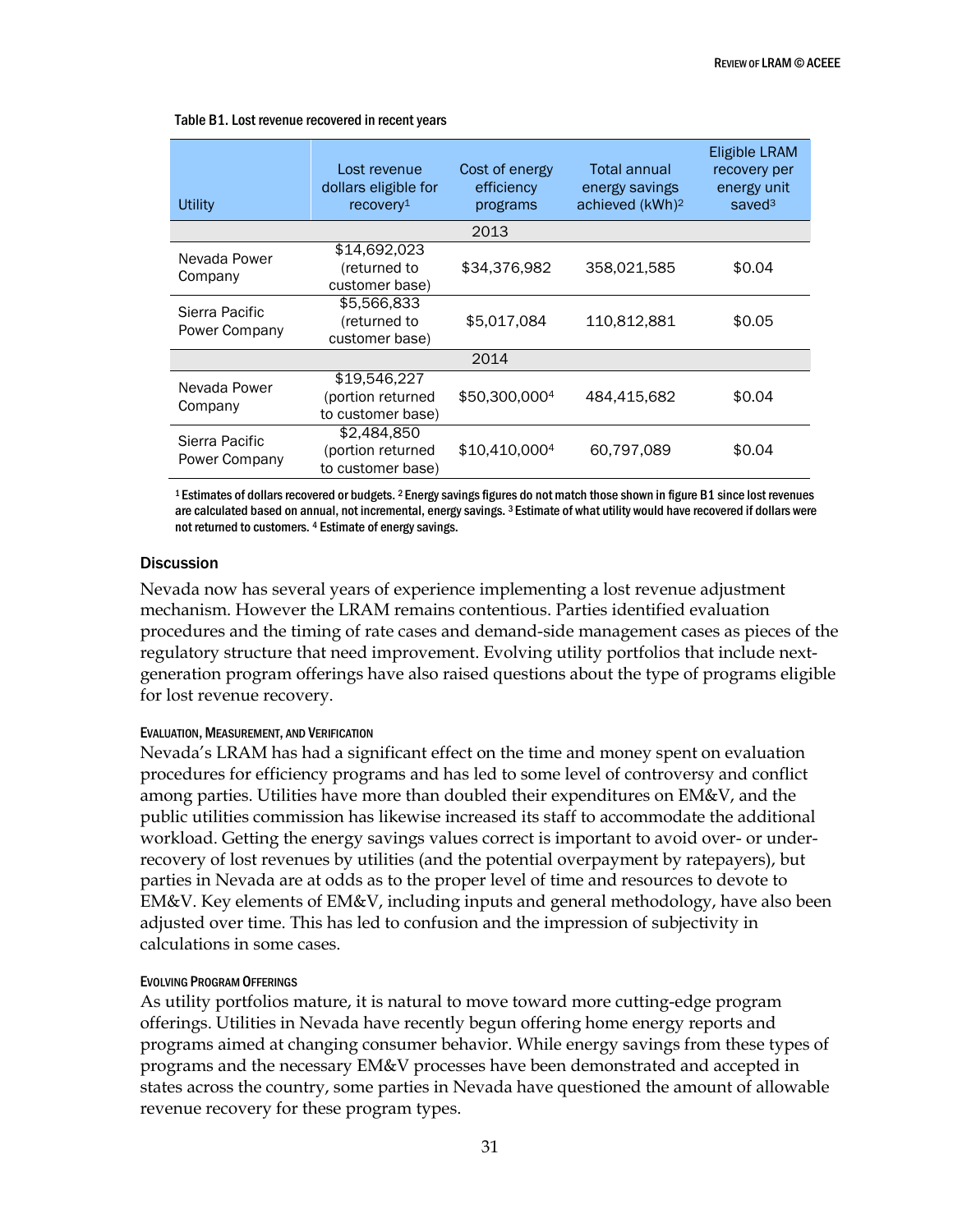Table B1. Lost revenue recovered in recent years

| Utility | Lost revenue dollars eligible for recovery[1] | Cost of energy efficiency programs | Total annual energy savings achieved (kWh)[2] | Eligible LRAM recovery per energy unit saved[3] |
|---|---|---|---|---|
| 2013 | | | | |
| Nevada Power Company | $14,692,023 (returned to customer base) | $34,376,982 | 358,021,585 | $0.04 |
| Sierra Pacific Power Company | $5,566,833 (returned to customer base) | $5,017,084 | 110,812,881 | $0.05 |
| 2014 | | | | |
| Nevada Power Company | $19,546,227 (portion returned to customer base) | $50,300,000[4] | 484,415,682 | $0.04 |
| Sierra Pacific Power Company | $2,484,850 (portion returned to customer base) | $10,410,000[4] | 60,797,089 | $0.04 |

[1] Estimates of dollars recovered or budgets. [2] Energy savings figures do not match those shown in figure B1 since lost revenues are calculated based on annual, not incremental, energy savings. [3] Estimate of what utility would have recovered if dollars were not returned to customers. [4] Estimate of energy savings.

### Discussion

Nevada now has several years of experience implementing a lost revenue adjustment mechanism. However the LRAM remains contentious. Parties identified evaluation procedures and the timing of rate cases and demand-side management cases as pieces of the regulatory structure that need improvement. Evolving utility portfolios that include next-generation program offerings have also raised questions about the type of programs eligible for lost revenue recovery.

#### Evaluation, Measurement, and Verification

Nevada's LRAM has had a significant effect on the time and money spent on evaluation procedures for efficiency programs and has led to some level of controversy and conflict among parties. Utilities have more than doubled their expenditures on EM&V, and the public utilities commission has likewise increased its staff to accommodate the additional workload. Getting the energy savings values correct is important to avoid over- or under-recovery of lost revenues by utilities (and the potential overpayment by ratepayers), but parties in Nevada are at odds as to the proper level of time and resources to devote to EM&V. Key elements of EM&V, including inputs and general methodology, have also been adjusted over time. This has led to confusion and the impression of subjectivity in calculations in some cases.

#### Evolving Program Offerings

As utility portfolios mature, it is natural to move toward more cutting-edge program offerings. Utilities in Nevada have recently begun offering home energy reports and programs aimed at changing consumer behavior. While energy savings from these types of programs and the necessary EM&V processes have been demonstrated and accepted in states across the country, some parties in Nevada have questioned the amount of allowable revenue recovery for these program types.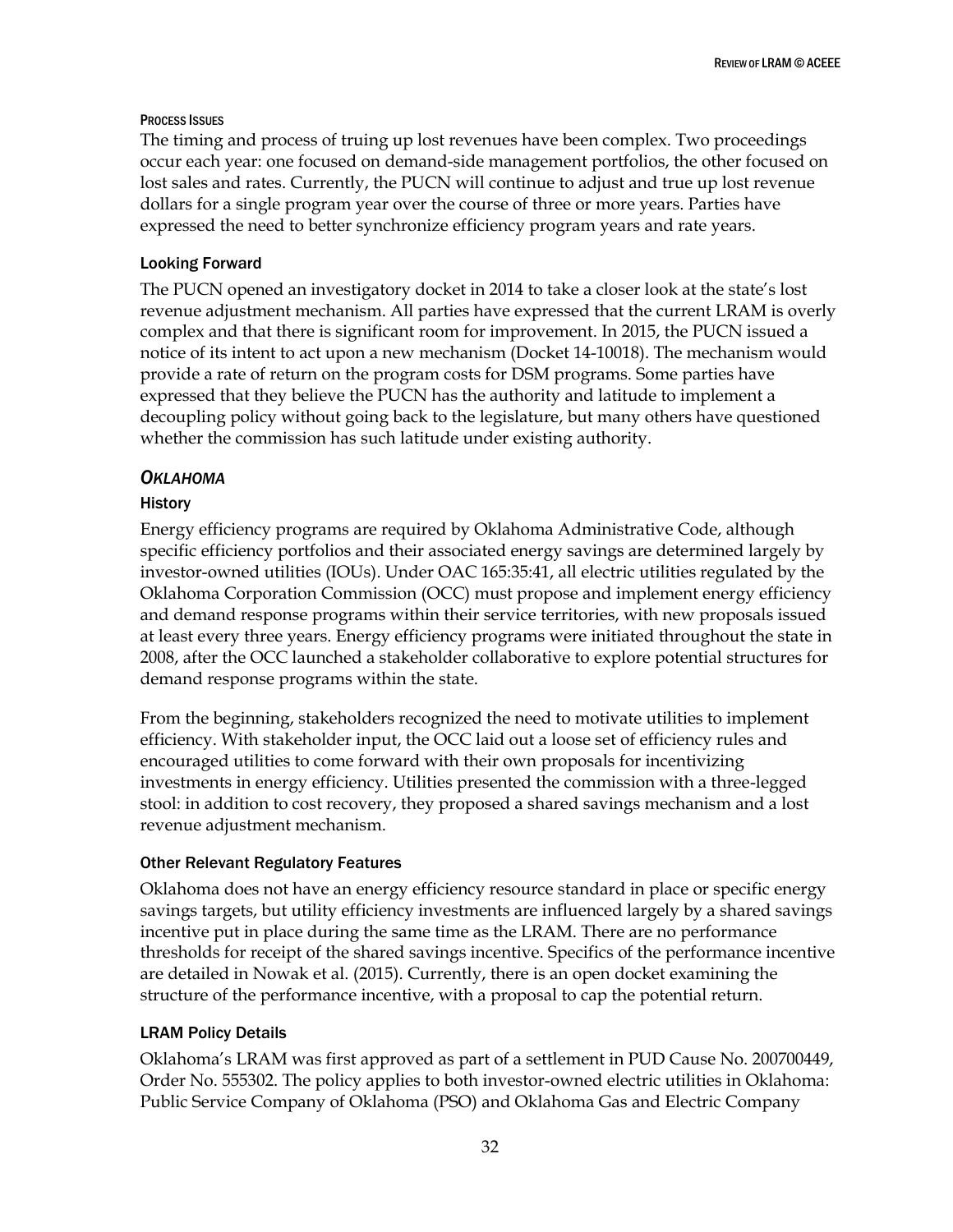#### Process Issues

The timing and process of truing up lost revenues have been complex. Two proceedings occur each year: one focused on demand-side management portfolios, the other focused on lost sales and rates. Currently, the PUCN will continue to adjust and true up lost revenue dollars for a single program year over the course of three or more years. Parties have expressed the need to better synchronize efficiency program years and rate years.

### Looking Forward

The PUCN opened an investigatory docket in 2014 to take a closer look at the state's lost revenue adjustment mechanism. All parties have expressed that the current LRAM is overly complex and that there is significant room for improvement. In 2015, the PUCN issued a notice of its intent to act upon a new mechanism (Docket 14-10018). The mechanism would provide a rate of return on the program costs for DSM programs. Some parties have expressed that they believe the PUCN has the authority and latitude to implement a decoupling policy without going back to the legislature, but many others have questioned whether the commission has such latitude under existing authority.

## *Oklahoma*

### History

Energy efficiency programs are required by Oklahoma Administrative Code, although specific efficiency portfolios and their associated energy savings are determined largely by investor-owned utilities (IOUs). Under OAC 165:35:41, all electric utilities regulated by the Oklahoma Corporation Commission (OCC) must propose and implement energy efficiency and demand response programs within their service territories, with new proposals issued at least every three years. Energy efficiency programs were initiated throughout the state in 2008, after the OCC launched a stakeholder collaborative to explore potential structures for demand response programs within the state.

From the beginning, stakeholders recognized the need to motivate utilities to implement efficiency. With stakeholder input, the OCC laid out a loose set of efficiency rules and encouraged utilities to come forward with their own proposals for incentivizing investments in energy efficiency. Utilities presented the commission with a three-legged stool: in addition to cost recovery, they proposed a shared savings mechanism and a lost revenue adjustment mechanism.

### Other Relevant Regulatory Features

Oklahoma does not have an energy efficiency resource standard in place or specific energy savings targets, but utility efficiency investments are influenced largely by a shared savings incentive put in place during the same time as the LRAM. There are no performance thresholds for receipt of the shared savings incentive. Specifics of the performance incentive are detailed in Nowak et al. (2015). Currently, there is an open docket examining the structure of the performance incentive, with a proposal to cap the potential return.

### LRAM Policy Details

Oklahoma's LRAM was first approved as part of a settlement in PUD Cause No. 200700449, Order No. 555302. The policy applies to both investor-owned electric utilities in Oklahoma: Public Service Company of Oklahoma (PSO) and Oklahoma Gas and Electric Company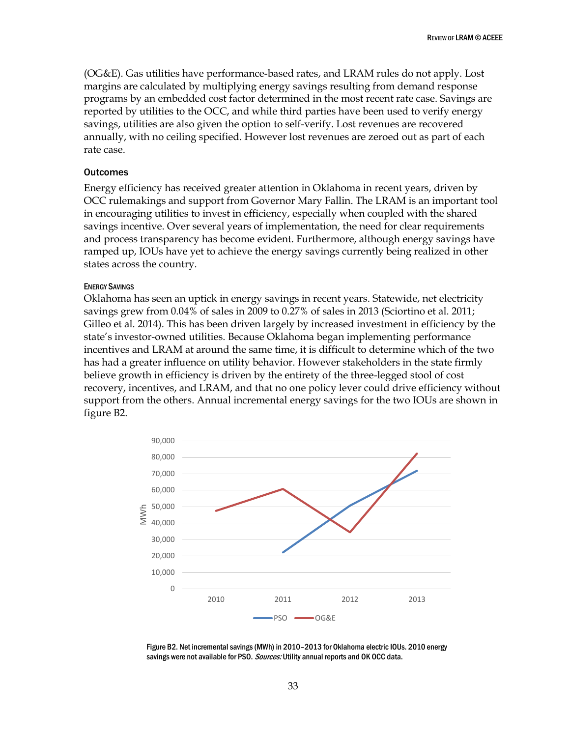(OG&E). Gas utilities have performance-based rates, and LRAM rules do not apply. Lost margins are calculated by multiplying energy savings resulting from demand response programs by an embedded cost factor determined in the most recent rate case. Savings are reported by utilities to the OCC, and while third parties have been used to verify energy savings, utilities are also given the option to self-verify. Lost revenues are recovered annually, with no ceiling specified. However lost revenues are zeroed out as part of each rate case.

### Outcomes

Energy efficiency has received greater attention in Oklahoma in recent years, driven by OCC rulemakings and support from Governor Mary Fallin. The LRAM is an important tool in encouraging utilities to invest in efficiency, especially when coupled with the shared savings incentive. Over several years of implementation, the need for clear requirements and process transparency has become evident. Furthermore, although energy savings have ramped up, IOUs have yet to achieve the energy savings currently being realized in other states across the country.

#### Energy Savings

Oklahoma has seen an uptick in energy savings in recent years. Statewide, net electricity savings grew from 0.04% of sales in 2009 to 0.27% of sales in 2013 (Sciortino et al. 2011; Gilleo et al. 2014). This has been driven largely by increased investment in efficiency by the state's investor-owned utilities. Because Oklahoma began implementing performance incentives and LRAM at around the same time, it is difficult to determine which of the two has had a greater influence on utility behavior. However stakeholders in the state firmly believe growth in efficiency is driven by the entirety of the three-legged stool of cost recovery, incentives, and LRAM, and that no one policy lever could drive efficiency without support from the others. Annual incremental energy savings for the two IOUs are shown in figure B2.

MWh
90,000
80,000
70,000
60,000
50,000
40,000
30,000
20,000
10,000
0
2010
2011
2012
2013
PSO
OG&E

Figure B2. Net incremental savings (MWh) in 2010–2013 for Oklahoma electric IOUs. 2010 energy savings were not available for PSO. *Sources:* Utility annual reports and OK OCC data.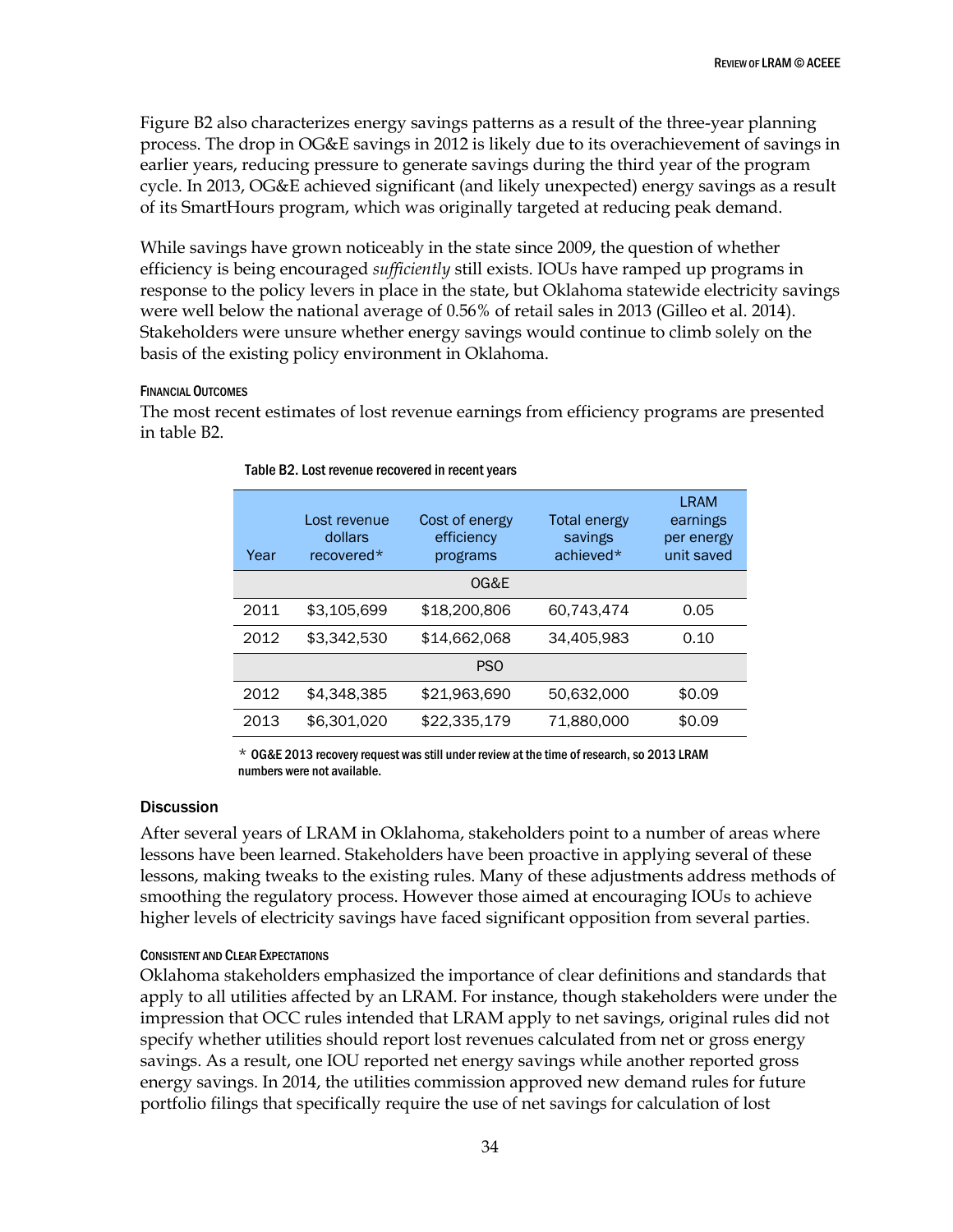Figure B2 also characterizes energy savings patterns as a result of the three-year planning process. The drop in OG&E savings in 2012 is likely due to its overachievement of savings in earlier years, reducing pressure to generate savings during the third year of the program cycle. In 2013, OG&E achieved significant (and likely unexpected) energy savings as a result of its SmartHours program, which was originally targeted at reducing peak demand.

While savings have grown noticeably in the state since 2009, the question of whether efficiency is being encouraged *sufficiently* still exists. IOUs have ramped up programs in response to the policy levers in place in the state, but Oklahoma statewide electricity savings were well below the national average of 0.56% of retail sales in 2013 (Gilleo et al. 2014). Stakeholders were unsure whether energy savings would continue to climb solely on the basis of the existing policy environment in Oklahoma.

#### Financial Outcomes

The most recent estimates of lost revenue earnings from efficiency programs are presented in table B2.

Table B2. Lost revenue recovered in recent years

| Year | Lost revenue dollars recovered* | Cost of energy efficiency programs | Total energy savings achieved* | LRAM earnings per energy unit saved |
|---|---|---|---|---|
| | | OG&E | | |
| 2011 | $3,105,699 | $18,200,806 | 60,743,474 | 0.05 |
| 2012 | $3,342,530 | $14,662,068 | 34,405,983 | 0.10 |
| | | PSO | | |
| 2012 | $4,348,385 | $21,963,690 | 50,632,000 | $0.09 |
| 2013 | $6,301,020 | $22,335,179 | 71,880,000 | $0.09 |

* OG&E 2013 recovery request was still under review at the time of research, so 2013 LRAM numbers were not available.

### Discussion

After several years of LRAM in Oklahoma, stakeholders point to a number of areas where lessons have been learned. Stakeholders have been proactive in applying several of these lessons, making tweaks to the existing rules. Many of these adjustments address methods of smoothing the regulatory process. However those aimed at encouraging IOUs to achieve higher levels of electricity savings have faced significant opposition from several parties.

#### Consistent and Clear Expectations

Oklahoma stakeholders emphasized the importance of clear definitions and standards that apply to all utilities affected by an LRAM. For instance, though stakeholders were under the impression that OCC rules intended that LRAM apply to net savings, original rules did not specify whether utilities should report lost revenues calculated from net or gross energy savings. As a result, one IOU reported net energy savings while another reported gross energy savings. In 2014, the utilities commission approved new demand rules for future portfolio filings that specifically require the use of net savings for calculation of lost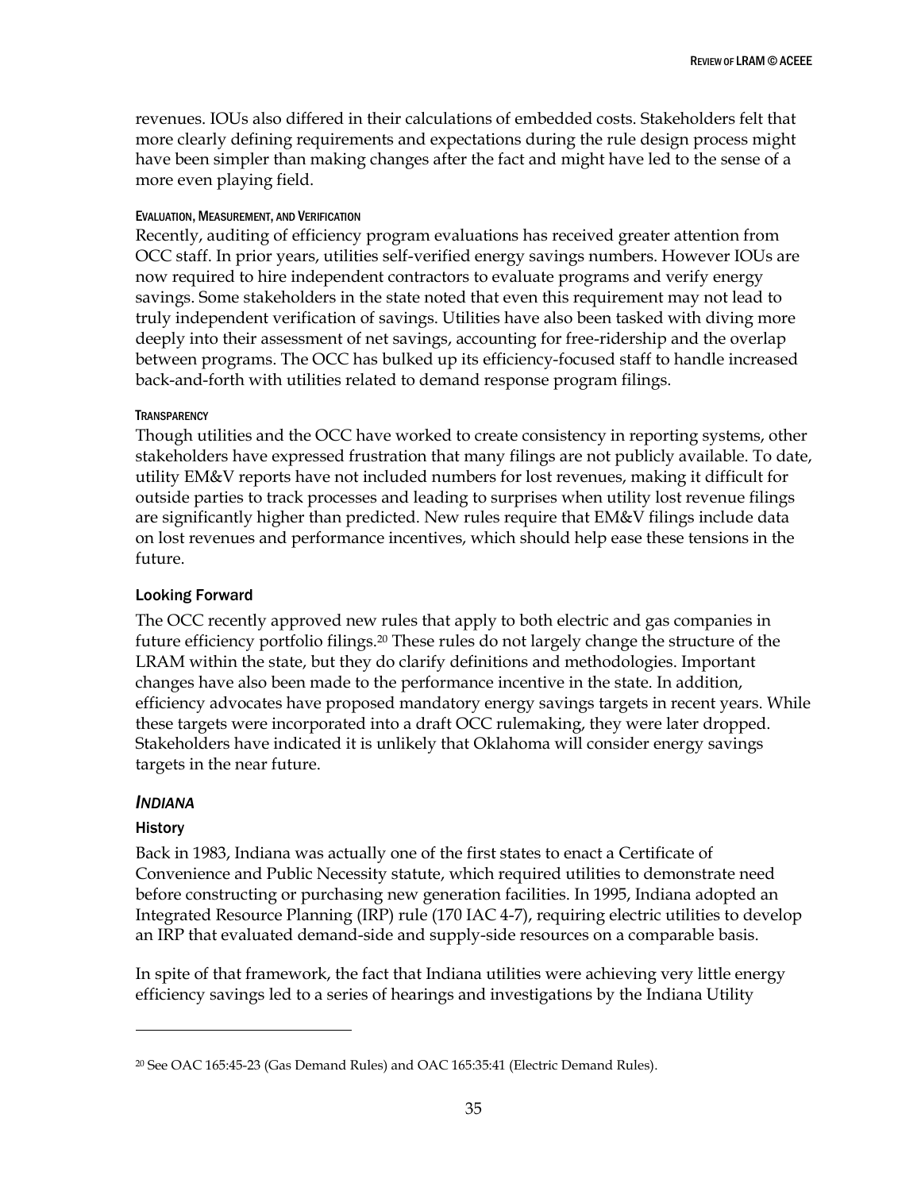revenues. IOUs also differed in their calculations of embedded costs. Stakeholders felt that more clearly defining requirements and expectations during the rule design process might have been simpler than making changes after the fact and might have led to the sense of a more even playing field.

##### Evaluation, Measurement, and Verification

Recently, auditing of efficiency program evaluations has received greater attention from OCC staff. In prior years, utilities self-verified energy savings numbers. However IOUs are now required to hire independent contractors to evaluate programs and verify energy savings. Some stakeholders in the state noted that even this requirement may not lead to truly independent verification of savings. Utilities have also been tasked with diving more deeply into their assessment of net savings, accounting for free-ridership and the overlap between programs. The OCC has bulked up its efficiency-focused staff to handle increased back-and-forth with utilities related to demand response program filings.

##### Transparency

Though utilities and the OCC have worked to create consistency in reporting systems, other stakeholders have expressed frustration that many filings are not publicly available. To date, utility EM&V reports have not included numbers for lost revenues, making it difficult for outside parties to track processes and leading to surprises when utility lost revenue filings are significantly higher than predicted. New rules require that EM&V filings include data on lost revenues and performance incentives, which should help ease these tensions in the future.

#### Looking Forward

The OCC recently approved new rules that apply to both electric and gas companies in future efficiency portfolio filings.[20] These rules do not largely change the structure of the LRAM within the state, but they do clarify definitions and methodologies. Important changes have also been made to the performance incentive in the state. In addition, efficiency advocates have proposed mandatory energy savings targets in recent years. While these targets were incorporated into a draft OCC rulemaking, they were later dropped. Stakeholders have indicated it is unlikely that Oklahoma will consider energy savings targets in the near future.

### *Indiana*

#### History

Back in 1983, Indiana was actually one of the first states to enact a Certificate of Convenience and Public Necessity statute, which required utilities to demonstrate need before constructing or purchasing new generation facilities. In 1995, Indiana adopted an Integrated Resource Planning (IRP) rule (170 IAC 4-7), requiring electric utilities to develop an IRP that evaluated demand-side and supply-side resources on a comparable basis.

In spite of that framework, the fact that Indiana utilities were achieving very little energy efficiency savings led to a series of hearings and investigations by the Indiana Utility

---

[20] See OAC 165:45-23 (Gas Demand Rules) and OAC 165:35:41 (Electric Demand Rules).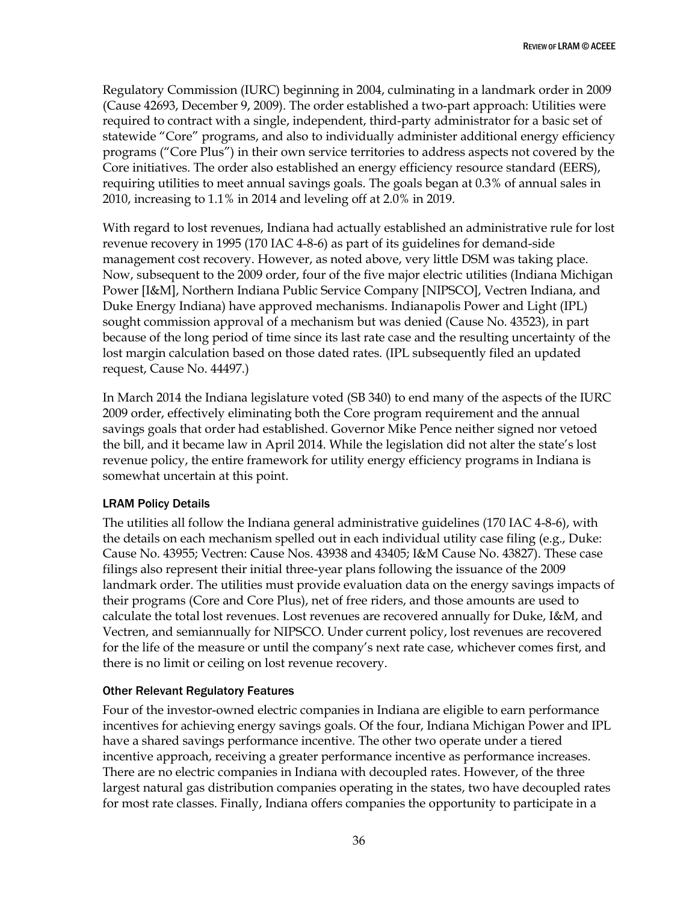Regulatory Commission (IURC) beginning in 2004, culminating in a landmark order in 2009 (Cause 42693, December 9, 2009). The order established a two-part approach: Utilities were required to contract with a single, independent, third-party administrator for a basic set of statewide "Core" programs, and also to individually administer additional energy efficiency programs ("Core Plus") in their own service territories to address aspects not covered by the Core initiatives. The order also established an energy efficiency resource standard (EERS), requiring utilities to meet annual savings goals. The goals began at 0.3% of annual sales in 2010, increasing to 1.1% in 2014 and leveling off at 2.0% in 2019.

With regard to lost revenues, Indiana had actually established an administrative rule for lost revenue recovery in 1995 (170 IAC 4-8-6) as part of its guidelines for demand-side management cost recovery. However, as noted above, very little DSM was taking place. Now, subsequent to the 2009 order, four of the five major electric utilities (Indiana Michigan Power [I&M], Northern Indiana Public Service Company [NIPSCO], Vectren Indiana, and Duke Energy Indiana) have approved mechanisms. Indianapolis Power and Light (IPL) sought commission approval of a mechanism but was denied (Cause No. 43523), in part because of the long period of time since its last rate case and the resulting uncertainty of the lost margin calculation based on those dated rates. (IPL subsequently filed an updated request, Cause No. 44497.)

In March 2014 the Indiana legislature voted (SB 340) to end many of the aspects of the IURC 2009 order, effectively eliminating both the Core program requirement and the annual savings goals that order had established. Governor Mike Pence neither signed nor vetoed the bill, and it became law in April 2014. While the legislation did not alter the state's lost revenue policy, the entire framework for utility energy efficiency programs in Indiana is somewhat uncertain at this point.

#### LRAM Policy Details

The utilities all follow the Indiana general administrative guidelines (170 IAC 4-8-6), with the details on each mechanism spelled out in each individual utility case filing (e.g., Duke: Cause No. 43955; Vectren: Cause Nos. 43938 and 43405; I&M Cause No. 43827). These case filings also represent their initial three-year plans following the issuance of the 2009 landmark order. The utilities must provide evaluation data on the energy savings impacts of their programs (Core and Core Plus), net of free riders, and those amounts are used to calculate the total lost revenues. Lost revenues are recovered annually for Duke, I&M, and Vectren, and semiannually for NIPSCO. Under current policy, lost revenues are recovered for the life of the measure or until the company's next rate case, whichever comes first, and there is no limit or ceiling on lost revenue recovery.

#### Other Relevant Regulatory Features

Four of the investor-owned electric companies in Indiana are eligible to earn performance incentives for achieving energy savings goals. Of the four, Indiana Michigan Power and IPL have a shared savings performance incentive. The other two operate under a tiered incentive approach, receiving a greater performance incentive as performance increases. There are no electric companies in Indiana with decoupled rates. However, of the three largest natural gas distribution companies operating in the states, two have decoupled rates for most rate classes. Finally, Indiana offers companies the opportunity to participate in a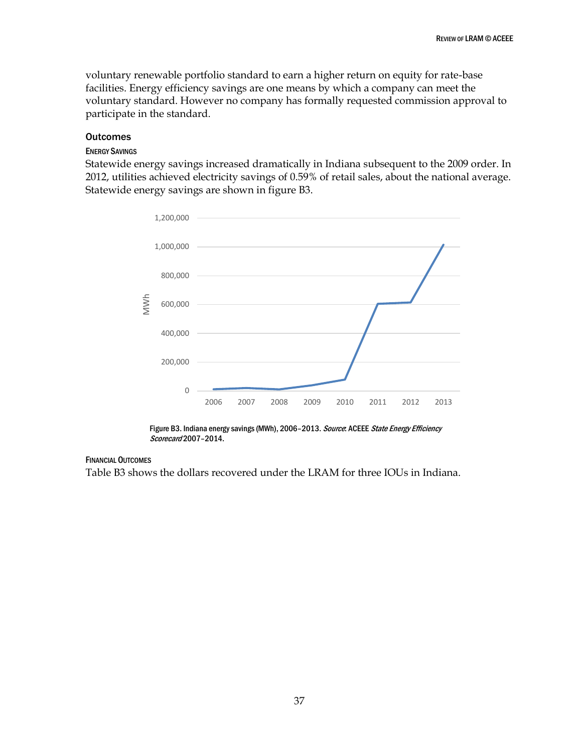voluntary renewable portfolio standard to earn a higher return on equity for rate-base facilities. Energy efficiency savings are one means by which a company can meet the voluntary standard. However no company has formally requested commission approval to participate in the standard.

### Outcomes

#### Energy Savings

Statewide energy savings increased dramatically in Indiana subsequent to the 2009 order. In 2012, utilities achieved electricity savings of 0.59% of retail sales, about the national average. Statewide energy savings are shown in figure B3.

1,200,000
1,000,000
800,000
600,000
400,000
200,000
0
MWh
2006 2007 2008 2009 2010 2011 2012 2013

Figure B3. Indiana energy savings (MWh), 2006–2013. *Source*: ACEEE *State Energy Efficiency Scorecard* 2007–2014.

#### Financial Outcomes

Table B3 shows the dollars recovered under the LRAM for three IOUs in Indiana.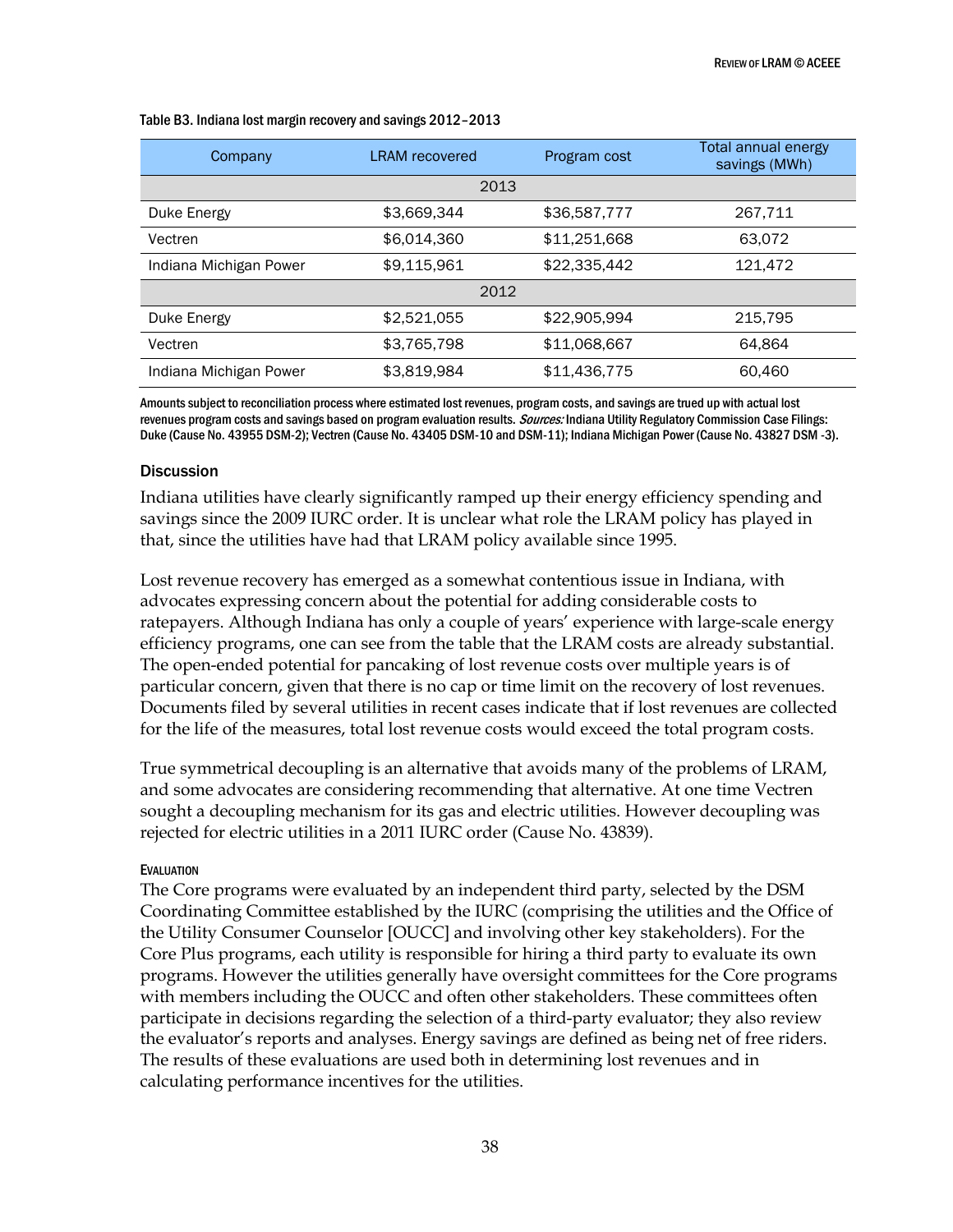Table B3. Indiana lost margin recovery and savings 2012–2013

| Company | LRAM recovered | Program cost | Total annual energy savings (MWh) |
| --- | --- | --- | --- |
| 2013 | | | |
| Duke Energy | $3,669,344 | $36,587,777 | 267,711 |
| Vectren | $6,014,360 | $11,251,668 | 63,072 |
| Indiana Michigan Power | $9,115,961 | $22,335,442 | 121,472 |
| 2012 | | | |
| Duke Energy | $2,521,055 | $22,905,994 | 215,795 |
| Vectren | $3,765,798 | $11,068,667 | 64,864 |
| Indiana Michigan Power | $3,819,984 | $11,436,775 | 60,460 |

Amounts subject to reconciliation process where estimated lost revenues, program costs, and savings are trued up with actual lost revenues program costs and savings based on program evaluation results. *Sources:* Indiana Utility Regulatory Commission Case Filings: Duke (Cause No. 43955 DSM-2); Vectren (Cause No. 43405 DSM-10 and DSM-11); Indiana Michigan Power (Cause No. 43827 DSM -3).

### Discussion

Indiana utilities have clearly significantly ramped up their energy efficiency spending and savings since the 2009 IURC order. It is unclear what role the LRAM policy has played in that, since the utilities have had that LRAM policy available since 1995.

Lost revenue recovery has emerged as a somewhat contentious issue in Indiana, with advocates expressing concern about the potential for adding considerable costs to ratepayers. Although Indiana has only a couple of years' experience with large-scale energy efficiency programs, one can see from the table that the LRAM costs are already substantial. The open-ended potential for pancaking of lost revenue costs over multiple years is of particular concern, given that there is no cap or time limit on the recovery of lost revenues. Documents filed by several utilities in recent cases indicate that if lost revenues are collected for the life of the measures, total lost revenue costs would exceed the total program costs.

True symmetrical decoupling is an alternative that avoids many of the problems of LRAM, and some advocates are considering recommending that alternative. At one time Vectren sought a decoupling mechanism for its gas and electric utilities. However decoupling was rejected for electric utilities in a 2011 IURC order (Cause No. 43839).

#### Evaluation

The Core programs were evaluated by an independent third party, selected by the DSM Coordinating Committee established by the IURC (comprising the utilities and the Office of the Utility Consumer Counselor [OUCC] and involving other key stakeholders). For the Core Plus programs, each utility is responsible for hiring a third party to evaluate its own programs. However the utilities generally have oversight committees for the Core programs with members including the OUCC and often other stakeholders. These committees often participate in decisions regarding the selection of a third-party evaluator; they also review the evaluator's reports and analyses. Energy savings are defined as being net of free riders. The results of these evaluations are used both in determining lost revenues and in calculating performance incentives for the utilities.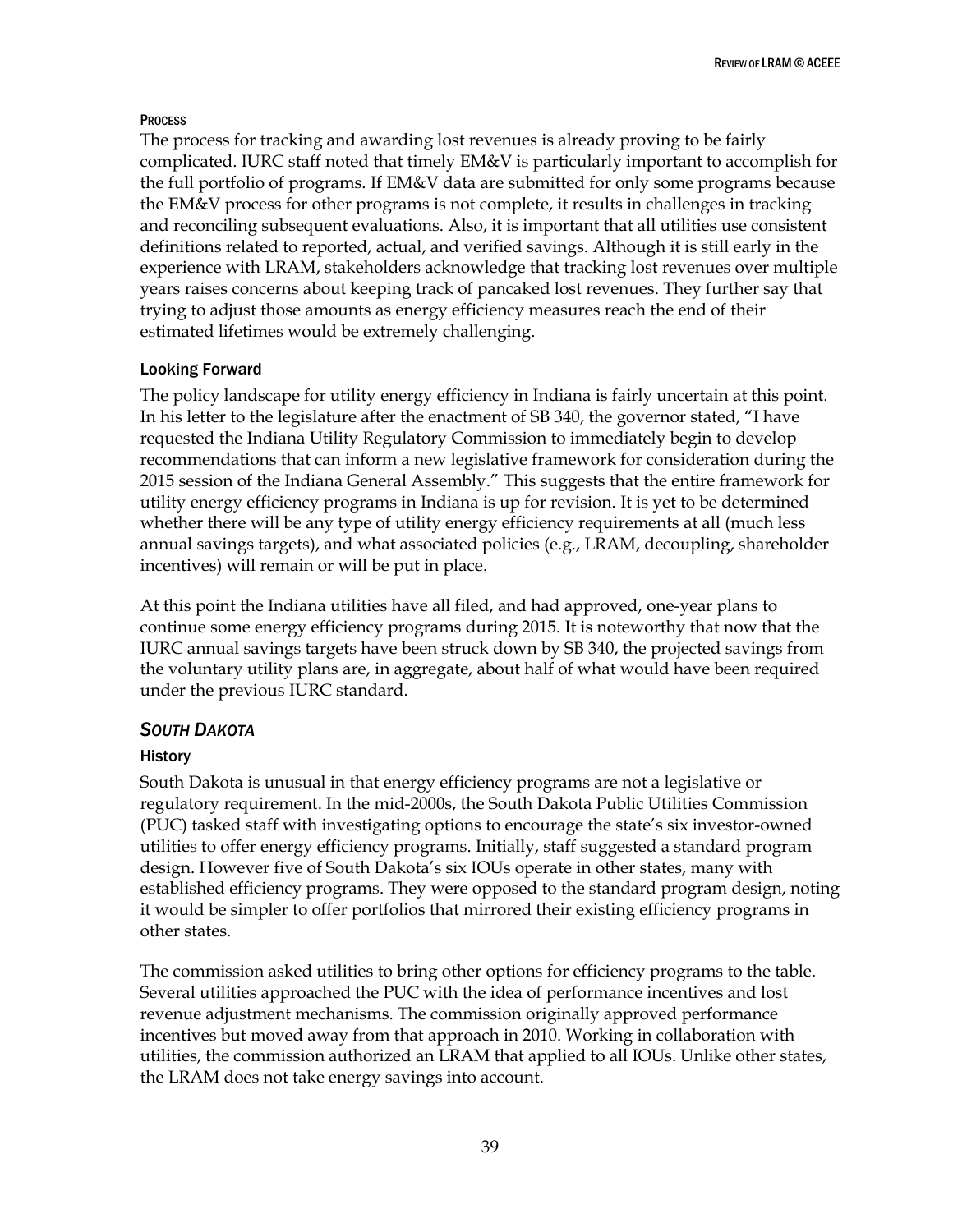#### Process

The process for tracking and awarding lost revenues is already proving to be fairly complicated. IURC staff noted that timely EM&V is particularly important to accomplish for the full portfolio of programs. If EM&V data are submitted for only some programs because the EM&V process for other programs is not complete, it results in challenges in tracking and reconciling subsequent evaluations. Also, it is important that all utilities use consistent definitions related to reported, actual, and verified savings. Although it is still early in the experience with LRAM, stakeholders acknowledge that tracking lost revenues over multiple years raises concerns about keeping track of pancaked lost revenues. They further say that trying to adjust those amounts as energy efficiency measures reach the end of their estimated lifetimes would be extremely challenging.

### Looking Forward

The policy landscape for utility energy efficiency in Indiana is fairly uncertain at this point. In his letter to the legislature after the enactment of SB 340, the governor stated, "I have requested the Indiana Utility Regulatory Commission to immediately begin to develop recommendations that can inform a new legislative framework for consideration during the 2015 session of the Indiana General Assembly." This suggests that the entire framework for utility energy efficiency programs in Indiana is up for revision. It is yet to be determined whether there will be any type of utility energy efficiency requirements at all (much less annual savings targets), and what associated policies (e.g., LRAM, decoupling, shareholder incentives) will remain or will be put in place.

At this point the Indiana utilities have all filed, and had approved, one-year plans to continue some energy efficiency programs during 2015. It is noteworthy that now that the IURC annual savings targets have been struck down by SB 340, the projected savings from the voluntary utility plans are, in aggregate, about half of what would have been required under the previous IURC standard.

## *South Dakota*

### History

South Dakota is unusual in that energy efficiency programs are not a legislative or regulatory requirement. In the mid-2000s, the South Dakota Public Utilities Commission (PUC) tasked staff with investigating options to encourage the state's six investor-owned utilities to offer energy efficiency programs. Initially, staff suggested a standard program design. However five of South Dakota's six IOUs operate in other states, many with established efficiency programs. They were opposed to the standard program design, noting it would be simpler to offer portfolios that mirrored their existing efficiency programs in other states.

The commission asked utilities to bring other options for efficiency programs to the table. Several utilities approached the PUC with the idea of performance incentives and lost revenue adjustment mechanisms. The commission originally approved performance incentives but moved away from that approach in 2010. Working in collaboration with utilities, the commission authorized an LRAM that applied to all IOUs. Unlike other states, the LRAM does not take energy savings into account.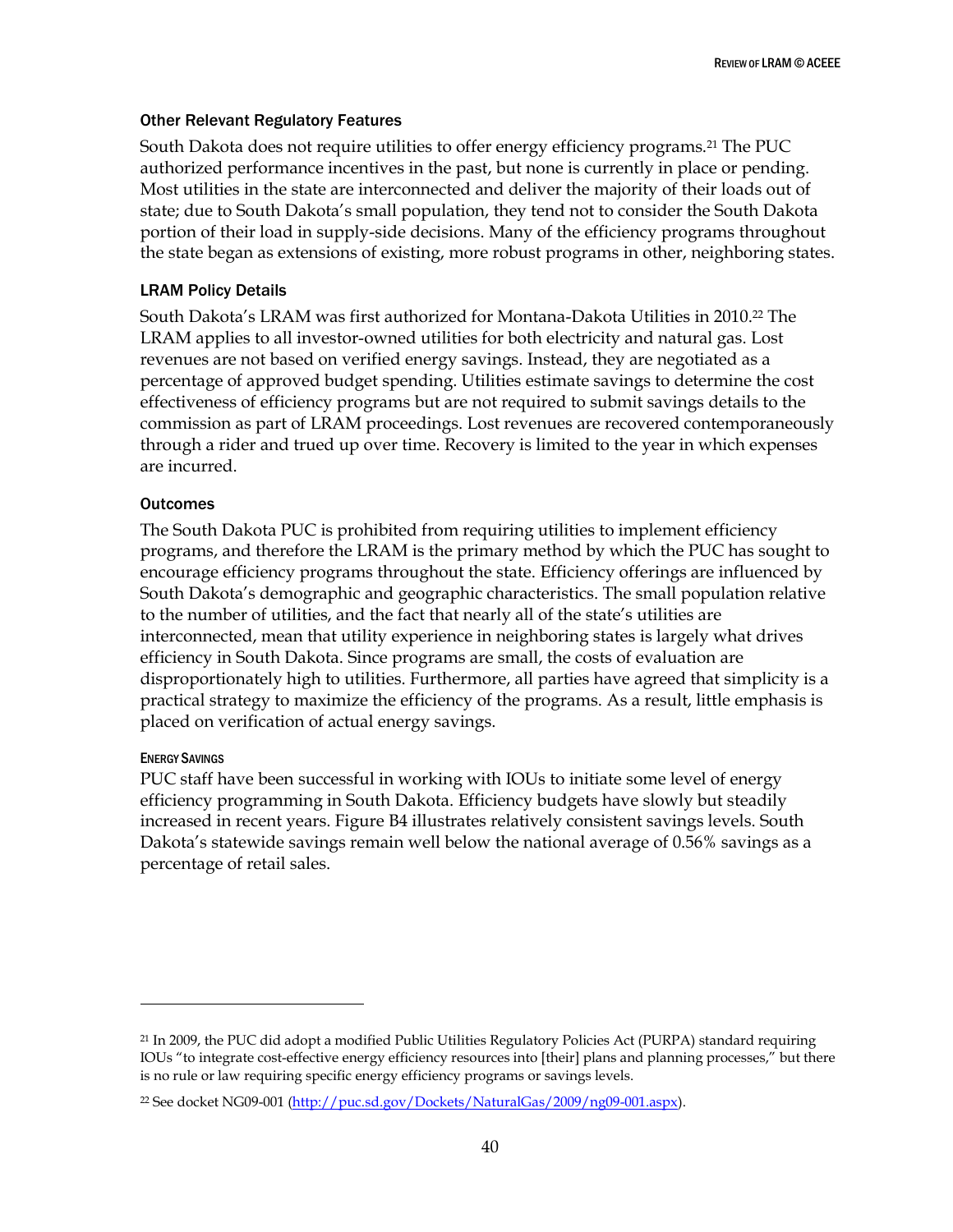### Other Relevant Regulatory Features

South Dakota does not require utilities to offer energy efficiency programs.[21] The PUC authorized performance incentives in the past, but none is currently in place or pending. Most utilities in the state are interconnected and deliver the majority of their loads out of state; due to South Dakota's small population, they tend not to consider the South Dakota portion of their load in supply-side decisions. Many of the efficiency programs throughout the state began as extensions of existing, more robust programs in other, neighboring states.

### LRAM Policy Details

South Dakota's LRAM was first authorized for Montana-Dakota Utilities in 2010.[22] The LRAM applies to all investor-owned utilities for both electricity and natural gas. Lost revenues are not based on verified energy savings. Instead, they are negotiated as a percentage of approved budget spending. Utilities estimate savings to determine the cost effectiveness of efficiency programs but are not required to submit savings details to the commission as part of LRAM proceedings. Lost revenues are recovered contemporaneously through a rider and trued up over time. Recovery is limited to the year in which expenses are incurred.

### Outcomes

The South Dakota PUC is prohibited from requiring utilities to implement efficiency programs, and therefore the LRAM is the primary method by which the PUC has sought to encourage efficiency programs throughout the state. Efficiency offerings are influenced by South Dakota's demographic and geographic characteristics. The small population relative to the number of utilities, and the fact that nearly all of the state's utilities are interconnected, mean that utility experience in neighboring states is largely what drives efficiency in South Dakota. Since programs are small, the costs of evaluation are disproportionately high to utilities. Furthermore, all parties have agreed that simplicity is a practical strategy to maximize the efficiency of the programs. As a result, little emphasis is placed on verification of actual energy savings.

#### ENERGY SAVINGS

PUC staff have been successful in working with IOUs to initiate some level of energy efficiency programming in South Dakota. Efficiency budgets have slowly but steadily increased in recent years. Figure B4 illustrates relatively consistent savings levels. South Dakota's statewide savings remain well below the national average of 0.56% savings as a percentage of retail sales.

---

[21] In 2009, the PUC did adopt a modified Public Utilities Regulatory Policies Act (PURPA) standard requiring IOUs "to integrate cost-effective energy efficiency resources into [their] plans and planning processes," but there is no rule or law requiring specific energy efficiency programs or savings levels.

[22] See docket NG09-001 (http://puc.sd.gov/Dockets/NaturalGas/2009/ng09-001.aspx).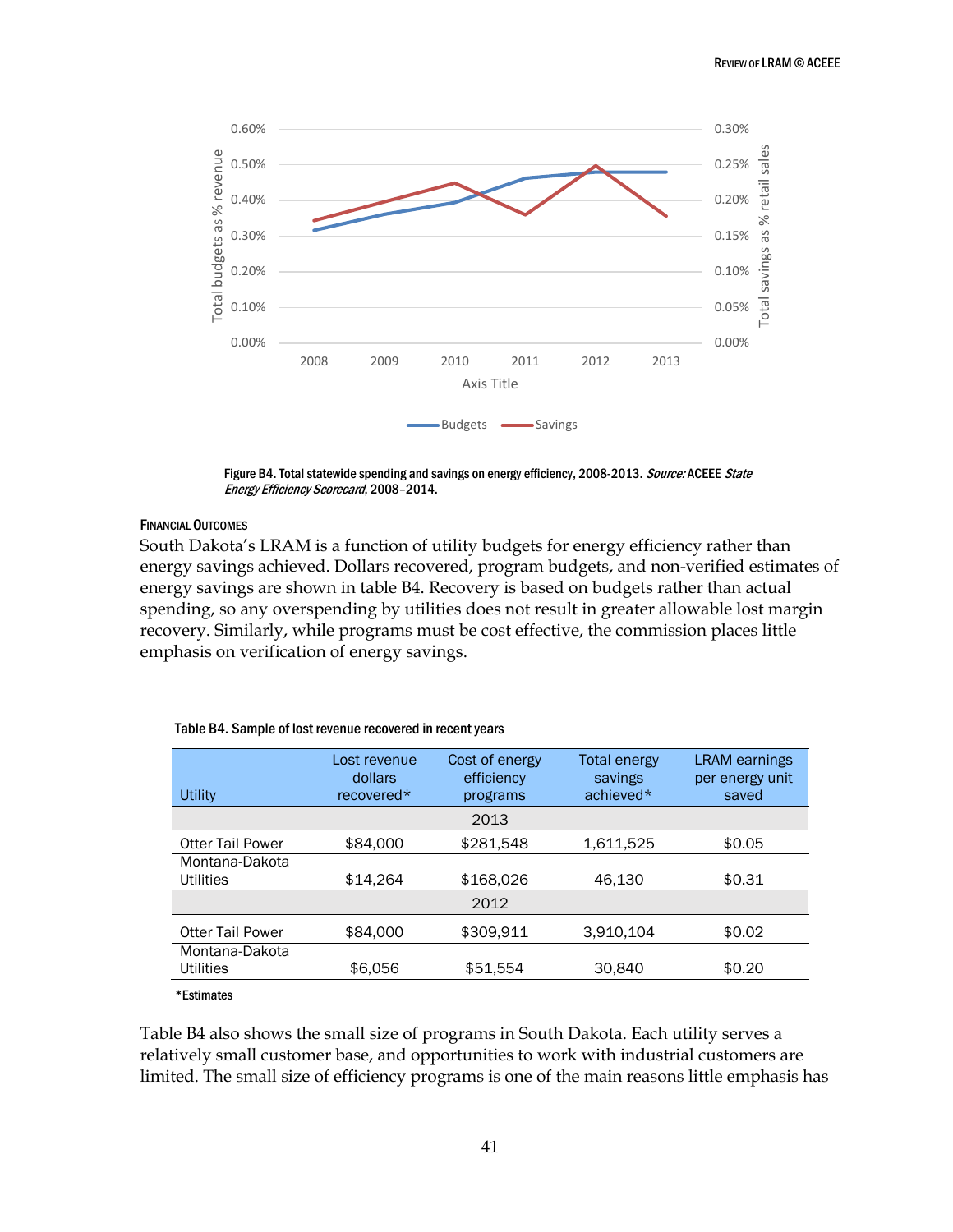0.60%
0.50%
0.40%
0.30%
0.20%
0.10%
0.00%

Total budgets as % revenue

0.30%
0.25%
0.20%
0.15%
0.10%
0.05%
0.00%

Total savings as % retail sales

2008
2009
2010
2011
2012
2013

Axis Title

Budgets
Savings

Figure B4. Total statewide spending and savings on energy efficiency, 2008-2013. *Source:* ACEEE *State Energy Efficiency Scorecard*, 2008–2014.

#### Financial Outcomes

South Dakota's LRAM is a function of utility budgets for energy efficiency rather than energy savings achieved. Dollars recovered, program budgets, and non-verified estimates of energy savings are shown in table B4. Recovery is based on budgets rather than actual spending, so any overspending by utilities does not result in greater allowable lost margin recovery. Similarly, while programs must be cost effective, the commission places little emphasis on verification of energy savings.

Table B4. Sample of lost revenue recovered in recent years

| Utility | Lost revenue dollars recovered* | Cost of energy efficiency programs | Total energy savings achieved* | LRAM earnings per energy unit saved |
|---|---|---|---|---|
| | | 2013 | | |
| Otter Tail Power | $84,000 | $281,548 | 1,611,525 | $0.05 |
| Montana-Dakota Utilities | $14,264 | $168,026 | 46,130 | $0.31 |
| | | 2012 | | |
| Otter Tail Power | $84,000 | $309,911 | 3,910,104 | $0.02 |
| Montana-Dakota Utilities | $6,056 | $51,554 | 30,840 | $0.20 |

*Estimates

Table B4 also shows the small size of programs in South Dakota. Each utility serves a relatively small customer base, and opportunities to work with industrial customers are limited. The small size of efficiency programs is one of the main reasons little emphasis has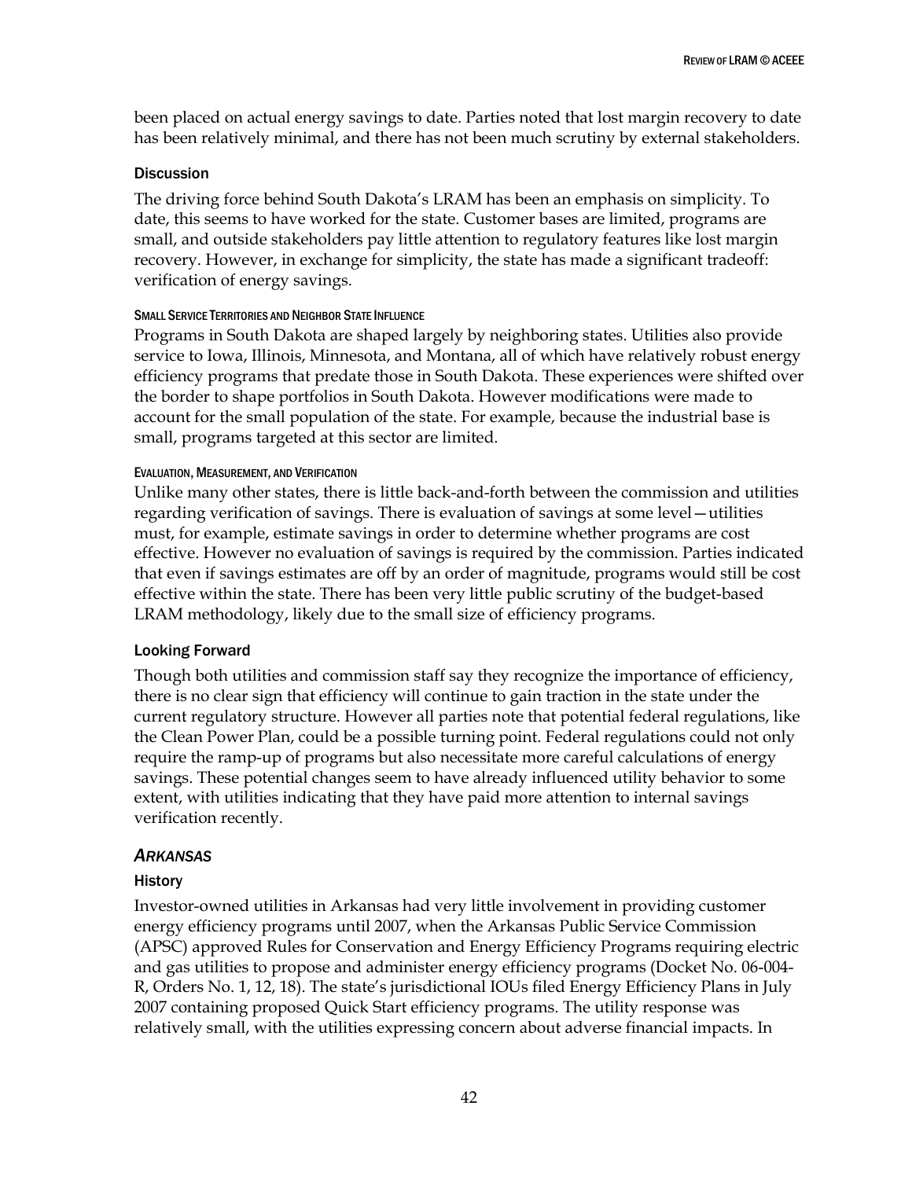been placed on actual energy savings to date. Parties noted that lost margin recovery to date has been relatively minimal, and there has not been much scrutiny by external stakeholders.

#### Discussion

The driving force behind South Dakota's LRAM has been an emphasis on simplicity. To date, this seems to have worked for the state. Customer bases are limited, programs are small, and outside stakeholders pay little attention to regulatory features like lost margin recovery. However, in exchange for simplicity, the state has made a significant tradeoff: verification of energy savings.

##### Small Service Territories and Neighbor State Influence

Programs in South Dakota are shaped largely by neighboring states. Utilities also provide service to Iowa, Illinois, Minnesota, and Montana, all of which have relatively robust energy efficiency programs that predate those in South Dakota. These experiences were shifted over the border to shape portfolios in South Dakota. However modifications were made to account for the small population of the state. For example, because the industrial base is small, programs targeted at this sector are limited.

##### Evaluation, Measurement, and Verification

Unlike many other states, there is little back-and-forth between the commission and utilities regarding verification of savings. There is evaluation of savings at some level—utilities must, for example, estimate savings in order to determine whether programs are cost effective. However no evaluation of savings is required by the commission. Parties indicated that even if savings estimates are off by an order of magnitude, programs would still be cost effective within the state. There has been very little public scrutiny of the budget-based LRAM methodology, likely due to the small size of efficiency programs.

#### Looking Forward

Though both utilities and commission staff say they recognize the importance of efficiency, there is no clear sign that efficiency will continue to gain traction in the state under the current regulatory structure. However all parties note that potential federal regulations, like the Clean Power Plan, could be a possible turning point. Federal regulations could not only require the ramp-up of programs but also necessitate more careful calculations of energy savings. These potential changes seem to have already influenced utility behavior to some extent, with utilities indicating that they have paid more attention to internal savings verification recently.

### *Arkansas*

#### History

Investor-owned utilities in Arkansas had very little involvement in providing customer energy efficiency programs until 2007, when the Arkansas Public Service Commission (APSC) approved Rules for Conservation and Energy Efficiency Programs requiring electric and gas utilities to propose and administer energy efficiency programs (Docket No. 06-004-R, Orders No. 1, 12, 18). The state's jurisdictional IOUs filed Energy Efficiency Plans in July 2007 containing proposed Quick Start efficiency programs. The utility response was relatively small, with the utilities expressing concern about adverse financial impacts. In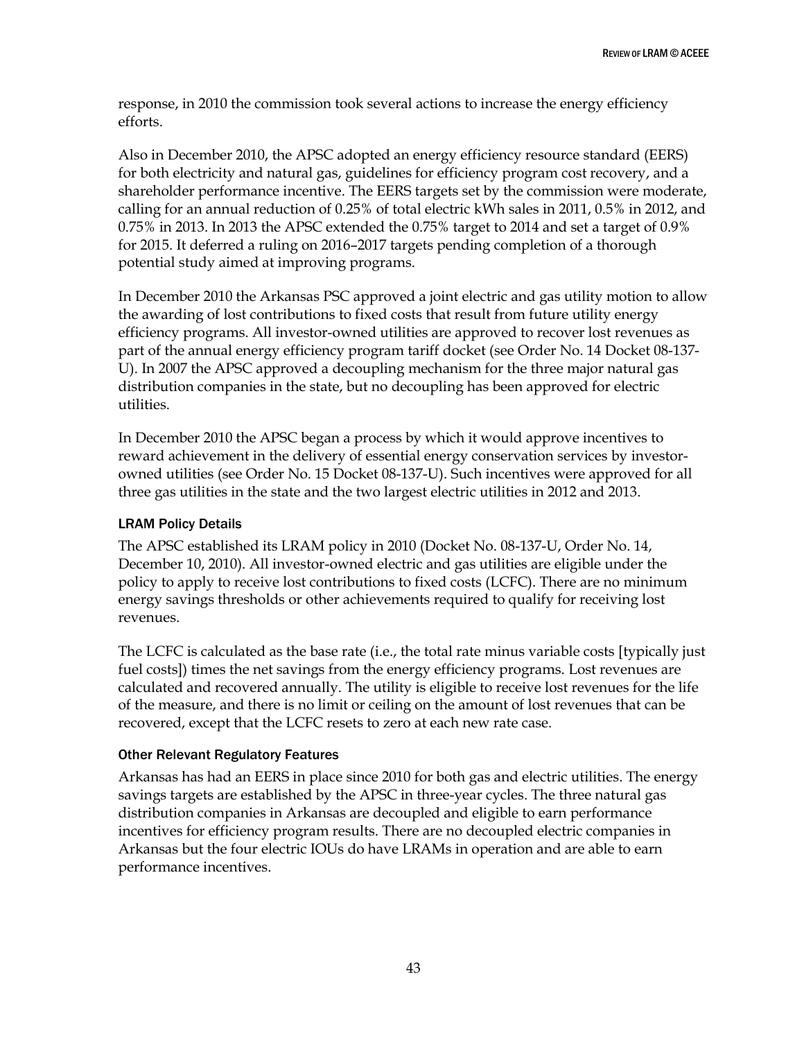response, in 2010 the commission took several actions to increase the energy efficiency efforts.

Also in December 2010, the APSC adopted an energy efficiency resource standard (EERS) for both electricity and natural gas, guidelines for efficiency program cost recovery, and a shareholder performance incentive. The EERS targets set by the commission were moderate, calling for an annual reduction of 0.25% of total electric kWh sales in 2011, 0.5% in 2012, and 0.75% in 2013. In 2013 the APSC extended the 0.75% target to 2014 and set a target of 0.9% for 2015. It deferred a ruling on 2016–2017 targets pending completion of a thorough potential study aimed at improving programs.

In December 2010 the Arkansas PSC approved a joint electric and gas utility motion to allow the awarding of lost contributions to fixed costs that result from future utility energy efficiency programs. All investor-owned utilities are approved to recover lost revenues as part of the annual energy efficiency program tariff docket (see Order No. 14 Docket 08-137-U). In 2007 the APSC approved a decoupling mechanism for the three major natural gas distribution companies in the state, but no decoupling has been approved for electric utilities.

In December 2010 the APSC began a process by which it would approve incentives to reward achievement in the delivery of essential energy conservation services by investor-owned utilities (see Order No. 15 Docket 08-137-U). Such incentives were approved for all three gas utilities in the state and the two largest electric utilities in 2012 and 2013.

### LRAM Policy Details

The APSC established its LRAM policy in 2010 (Docket No. 08-137-U, Order No. 14, December 10, 2010). All investor-owned electric and gas utilities are eligible under the policy to apply to receive lost contributions to fixed costs (LCFC). There are no minimum energy savings thresholds or other achievements required to qualify for receiving lost revenues.

The LCFC is calculated as the base rate (i.e., the total rate minus variable costs [typically just fuel costs]) times the net savings from the energy efficiency programs. Lost revenues are calculated and recovered annually. The utility is eligible to receive lost revenues for the life of the measure, and there is no limit or ceiling on the amount of lost revenues that can be recovered, except that the LCFC resets to zero at each new rate case.

### Other Relevant Regulatory Features

Arkansas has had an EERS in place since 2010 for both gas and electric utilities. The energy savings targets are established by the APSC in three-year cycles. The three natural gas distribution companies in Arkansas are decoupled and eligible to earn performance incentives for efficiency program results. There are no decoupled electric companies in Arkansas but the four electric IOUs do have LRAMs in operation and are able to earn performance incentives.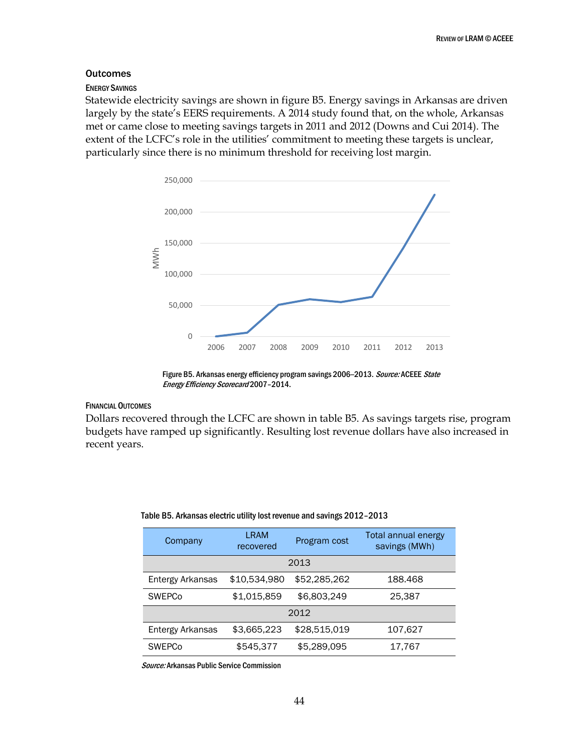## Outcomes

### Energy Savings

Statewide electricity savings are shown in figure B5. Energy savings in Arkansas are driven largely by the state's EERS requirements. A 2014 study found that, on the whole, Arkansas met or came close to meeting savings targets in 2011 and 2012 (Downs and Cui 2014). The extent of the LCFC's role in the utilities' commitment to meeting these targets is unclear, particularly since there is no minimum threshold for receiving lost margin.

250,000
200,000
150,000
100,000
50,000
0
MWh
2006 2007 2008 2009 2010 2011 2012 2013

Figure B5. Arkansas energy efficiency program savings 2006–2013. *Source:* ACEEE *State Energy Efficiency Scorecard* 2007–2014.

### Financial Outcomes

Dollars recovered through the LCFC are shown in table B5. As savings targets rise, program budgets have ramped up significantly. Resulting lost revenue dollars have also increased in recent years.

Table B5. Arkansas electric utility lost revenue and savings 2012–2013

| Company | LRAM recovered | Program cost | Total annual energy savings (MWh) |
|---|---|---|---|
| 2013 | | | |
| Entergy Arkansas | $10,534,980 | $52,285,262 | 188.468 |
| SWEPCo | $1,015,859 | $6,803,249 | 25,387 |
| 2012 | | | |
| Entergy Arkansas | $3,665,223 | $28,515,019 | 107,627 |
| SWEPCo | $545,377 | $5,289,095 | 17,767 |

*Source:* Arkansas Public Service Commission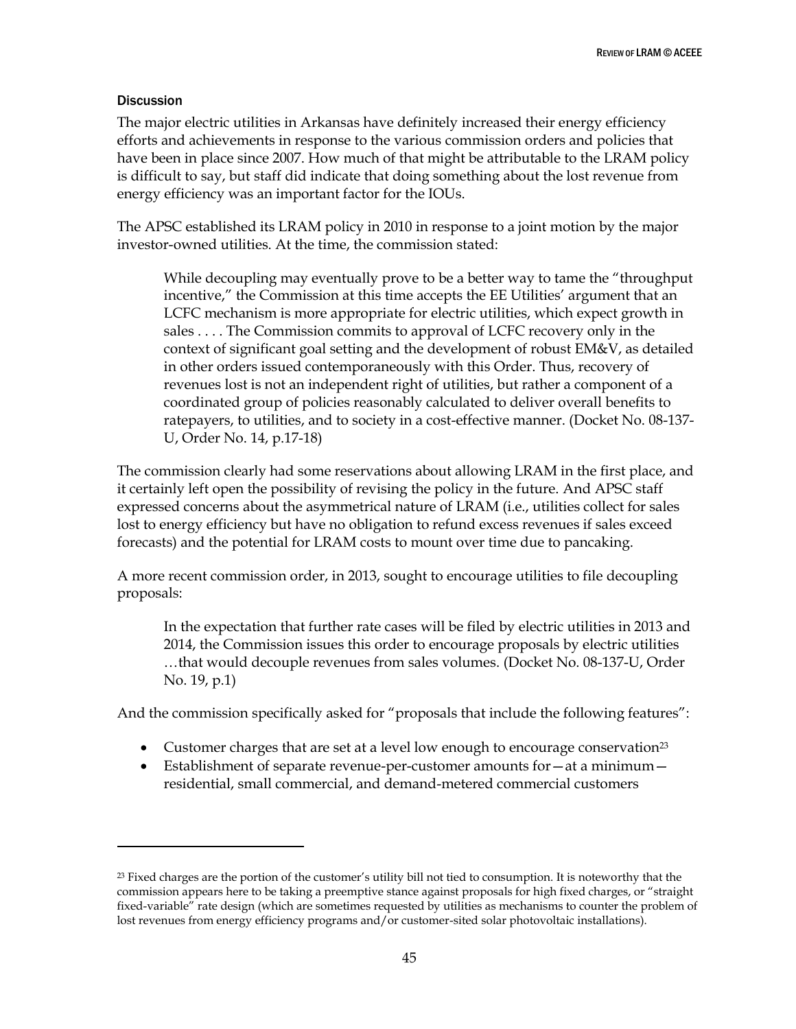### Discussion

The major electric utilities in Arkansas have definitely increased their energy efficiency efforts and achievements in response to the various commission orders and policies that have been in place since 2007. How much of that might be attributable to the LRAM policy is difficult to say, but staff did indicate that doing something about the lost revenue from energy efficiency was an important factor for the IOUs.

The APSC established its LRAM policy in 2010 in response to a joint motion by the major investor-owned utilities. At the time, the commission stated:

> While decoupling may eventually prove to be a better way to tame the "throughput incentive," the Commission at this time accepts the EE Utilities' argument that an LCFC mechanism is more appropriate for electric utilities, which expect growth in sales . . . . The Commission commits to approval of LCFC recovery only in the context of significant goal setting and the development of robust EM&V, as detailed in other orders issued contemporaneously with this Order. Thus, recovery of revenues lost is not an independent right of utilities, but rather a component of a coordinated group of policies reasonably calculated to deliver overall benefits to ratepayers, to utilities, and to society in a cost-effective manner. (Docket No. 08-137-U, Order No. 14, p.17-18)

The commission clearly had some reservations about allowing LRAM in the first place, and it certainly left open the possibility of revising the policy in the future. And APSC staff expressed concerns about the asymmetrical nature of LRAM (i.e., utilities collect for sales lost to energy efficiency but have no obligation to refund excess revenues if sales exceed forecasts) and the potential for LRAM costs to mount over time due to pancaking.

A more recent commission order, in 2013, sought to encourage utilities to file decoupling proposals:

> In the expectation that further rate cases will be filed by electric utilities in 2013 and 2014, the Commission issues this order to encourage proposals by electric utilities …that would decouple revenues from sales volumes. (Docket No. 08-137-U, Order No. 19, p.1)

And the commission specifically asked for "proposals that include the following features":

- Customer charges that are set at a level low enough to encourage conservation[23]
- Establishment of separate revenue-per-customer amounts for—at a minimum—residential, small commercial, and demand-metered commercial customers

---

[23] Fixed charges are the portion of the customer's utility bill not tied to consumption. It is noteworthy that the commission appears here to be taking a preemptive stance against proposals for high fixed charges, or "straight fixed-variable" rate design (which are sometimes requested by utilities as mechanisms to counter the problem of lost revenues from energy efficiency programs and/or customer-sited solar photovoltaic installations).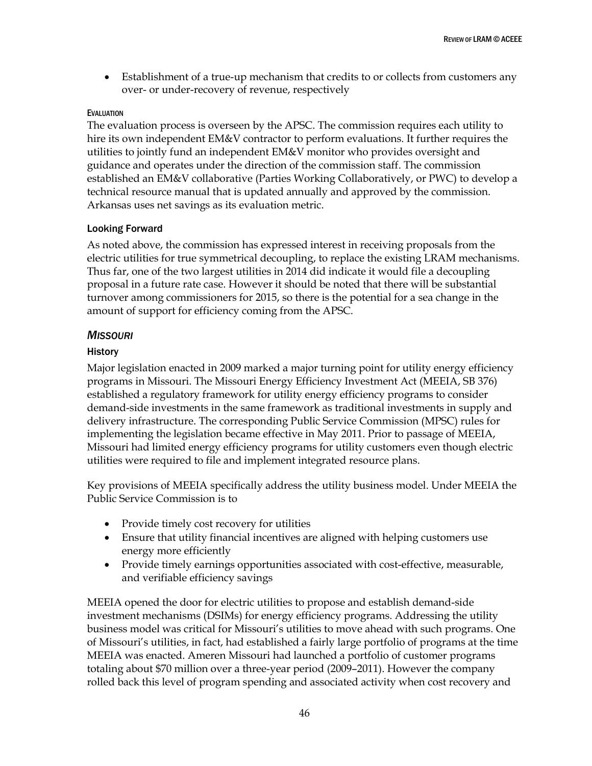- Establishment of a true-up mechanism that credits to or collects from customers any over- or under-recovery of revenue, respectively

#### EVALUATION

The evaluation process is overseen by the APSC. The commission requires each utility to hire its own independent EM&V contractor to perform evaluations. It further requires the utilities to jointly fund an independent EM&V monitor who provides oversight and guidance and operates under the direction of the commission staff. The commission established an EM&V collaborative (Parties Working Collaboratively, or PWC) to develop a technical resource manual that is updated annually and approved by the commission. Arkansas uses net savings as its evaluation metric.

### Looking Forward

As noted above, the commission has expressed interest in receiving proposals from the electric utilities for true symmetrical decoupling, to replace the existing LRAM mechanisms. Thus far, one of the two largest utilities in 2014 did indicate it would file a decoupling proposal in a future rate case. However it should be noted that there will be substantial turnover among commissioners for 2015, so there is the potential for a sea change in the amount of support for efficiency coming from the APSC.

## *MISSOURI*

### History

Major legislation enacted in 2009 marked a major turning point for utility energy efficiency programs in Missouri. The Missouri Energy Efficiency Investment Act (MEEIA, SB 376) established a regulatory framework for utility energy efficiency programs to consider demand-side investments in the same framework as traditional investments in supply and delivery infrastructure. The corresponding Public Service Commission (MPSC) rules for implementing the legislation became effective in May 2011. Prior to passage of MEEIA, Missouri had limited energy efficiency programs for utility customers even though electric utilities were required to file and implement integrated resource plans.

Key provisions of MEEIA specifically address the utility business model. Under MEEIA the Public Service Commission is to

- Provide timely cost recovery for utilities
- Ensure that utility financial incentives are aligned with helping customers use energy more efficiently
- Provide timely earnings opportunities associated with cost-effective, measurable, and verifiable efficiency savings

MEEIA opened the door for electric utilities to propose and establish demand-side investment mechanisms (DSIMs) for energy efficiency programs. Addressing the utility business model was critical for Missouri's utilities to move ahead with such programs. One of Missouri's utilities, in fact, had established a fairly large portfolio of programs at the time MEEIA was enacted. Ameren Missouri had launched a portfolio of customer programs totaling about $70 million over a three-year period (2009–2011). However the company rolled back this level of program spending and associated activity when cost recovery and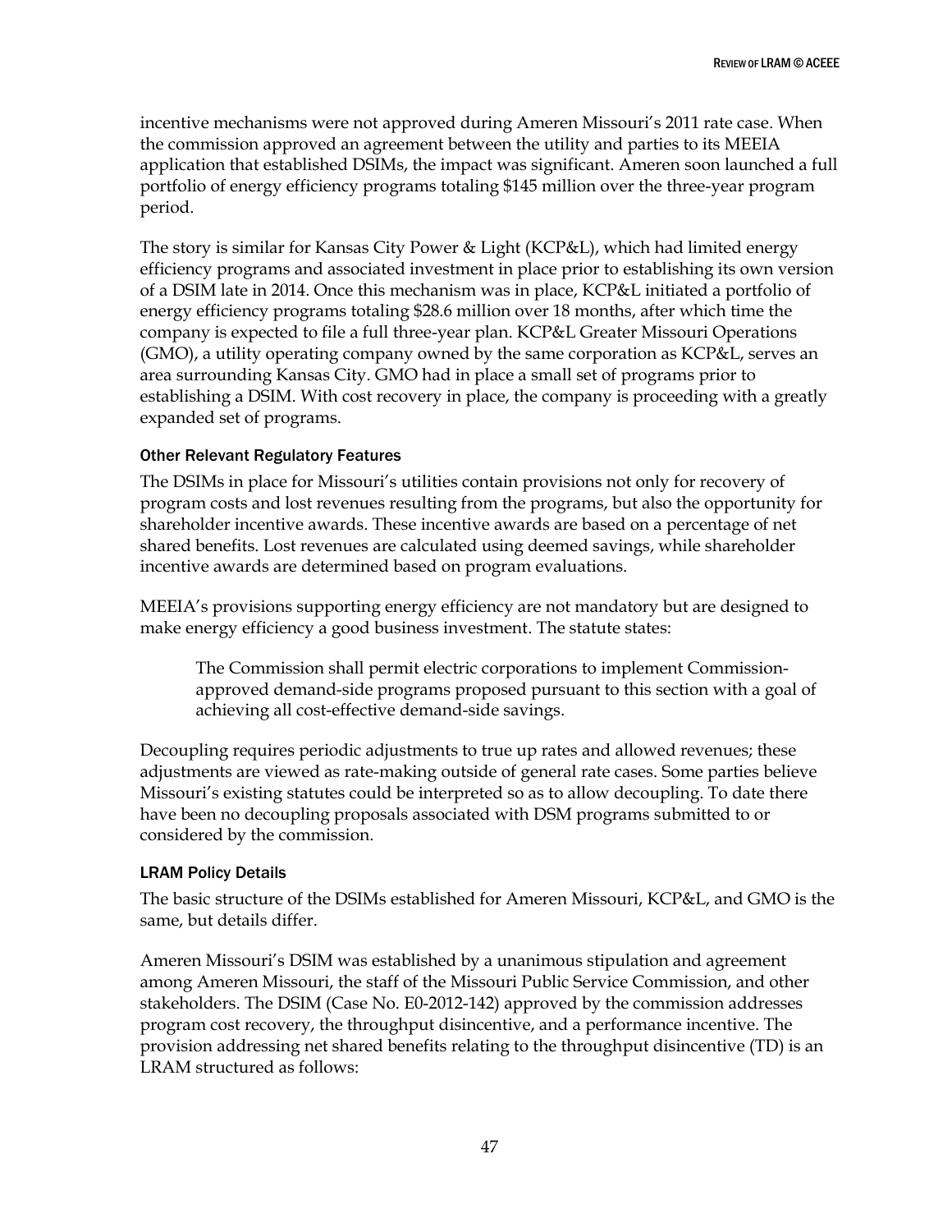incentive mechanisms were not approved during Ameren Missouri's 2011 rate case. When the commission approved an agreement between the utility and parties to its MEEIA application that established DSIMs, the impact was significant. Ameren soon launched a full portfolio of energy efficiency programs totaling $145 million over the three-year program period.

The story is similar for Kansas City Power & Light (KCP&L), which had limited energy efficiency programs and associated investment in place prior to establishing its own version of a DSIM late in 2014. Once this mechanism was in place, KCP&L initiated a portfolio of energy efficiency programs totaling $28.6 million over 18 months, after which time the company is expected to file a full three-year plan. KCP&L Greater Missouri Operations (GMO), a utility operating company owned by the same corporation as KCP&L, serves an area surrounding Kansas City. GMO had in place a small set of programs prior to establishing a DSIM. With cost recovery in place, the company is proceeding with a greatly expanded set of programs.

#### Other Relevant Regulatory Features

The DSIMs in place for Missouri's utilities contain provisions not only for recovery of program costs and lost revenues resulting from the programs, but also the opportunity for shareholder incentive awards. These incentive awards are based on a percentage of net shared benefits. Lost revenues are calculated using deemed savings, while shareholder incentive awards are determined based on program evaluations.

MEEIA's provisions supporting energy efficiency are not mandatory but are designed to make energy efficiency a good business investment. The statute states:

> The Commission shall permit electric corporations to implement Commission-approved demand-side programs proposed pursuant to this section with a goal of achieving all cost-effective demand-side savings.

Decoupling requires periodic adjustments to true up rates and allowed revenues; these adjustments are viewed as rate-making outside of general rate cases. Some parties believe Missouri's existing statutes could be interpreted so as to allow decoupling. To date there have been no decoupling proposals associated with DSM programs submitted to or considered by the commission.

#### LRAM Policy Details

The basic structure of the DSIMs established for Ameren Missouri, KCP&L, and GMO is the same, but details differ.

Ameren Missouri's DSIM was established by a unanimous stipulation and agreement among Ameren Missouri, the staff of the Missouri Public Service Commission, and other stakeholders. The DSIM (Case No. E0-2012-142) approved by the commission addresses program cost recovery, the throughput disincentive, and a performance incentive. The provision addressing net shared benefits relating to the throughput disincentive (TD) is an LRAM structured as follows: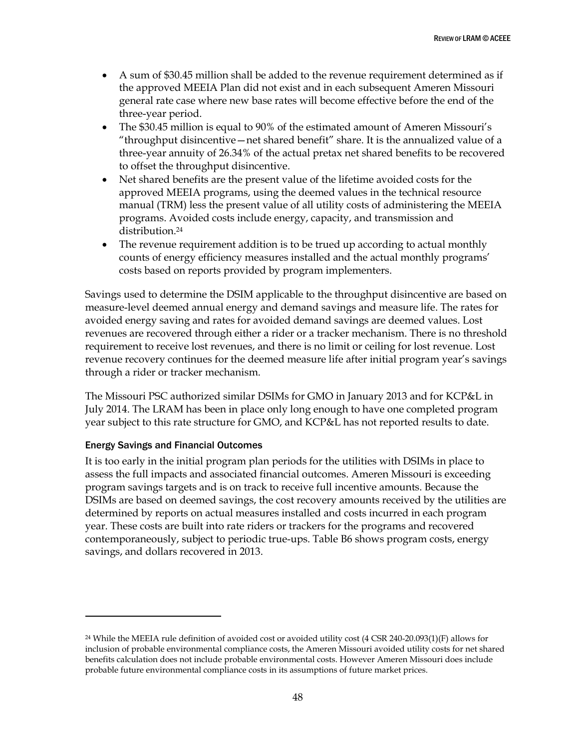- A sum of $30.45 million shall be added to the revenue requirement determined as if the approved MEEIA Plan did not exist and in each subsequent Ameren Missouri general rate case where new base rates will become effective before the end of the three-year period.
- The $30.45 million is equal to 90% of the estimated amount of Ameren Missouri's "throughput disincentive—net shared benefit" share. It is the annualized value of a three-year annuity of 26.34% of the actual pretax net shared benefits to be recovered to offset the throughput disincentive.
- Net shared benefits are the present value of the lifetime avoided costs for the approved MEEIA programs, using the deemed values in the technical resource manual (TRM) less the present value of all utility costs of administering the MEEIA programs. Avoided costs include energy, capacity, and transmission and distribution.[24]
- The revenue requirement addition is to be trued up according to actual monthly counts of energy efficiency measures installed and the actual monthly programs' costs based on reports provided by program implementers.

Savings used to determine the DSIM applicable to the throughput disincentive are based on measure-level deemed annual energy and demand savings and measure life. The rates for avoided energy saving and rates for avoided demand savings are deemed values. Lost revenues are recovered through either a rider or a tracker mechanism. There is no threshold requirement to receive lost revenues, and there is no limit or ceiling for lost revenue. Lost revenue recovery continues for the deemed measure life after initial program year's savings through a rider or tracker mechanism.

The Missouri PSC authorized similar DSIMs for GMO in January 2013 and for KCP&L in July 2014. The LRAM has been in place only long enough to have one completed program year subject to this rate structure for GMO, and KCP&L has not reported results to date.

### Energy Savings and Financial Outcomes

It is too early in the initial program plan periods for the utilities with DSIMs in place to assess the full impacts and associated financial outcomes. Ameren Missouri is exceeding program savings targets and is on track to receive full incentive amounts. Because the DSIMs are based on deemed savings, the cost recovery amounts received by the utilities are determined by reports on actual measures installed and costs incurred in each program year. These costs are built into rate riders or trackers for the programs and recovered contemporaneously, subject to periodic true-ups. Table B6 shows program costs, energy savings, and dollars recovered in 2013.

[24] While the MEEIA rule definition of avoided cost or avoided utility cost (4 CSR 240-20.093(1)(F) allows for inclusion of probable environmental compliance costs, the Ameren Missouri avoided utility costs for net shared benefits calculation does not include probable environmental costs. However Ameren Missouri does include probable future environmental compliance costs in its assumptions of future market prices.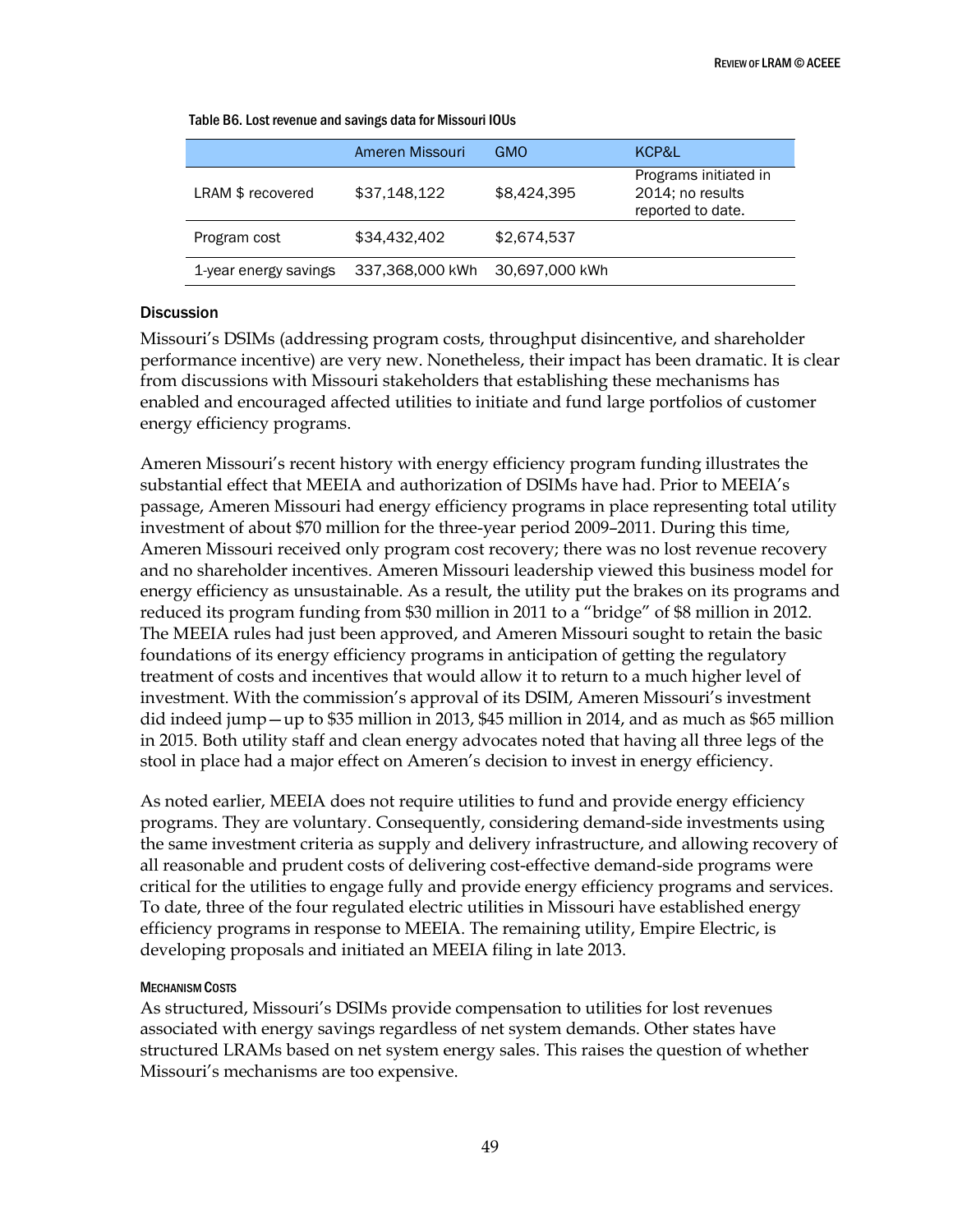Table B6. Lost revenue and savings data for Missouri IOUs

| | Ameren Missouri | GMO | KCP&L |
|---|---|---|---|
| LRAM $ recovered | $37,148,122 | $8,424,395 | Programs initiated in 2014; no results reported to date. |
| Program cost | $34,432,402 | $2,674,537 | |
| 1-year energy savings | 337,368,000 kWh | 30,697,000 kWh | |

### Discussion

Missouri's DSIMs (addressing program costs, throughput disincentive, and shareholder performance incentive) are very new. Nonetheless, their impact has been dramatic. It is clear from discussions with Missouri stakeholders that establishing these mechanisms has enabled and encouraged affected utilities to initiate and fund large portfolios of customer energy efficiency programs.

Ameren Missouri's recent history with energy efficiency program funding illustrates the substantial effect that MEEIA and authorization of DSIMs have had. Prior to MEEIA's passage, Ameren Missouri had energy efficiency programs in place representing total utility investment of about $70 million for the three-year period 2009–2011. During this time, Ameren Missouri received only program cost recovery; there was no lost revenue recovery and no shareholder incentives. Ameren Missouri leadership viewed this business model for energy efficiency as unsustainable. As a result, the utility put the brakes on its programs and reduced its program funding from $30 million in 2011 to a "bridge" of $8 million in 2012. The MEEIA rules had just been approved, and Ameren Missouri sought to retain the basic foundations of its energy efficiency programs in anticipation of getting the regulatory treatment of costs and incentives that would allow it to return to a much higher level of investment. With the commission's approval of its DSIM, Ameren Missouri's investment did indeed jump—up to $35 million in 2013, $45 million in 2014, and as much as $65 million in 2015. Both utility staff and clean energy advocates noted that having all three legs of the stool in place had a major effect on Ameren's decision to invest in energy efficiency.

As noted earlier, MEEIA does not require utilities to fund and provide energy efficiency programs. They are voluntary. Consequently, considering demand-side investments using the same investment criteria as supply and delivery infrastructure, and allowing recovery of all reasonable and prudent costs of delivering cost-effective demand-side programs were critical for the utilities to engage fully and provide energy efficiency programs and services. To date, three of the four regulated electric utilities in Missouri have established energy efficiency programs in response to MEEIA. The remaining utility, Empire Electric, is developing proposals and initiated an MEEIA filing in late 2013.

#### Mechanism Costs

As structured, Missouri's DSIMs provide compensation to utilities for lost revenues associated with energy savings regardless of net system demands. Other states have structured LRAMs based on net system energy sales. This raises the question of whether Missouri's mechanisms are too expensive.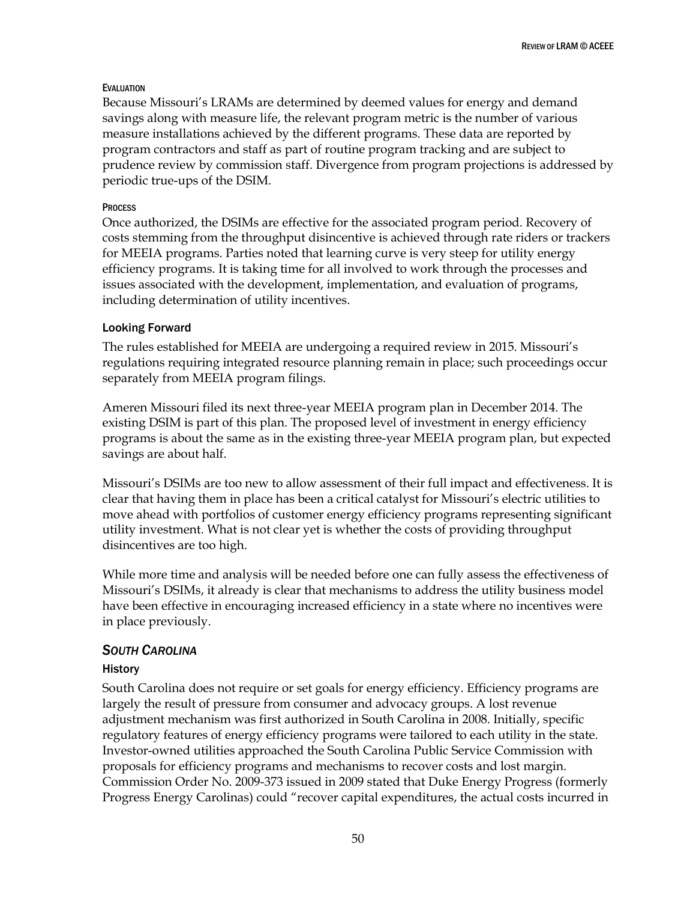#### Evaluation

Because Missouri's LRAMs are determined by deemed values for energy and demand savings along with measure life, the relevant program metric is the number of various measure installations achieved by the different programs. These data are reported by program contractors and staff as part of routine program tracking and are subject to prudence review by commission staff. Divergence from program projections is addressed by periodic true-ups of the DSIM.

#### Process

Once authorized, the DSIMs are effective for the associated program period. Recovery of costs stemming from the throughput disincentive is achieved through rate riders or trackers for MEEIA programs. Parties noted that learning curve is very steep for utility energy efficiency programs. It is taking time for all involved to work through the processes and issues associated with the development, implementation, and evaluation of programs, including determination of utility incentives.

### Looking Forward

The rules established for MEEIA are undergoing a required review in 2015. Missouri's regulations requiring integrated resource planning remain in place; such proceedings occur separately from MEEIA program filings.

Ameren Missouri filed its next three-year MEEIA program plan in December 2014. The existing DSIM is part of this plan. The proposed level of investment in energy efficiency programs is about the same as in the existing three-year MEEIA program plan, but expected savings are about half.

Missouri's DSIMs are too new to allow assessment of their full impact and effectiveness. It is clear that having them in place has been a critical catalyst for Missouri's electric utilities to move ahead with portfolios of customer energy efficiency programs representing significant utility investment. What is not clear yet is whether the costs of providing throughput disincentives are too high.

While more time and analysis will be needed before one can fully assess the effectiveness of Missouri's DSIMs, it already is clear that mechanisms to address the utility business model have been effective in encouraging increased efficiency in a state where no incentives were in place previously.

## *South Carolina*

### History

South Carolina does not require or set goals for energy efficiency. Efficiency programs are largely the result of pressure from consumer and advocacy groups. A lost revenue adjustment mechanism was first authorized in South Carolina in 2008. Initially, specific regulatory features of energy efficiency programs were tailored to each utility in the state. Investor-owned utilities approached the South Carolina Public Service Commission with proposals for efficiency programs and mechanisms to recover costs and lost margin. Commission Order No. 2009-373 issued in 2009 stated that Duke Energy Progress (formerly Progress Energy Carolinas) could "recover capital expenditures, the actual costs incurred in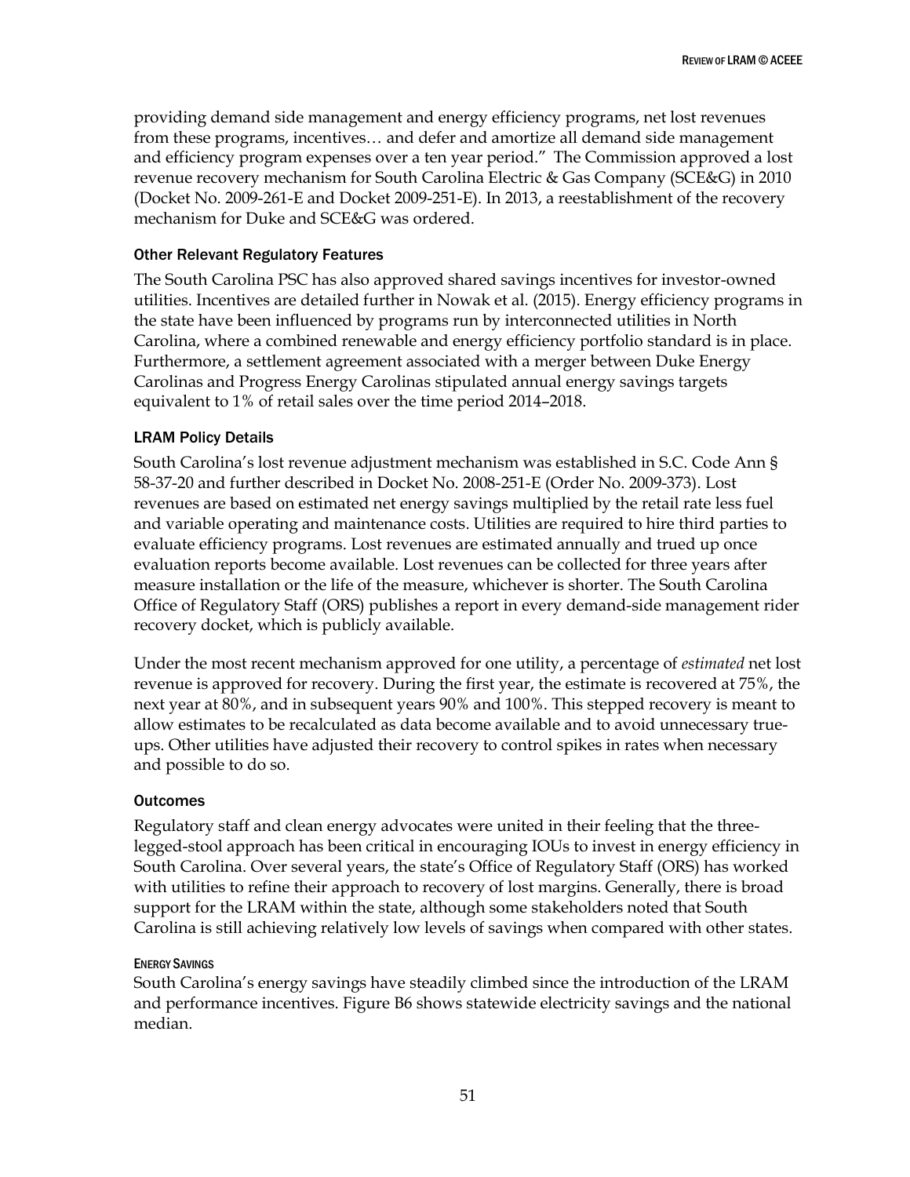providing demand side management and energy efficiency programs, net lost revenues from these programs, incentives… and defer and amortize all demand side management and efficiency program expenses over a ten year period." The Commission approved a lost revenue recovery mechanism for South Carolina Electric & Gas Company (SCE&G) in 2010 (Docket No. 2009-261-E and Docket 2009-251-E). In 2013, a reestablishment of the recovery mechanism for Duke and SCE&G was ordered.

### Other Relevant Regulatory Features

The South Carolina PSC has also approved shared savings incentives for investor-owned utilities. Incentives are detailed further in Nowak et al. (2015). Energy efficiency programs in the state have been influenced by programs run by interconnected utilities in North Carolina, where a combined renewable and energy efficiency portfolio standard is in place. Furthermore, a settlement agreement associated with a merger between Duke Energy Carolinas and Progress Energy Carolinas stipulated annual energy savings targets equivalent to 1% of retail sales over the time period 2014–2018.

### LRAM Policy Details

South Carolina's lost revenue adjustment mechanism was established in S.C. Code Ann § 58-37-20 and further described in Docket No. 2008-251-E (Order No. 2009-373). Lost revenues are based on estimated net energy savings multiplied by the retail rate less fuel and variable operating and maintenance costs. Utilities are required to hire third parties to evaluate efficiency programs. Lost revenues are estimated annually and trued up once evaluation reports become available. Lost revenues can be collected for three years after measure installation or the life of the measure, whichever is shorter. The South Carolina Office of Regulatory Staff (ORS) publishes a report in every demand-side management rider recovery docket, which is publicly available.

Under the most recent mechanism approved for one utility, a percentage of *estimated* net lost revenue is approved for recovery. During the first year, the estimate is recovered at 75%, the next year at 80%, and in subsequent years 90% and 100%. This stepped recovery is meant to allow estimates to be recalculated as data become available and to avoid unnecessary true-ups. Other utilities have adjusted their recovery to control spikes in rates when necessary and possible to do so.

### Outcomes

Regulatory staff and clean energy advocates were united in their feeling that the three-legged-stool approach has been critical in encouraging IOUs to invest in energy efficiency in South Carolina. Over several years, the state's Office of Regulatory Staff (ORS) has worked with utilities to refine their approach to recovery of lost margins. Generally, there is broad support for the LRAM within the state, although some stakeholders noted that South Carolina is still achieving relatively low levels of savings when compared with other states.

#### Energy Savings

South Carolina's energy savings have steadily climbed since the introduction of the LRAM and performance incentives. Figure B6 shows statewide electricity savings and the national median.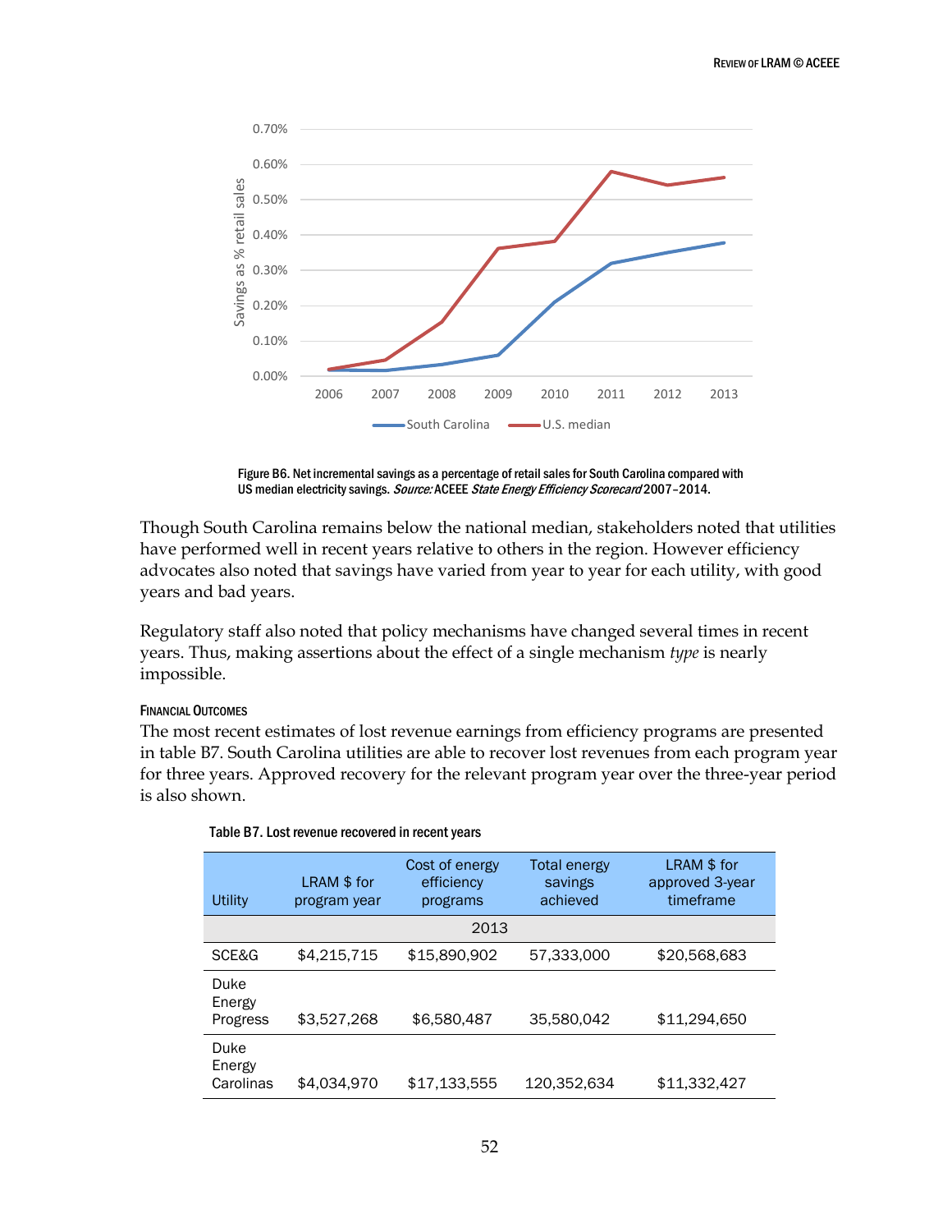0.70%
0.60%
0.50%
0.40%
0.30%
0.20%
0.10%
0.00%

Savings as % retail sales

2006 2007 2008 2009 2010 2011 2012 2013

South Carolina U.S. median

Figure B6. Net incremental savings as a percentage of retail sales for South Carolina compared with US median electricity savings. *Source:* ACEEE *State Energy Efficiency Scorecard* 2007–2014.

Though South Carolina remains below the national median, stakeholders noted that utilities have performed well in recent years relative to others in the region. However efficiency advocates also noted that savings have varied from year to year for each utility, with good years and bad years.

Regulatory staff also noted that policy mechanisms have changed several times in recent years. Thus, making assertions about the effect of a single mechanism *type* is nearly impossible.

#### Financial Outcomes

The most recent estimates of lost revenue earnings from efficiency programs are presented in table B7. South Carolina utilities are able to recover lost revenues from each program year for three years. Approved recovery for the relevant program year over the three-year period is also shown.

Table B7. Lost revenue recovered in recent years

| Utility | LRAM $ for program year | Cost of energy efficiency programs | Total energy savings achieved | LRAM $ for approved 3-year timeframe |
|---|---|---|---|---|
| | | 2013 | | |
| SCE&G | $4,215,715 | $15,890,902 | 57,333,000 | $20,568,683 |
| Duke Energy Progress | $3,527,268 | $6,580,487 | 35,580,042 | $11,294,650 |
| Duke Energy Carolinas | $4,034,970 | $17,133,555 | 120,352,634 | $11,332,427 |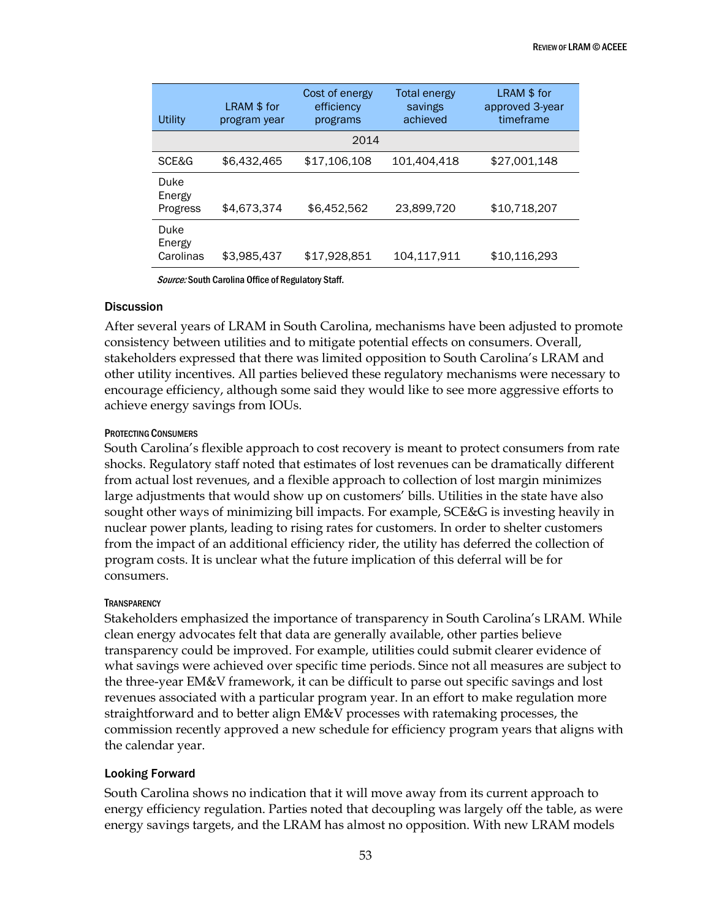| Utility | LRAM $ for program year | Cost of energy efficiency programs | Total energy savings achieved | LRAM $ for approved 3-year timeframe |
|---|---|---|---|---|
| | | 2014 | | |
| SCE&G | $6,432,465 | $17,106,108 | 101,404,418 | $27,001,148 |
| Duke Energy Progress | $4,673,374 | $6,452,562 | 23,899,720 | $10,718,207 |
| Duke Energy Carolinas | $3,985,437 | $17,928,851 | 104,117,911 | $10,116,293 |

*Source:* South Carolina Office of Regulatory Staff.

### Discussion

After several years of LRAM in South Carolina, mechanisms have been adjusted to promote consistency between utilities and to mitigate potential effects on consumers. Overall, stakeholders expressed that there was limited opposition to South Carolina's LRAM and other utility incentives. All parties believed these regulatory mechanisms were necessary to encourage efficiency, although some said they would like to see more aggressive efforts to achieve energy savings from IOUs.

#### Protecting Consumers

South Carolina's flexible approach to cost recovery is meant to protect consumers from rate shocks. Regulatory staff noted that estimates of lost revenues can be dramatically different from actual lost revenues, and a flexible approach to collection of lost margin minimizes large adjustments that would show up on customers' bills. Utilities in the state have also sought other ways of minimizing bill impacts. For example, SCE&G is investing heavily in nuclear power plants, leading to rising rates for customers. In order to shelter customers from the impact of an additional efficiency rider, the utility has deferred the collection of program costs. It is unclear what the future implication of this deferral will be for consumers.

#### Transparency

Stakeholders emphasized the importance of transparency in South Carolina's LRAM. While clean energy advocates felt that data are generally available, other parties believe transparency could be improved. For example, utilities could submit clearer evidence of what savings were achieved over specific time periods. Since not all measures are subject to the three-year EM&V framework, it can be difficult to parse out specific savings and lost revenues associated with a particular program year. In an effort to make regulation more straightforward and to better align EM&V processes with ratemaking processes, the commission recently approved a new schedule for efficiency program years that aligns with the calendar year.

### Looking Forward

South Carolina shows no indication that it will move away from its current approach to energy efficiency regulation. Parties noted that decoupling was largely off the table, as were energy savings targets, and the LRAM has almost no opposition. With new LRAM models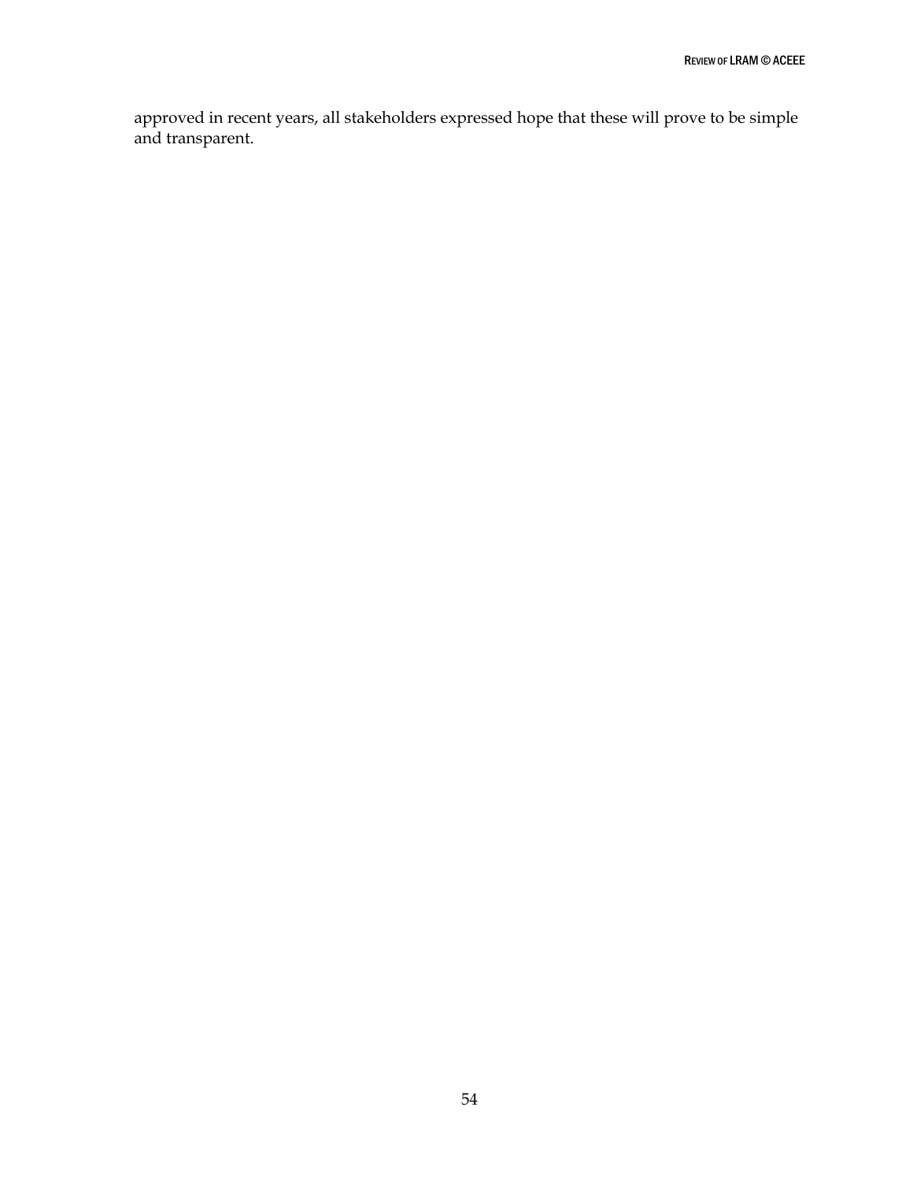approved in recent years, all stakeholders expressed hope that these will prove to be simple and transparent.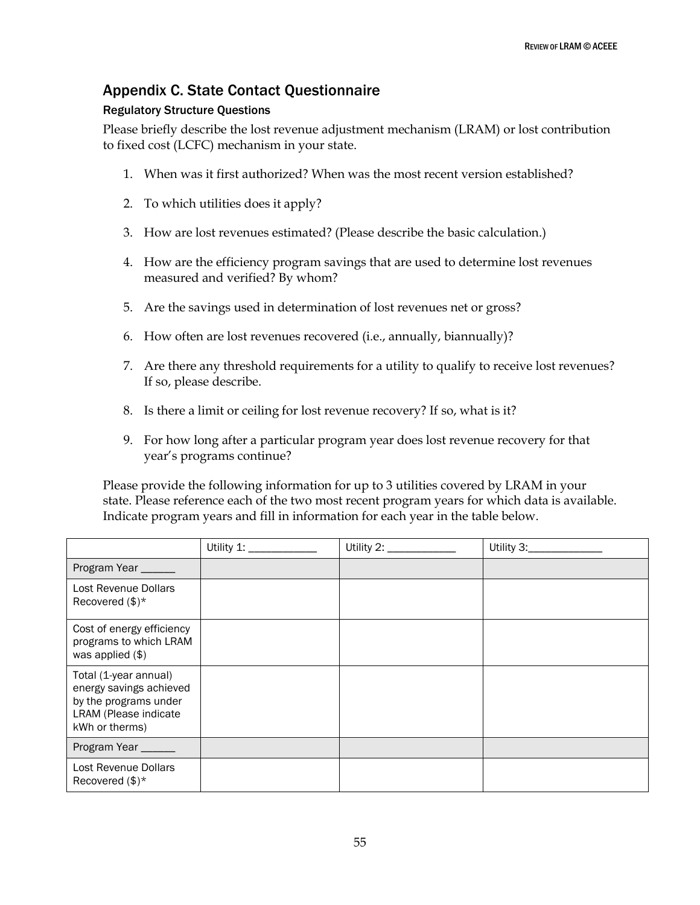## Appendix C. State Contact Questionnaire

### Regulatory Structure Questions

Please briefly describe the lost revenue adjustment mechanism (LRAM) or lost contribution to fixed cost (LCFC) mechanism in your state.

1. When was it first authorized? When was the most recent version established?
2. To which utilities does it apply?
3. How are lost revenues estimated? (Please describe the basic calculation.)
4. How are the efficiency program savings that are used to determine lost revenues measured and verified? By whom?
5. Are the savings used in determination of lost revenues net or gross?
6. How often are lost revenues recovered (i.e., annually, biannually)?
7. Are there any threshold requirements for a utility to qualify to receive lost revenues? If so, please describe.
8. Is there a limit or ceiling for lost revenue recovery? If so, what is it?
9. For how long after a particular program year does lost revenue recovery for that year's programs continue?

Please provide the following information for up to 3 utilities covered by LRAM in your state. Please reference each of the two most recent program years for which data is available. Indicate program years and fill in information for each year in the table below.

| | Utility 1: ____________ | Utility 2: ____________ | Utility 3:_____________ |
|---|---|---|---|
| Program Year ______ | | | |
| Lost Revenue Dollars Recovered ($)* | | | |
| Cost of energy efficiency programs to which LRAM was applied ($) | | | |
| Total (1-year annual) energy savings achieved by the programs under LRAM (Please indicate kWh or therms) | | | |
| Program Year ______ | | | |
| Lost Revenue Dollars Recovered ($)* | | | |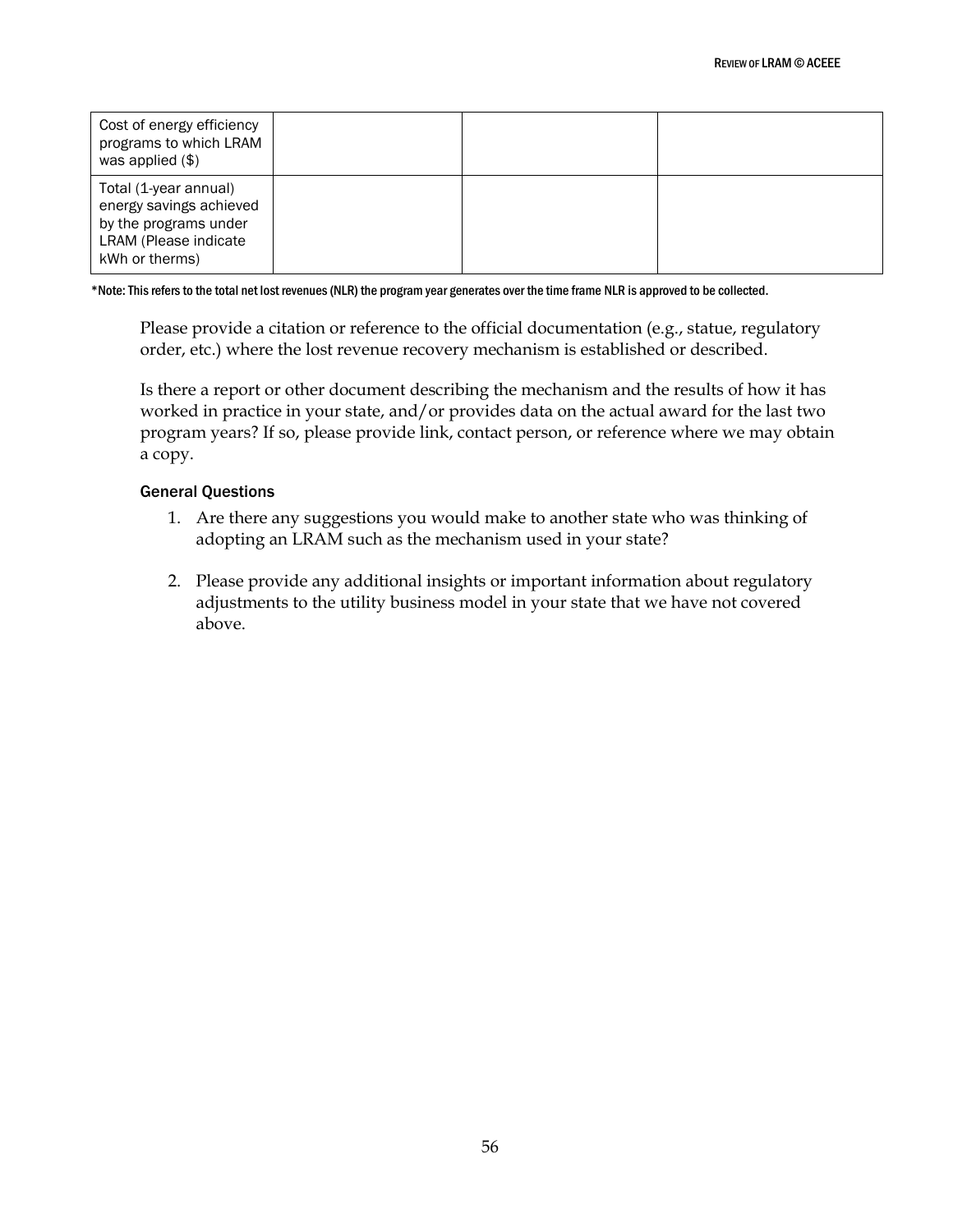| | | | |
|---|---|---|---|
| Cost of energy efficiency programs to which LRAM was applied ($) | | | |
| Total (1-year annual) energy savings achieved by the programs under LRAM (Please indicate kWh or therms) | | | |

*Note: This refers to the total net lost revenues (NLR) the program year generates over the time frame NLR is approved to be collected.

Please provide a citation or reference to the official documentation (e.g., statue, regulatory order, etc.) where the lost revenue recovery mechanism is established or described.

Is there a report or other document describing the mechanism and the results of how it has worked in practice in your state, and/or provides data on the actual award for the last two program years? If so, please provide link, contact person, or reference where we may obtain a copy.

#### General Questions

1. Are there any suggestions you would make to another state who was thinking of adopting an LRAM such as the mechanism used in your state?

2. Please provide any additional insights or important information about regulatory adjustments to the utility business model in your state that we have not covered above.